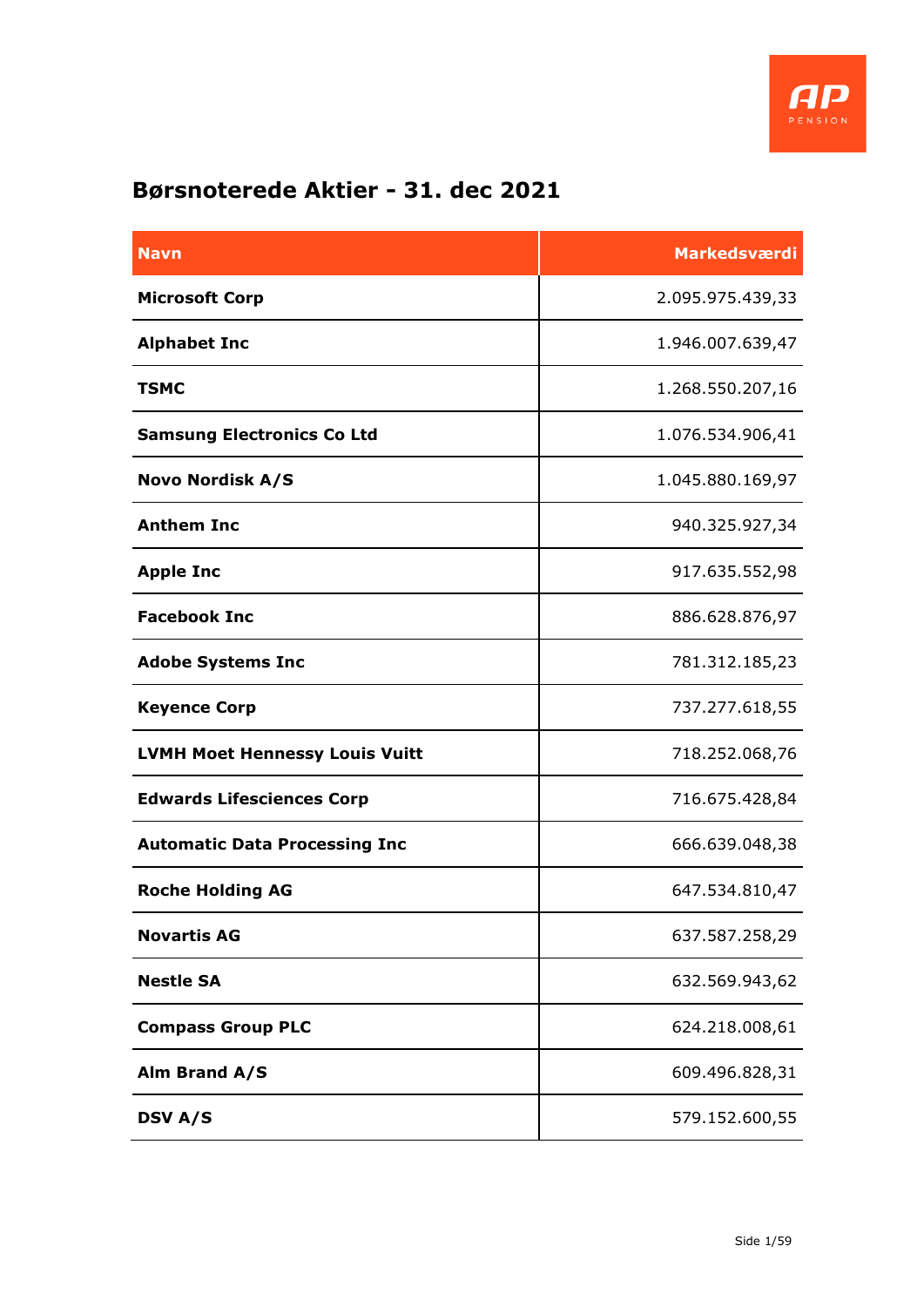# Børsnoterede Aktier - 31. dec 2021

| Navn | Markedsværdi |
|---|---:|
| **Microsoft Corp** | 2.095.975.439,33 |
| **Alphabet Inc** | 1.946.007.639,47 |
| **TSMC** | 1.268.550.207,16 |
| **Samsung Electronics Co Ltd** | 1.076.534.906,41 |
| **Novo Nordisk A/S** | 1.045.880.169,97 |
| **Anthem Inc** | 940.325.927,34 |
| **Apple Inc** | 917.635.552,98 |
| **Facebook Inc** | 886.628.876,97 |
| **Adobe Systems Inc** | 781.312.185,23 |
| **Keyence Corp** | 737.277.618,55 |
| **LVMH Moet Hennessy Louis Vuitt** | 718.252.068,76 |
| **Edwards Lifesciences Corp** | 716.675.428,84 |
| **Automatic Data Processing Inc** | 666.639.048,38 |
| **Roche Holding AG** | 647.534.810,47 |
| **Novartis AG** | 637.587.258,29 |
| **Nestle SA** | 632.569.943,62 |
| **Compass Group PLC** | 624.218.008,61 |
| **Alm Brand A/S** | 609.496.828,31 |
| **DSV A/S** | 579.152.600,55 |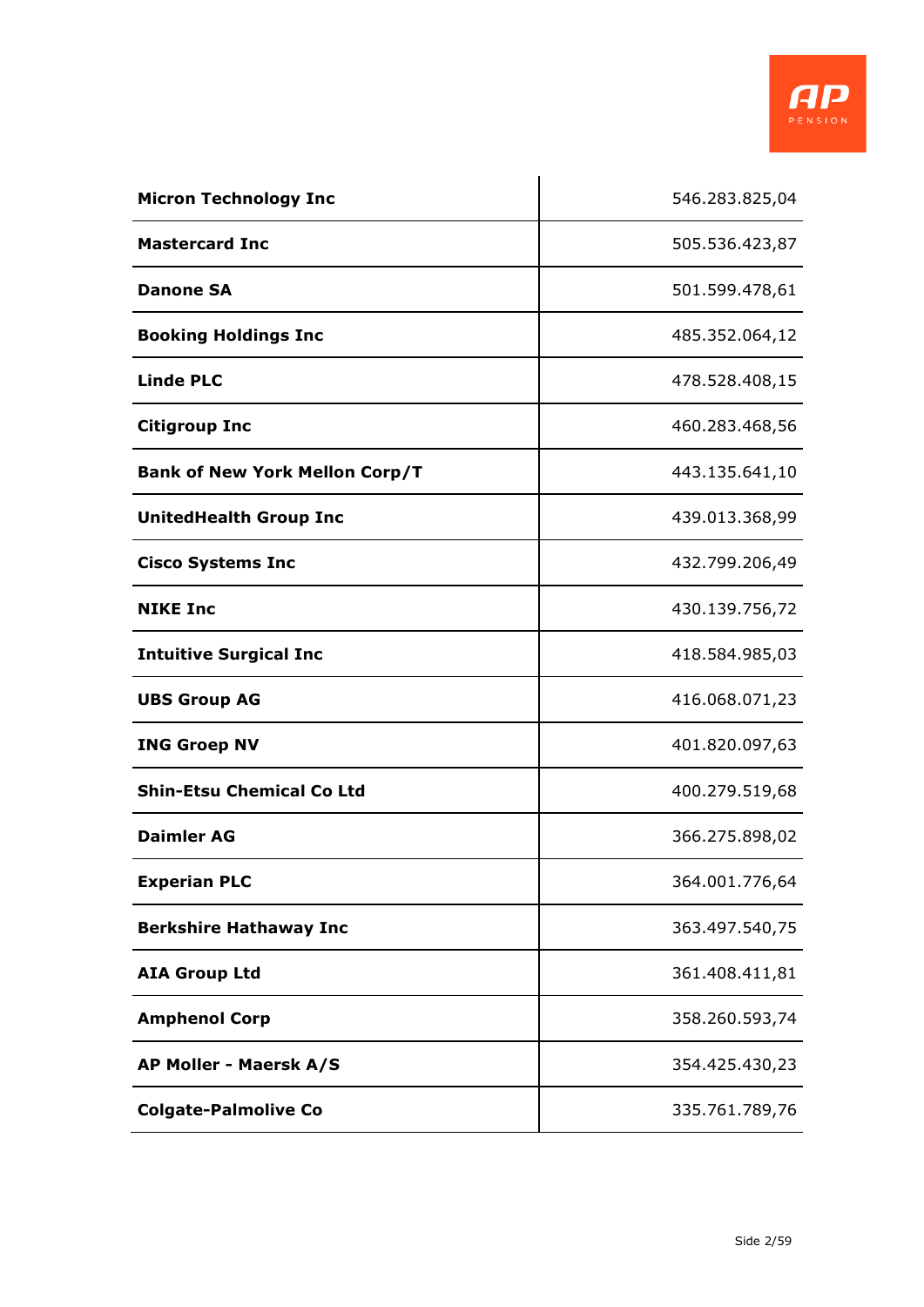| | |
|---|---|
| **Micron Technology Inc** | 546.283.825,04 |
| **Mastercard Inc** | 505.536.423,87 |
| **Danone SA** | 501.599.478,61 |
| **Booking Holdings Inc** | 485.352.064,12 |
| **Linde PLC** | 478.528.408,15 |
| **Citigroup Inc** | 460.283.468,56 |
| **Bank of New York Mellon Corp/T** | 443.135.641,10 |
| **UnitedHealth Group Inc** | 439.013.368,99 |
| **Cisco Systems Inc** | 432.799.206,49 |
| **NIKE Inc** | 430.139.756,72 |
| **Intuitive Surgical Inc** | 418.584.985,03 |
| **UBS Group AG** | 416.068.071,23 |
| **ING Groep NV** | 401.820.097,63 |
| **Shin-Etsu Chemical Co Ltd** | 400.279.519,68 |
| **Daimler AG** | 366.275.898,02 |
| **Experian PLC** | 364.001.776,64 |
| **Berkshire Hathaway Inc** | 363.497.540,75 |
| **AIA Group Ltd** | 361.408.411,81 |
| **Amphenol Corp** | 358.260.593,74 |
| **AP Moller - Maersk A/S** | 354.425.430,23 |
| **Colgate-Palmolive Co** | 335.761.789,76 |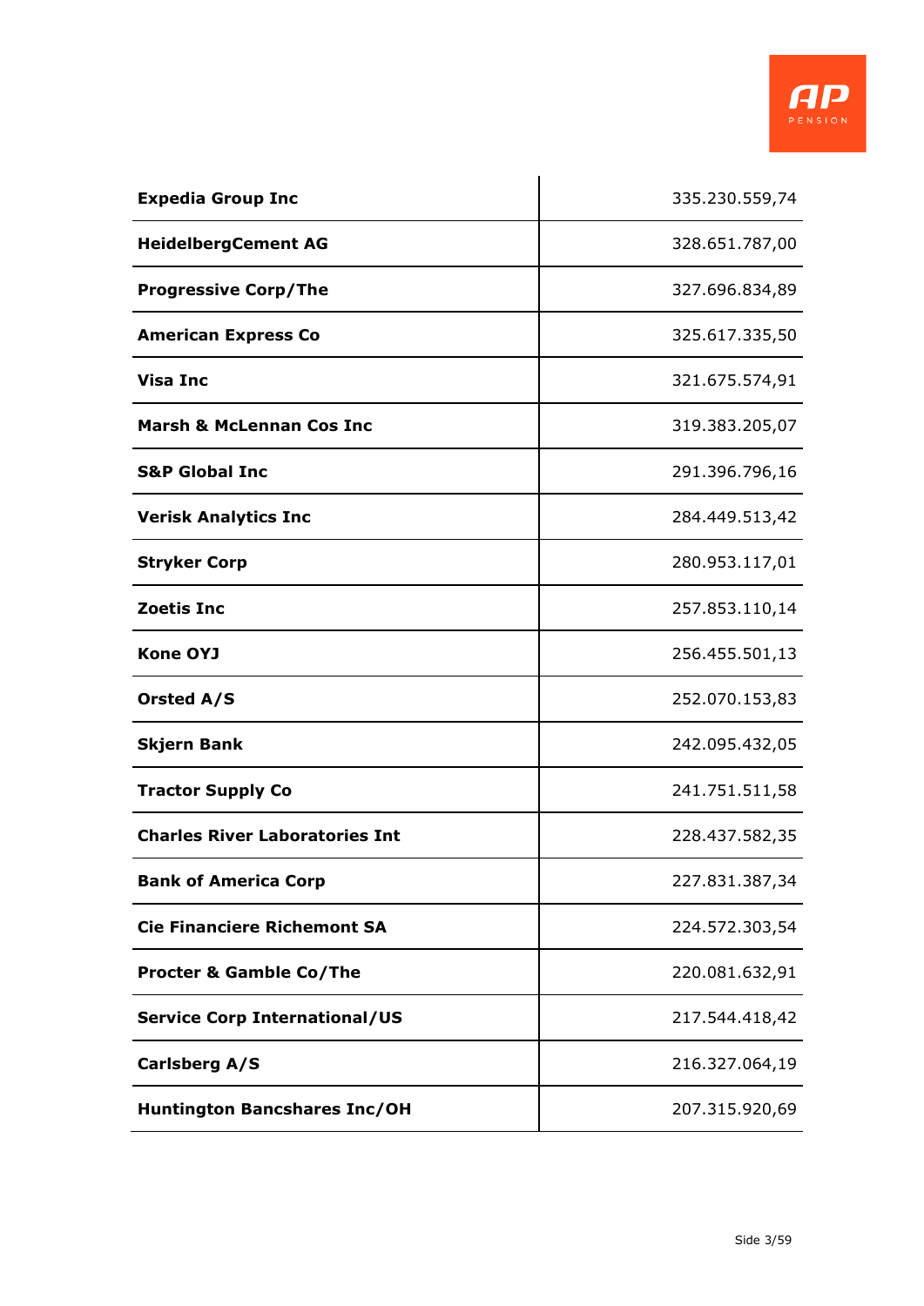| | |
|---|---|
| **Expedia Group Inc** | 335.230.559,74 |
| **HeidelbergCement AG** | 328.651.787,00 |
| **Progressive Corp/The** | 327.696.834,89 |
| **American Express Co** | 325.617.335,50 |
| **Visa Inc** | 321.675.574,91 |
| **Marsh & McLennan Cos Inc** | 319.383.205,07 |
| **S&P Global Inc** | 291.396.796,16 |
| **Verisk Analytics Inc** | 284.449.513,42 |
| **Stryker Corp** | 280.953.117,01 |
| **Zoetis Inc** | 257.853.110,14 |
| **Kone OYJ** | 256.455.501,13 |
| **Orsted A/S** | 252.070.153,83 |
| **Skjern Bank** | 242.095.432,05 |
| **Tractor Supply Co** | 241.751.511,58 |
| **Charles River Laboratories Int** | 228.437.582,35 |
| **Bank of America Corp** | 227.831.387,34 |
| **Cie Financiere Richemont SA** | 224.572.303,54 |
| **Procter & Gamble Co/The** | 220.081.632,91 |
| **Service Corp International/US** | 217.544.418,42 |
| **Carlsberg A/S** | 216.327.064,19 |
| **Huntington Bancshares Inc/OH** | 207.315.920,69 |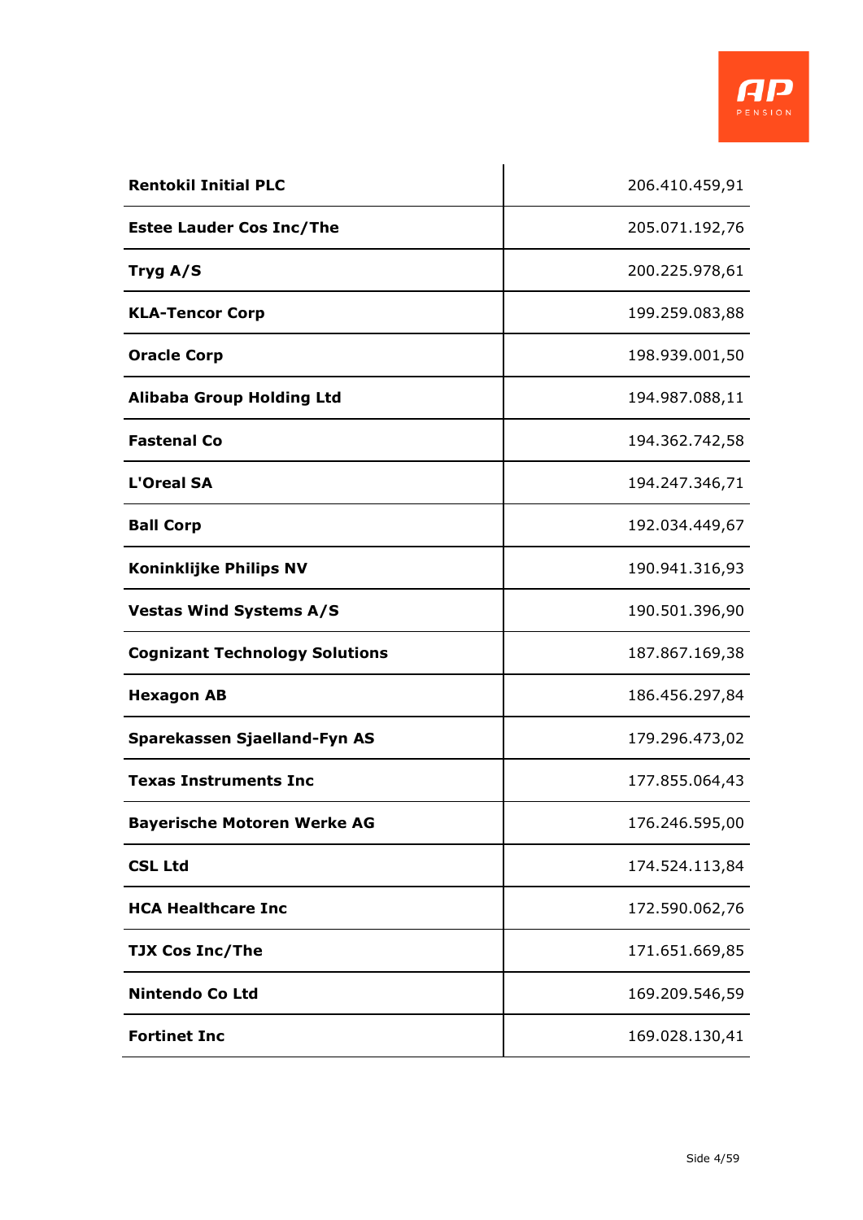| | |
|---|---|
| **Rentokil Initial PLC** | 206.410.459,91 |
| **Estee Lauder Cos Inc/The** | 205.071.192,76 |
| **Tryg A/S** | 200.225.978,61 |
| **KLA-Tencor Corp** | 199.259.083,88 |
| **Oracle Corp** | 198.939.001,50 |
| **Alibaba Group Holding Ltd** | 194.987.088,11 |
| **Fastenal Co** | 194.362.742,58 |
| **L'Oreal SA** | 194.247.346,71 |
| **Ball Corp** | 192.034.449,67 |
| **Koninklijke Philips NV** | 190.941.316,93 |
| **Vestas Wind Systems A/S** | 190.501.396,90 |
| **Cognizant Technology Solutions** | 187.867.169,38 |
| **Hexagon AB** | 186.456.297,84 |
| **Sparekassen Sjaelland-Fyn AS** | 179.296.473,02 |
| **Texas Instruments Inc** | 177.855.064,43 |
| **Bayerische Motoren Werke AG** | 176.246.595,00 |
| **CSL Ltd** | 174.524.113,84 |
| **HCA Healthcare Inc** | 172.590.062,76 |
| **TJX Cos Inc/The** | 171.651.669,85 |
| **Nintendo Co Ltd** | 169.209.546,59 |
| **Fortinet Inc** | 169.028.130,41 |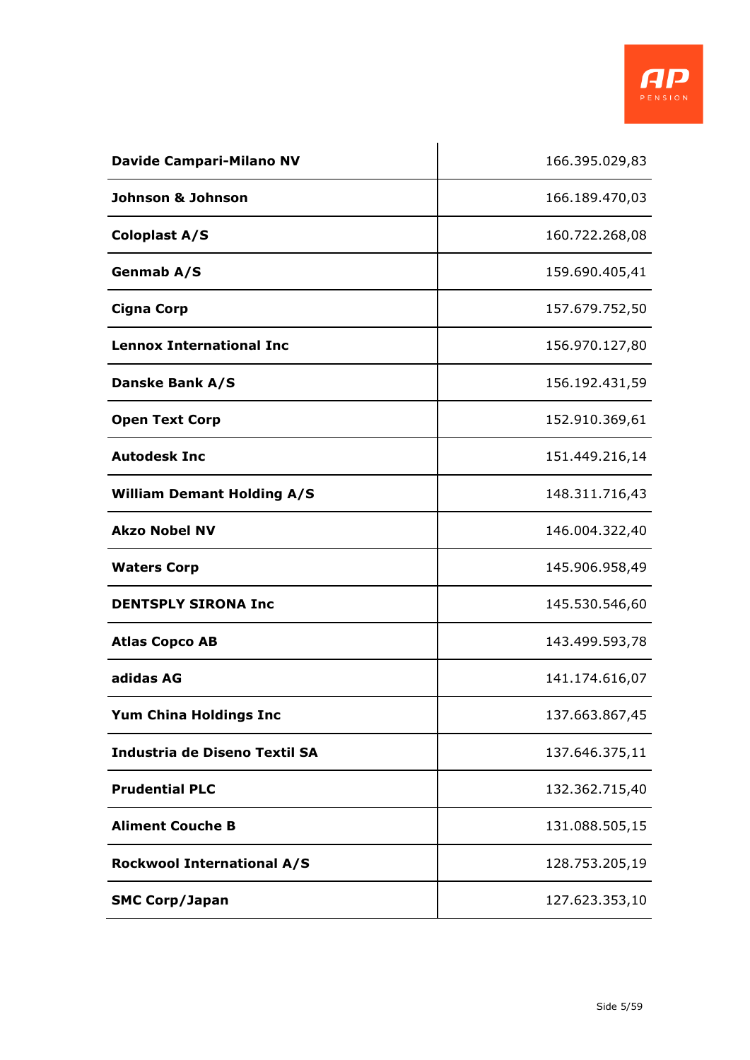| | |
|---|---|
| **Davide Campari-Milano NV** | 166.395.029,83 |
| **Johnson & Johnson** | 166.189.470,03 |
| **Coloplast A/S** | 160.722.268,08 |
| **Genmab A/S** | 159.690.405,41 |
| **Cigna Corp** | 157.679.752,50 |
| **Lennox International Inc** | 156.970.127,80 |
| **Danske Bank A/S** | 156.192.431,59 |
| **Open Text Corp** | 152.910.369,61 |
| **Autodesk Inc** | 151.449.216,14 |
| **William Demant Holding A/S** | 148.311.716,43 |
| **Akzo Nobel NV** | 146.004.322,40 |
| **Waters Corp** | 145.906.958,49 |
| **DENTSPLY SIRONA Inc** | 145.530.546,60 |
| **Atlas Copco AB** | 143.499.593,78 |
| **adidas AG** | 141.174.616,07 |
| **Yum China Holdings Inc** | 137.663.867,45 |
| **Industria de Diseno Textil SA** | 137.646.375,11 |
| **Prudential PLC** | 132.362.715,40 |
| **Aliment Couche B** | 131.088.505,15 |
| **Rockwool International A/S** | 128.753.205,19 |
| **SMC Corp/Japan** | 127.623.353,10 |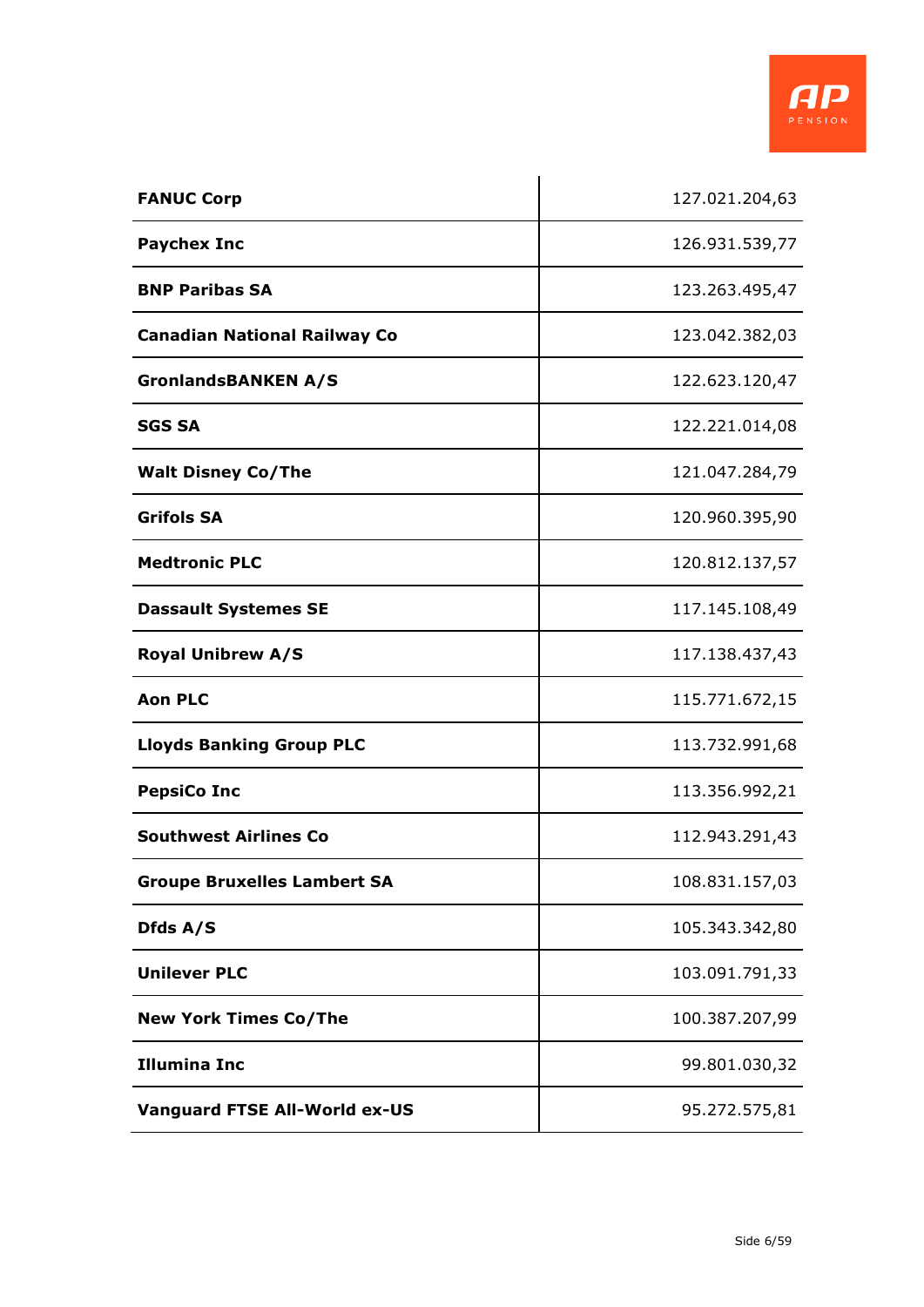| | |
|---|---|
| **FANUC Corp** | 127.021.204,63 |
| **Paychex Inc** | 126.931.539,77 |
| **BNP Paribas SA** | 123.263.495,47 |
| **Canadian National Railway Co** | 123.042.382,03 |
| **GronlandsBANKEN A/S** | 122.623.120,47 |
| **SGS SA** | 122.221.014,08 |
| **Walt Disney Co/The** | 121.047.284,79 |
| **Grifols SA** | 120.960.395,90 |
| **Medtronic PLC** | 120.812.137,57 |
| **Dassault Systemes SE** | 117.145.108,49 |
| **Royal Unibrew A/S** | 117.138.437,43 |
| **Aon PLC** | 115.771.672,15 |
| **Lloyds Banking Group PLC** | 113.732.991,68 |
| **PepsiCo Inc** | 113.356.992,21 |
| **Southwest Airlines Co** | 112.943.291,43 |
| **Groupe Bruxelles Lambert SA** | 108.831.157,03 |
| **Dfds A/S** | 105.343.342,80 |
| **Unilever PLC** | 103.091.791,33 |
| **New York Times Co/The** | 100.387.207,99 |
| **Illumina Inc** | 99.801.030,32 |
| **Vanguard FTSE All-World ex-US** | 95.272.575,81 |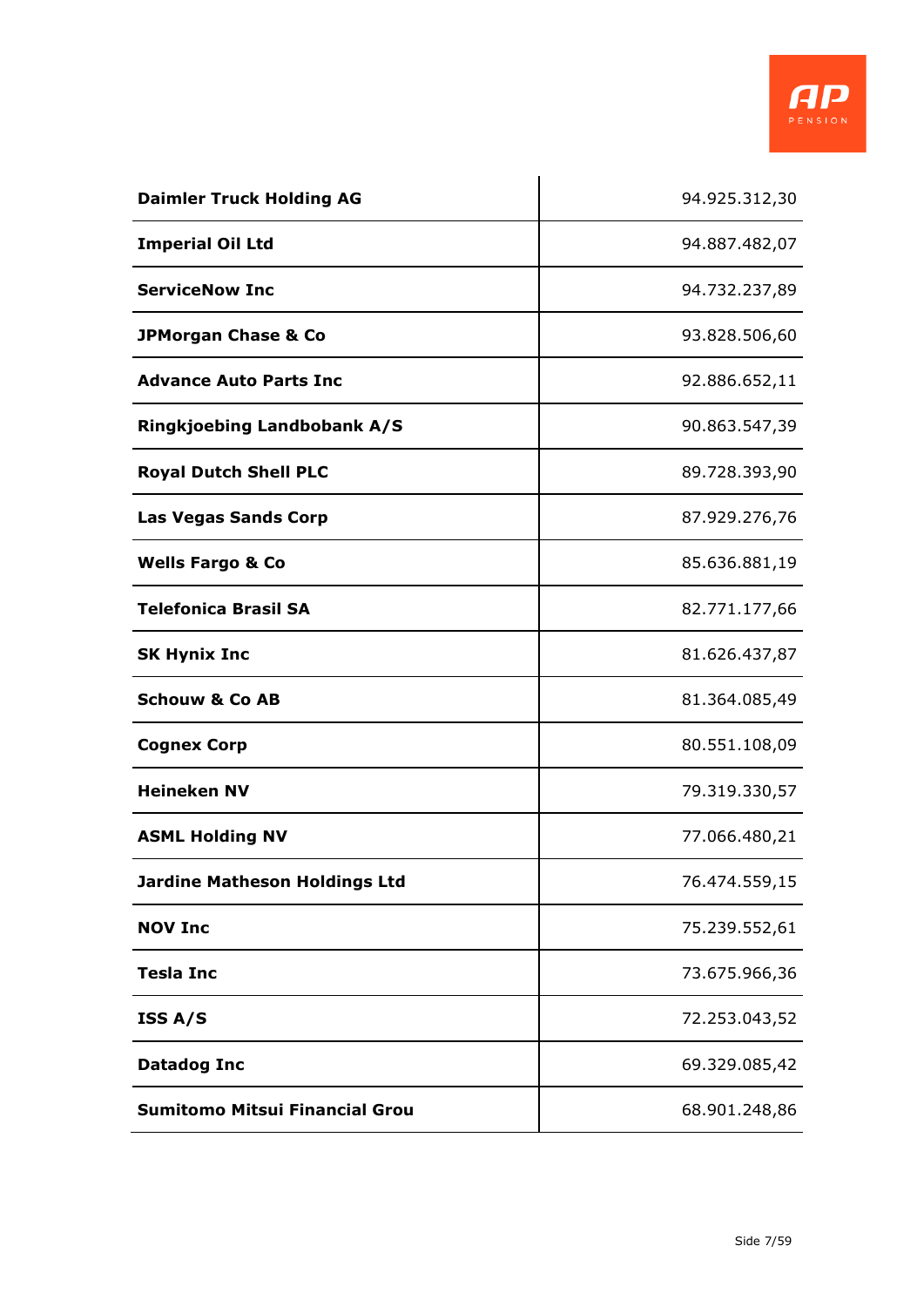| | |
|---|---|
| **Daimler Truck Holding AG** | 94.925.312,30 |
| **Imperial Oil Ltd** | 94.887.482,07 |
| **ServiceNow Inc** | 94.732.237,89 |
| **JPMorgan Chase & Co** | 93.828.506,60 |
| **Advance Auto Parts Inc** | 92.886.652,11 |
| **Ringkjoebing Landbobank A/S** | 90.863.547,39 |
| **Royal Dutch Shell PLC** | 89.728.393,90 |
| **Las Vegas Sands Corp** | 87.929.276,76 |
| **Wells Fargo & Co** | 85.636.881,19 |
| **Telefonica Brasil SA** | 82.771.177,66 |
| **SK Hynix Inc** | 81.626.437,87 |
| **Schouw & Co AB** | 81.364.085,49 |
| **Cognex Corp** | 80.551.108,09 |
| **Heineken NV** | 79.319.330,57 |
| **ASML Holding NV** | 77.066.480,21 |
| **Jardine Matheson Holdings Ltd** | 76.474.559,15 |
| **NOV Inc** | 75.239.552,61 |
| **Tesla Inc** | 73.675.966,36 |
| **ISS A/S** | 72.253.043,52 |
| **Datadog Inc** | 69.329.085,42 |
| **Sumitomo Mitsui Financial Grou** | 68.901.248,86 |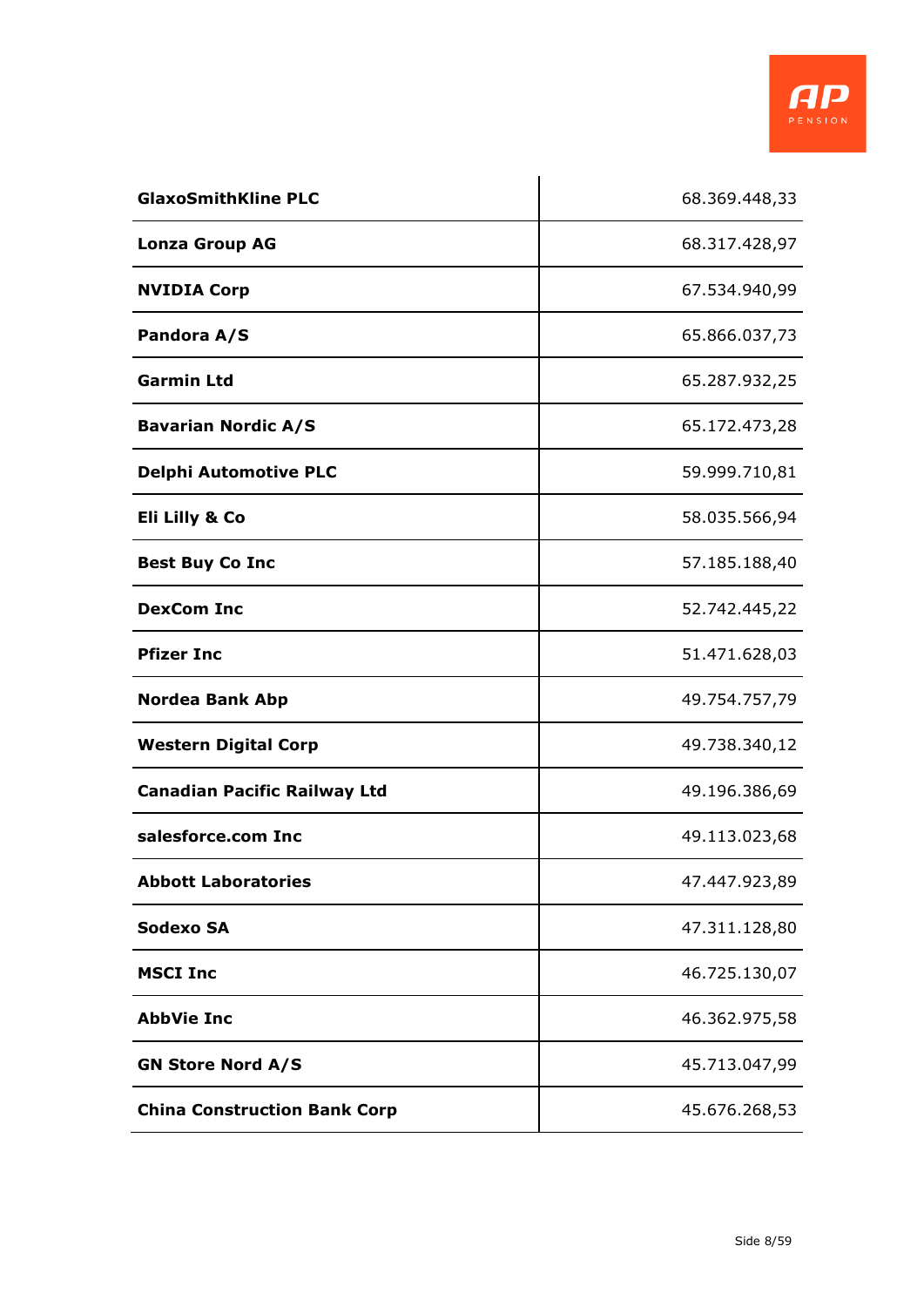| | |
|---|---|
| **GlaxoSmithKline PLC** | 68.369.448,33 |
| **Lonza Group AG** | 68.317.428,97 |
| **NVIDIA Corp** | 67.534.940,99 |
| **Pandora A/S** | 65.866.037,73 |
| **Garmin Ltd** | 65.287.932,25 |
| **Bavarian Nordic A/S** | 65.172.473,28 |
| **Delphi Automotive PLC** | 59.999.710,81 |
| **Eli Lilly & Co** | 58.035.566,94 |
| **Best Buy Co Inc** | 57.185.188,40 |
| **DexCom Inc** | 52.742.445,22 |
| **Pfizer Inc** | 51.471.628,03 |
| **Nordea Bank Abp** | 49.754.757,79 |
| **Western Digital Corp** | 49.738.340,12 |
| **Canadian Pacific Railway Ltd** | 49.196.386,69 |
| **salesforce.com Inc** | 49.113.023,68 |
| **Abbott Laboratories** | 47.447.923,89 |
| **Sodexo SA** | 47.311.128,80 |
| **MSCI Inc** | 46.725.130,07 |
| **AbbVie Inc** | 46.362.975,58 |
| **GN Store Nord A/S** | 45.713.047,99 |
| **China Construction Bank Corp** | 45.676.268,53 |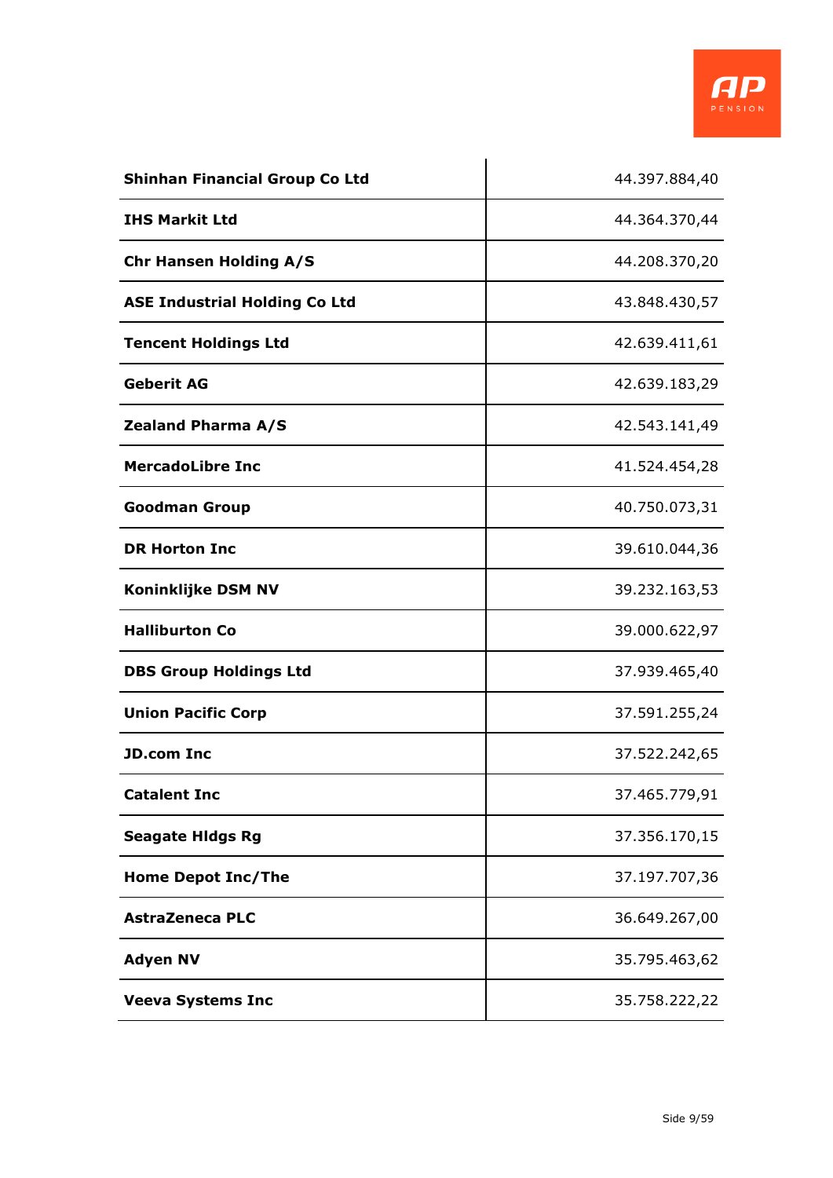| | |
|---|---|
| **Shinhan Financial Group Co Ltd** | 44.397.884,40 |
| **IHS Markit Ltd** | 44.364.370,44 |
| **Chr Hansen Holding A/S** | 44.208.370,20 |
| **ASE Industrial Holding Co Ltd** | 43.848.430,57 |
| **Tencent Holdings Ltd** | 42.639.411,61 |
| **Geberit AG** | 42.639.183,29 |
| **Zealand Pharma A/S** | 42.543.141,49 |
| **MercadoLibre Inc** | 41.524.454,28 |
| **Goodman Group** | 40.750.073,31 |
| **DR Horton Inc** | 39.610.044,36 |
| **Koninklijke DSM NV** | 39.232.163,53 |
| **Halliburton Co** | 39.000.622,97 |
| **DBS Group Holdings Ltd** | 37.939.465,40 |
| **Union Pacific Corp** | 37.591.255,24 |
| **JD.com Inc** | 37.522.242,65 |
| **Catalent Inc** | 37.465.779,91 |
| **Seagate Hldgs Rg** | 37.356.170,15 |
| **Home Depot Inc/The** | 37.197.707,36 |
| **AstraZeneca PLC** | 36.649.267,00 |
| **Adyen NV** | 35.795.463,62 |
| **Veeva Systems Inc** | 35.758.222,22 |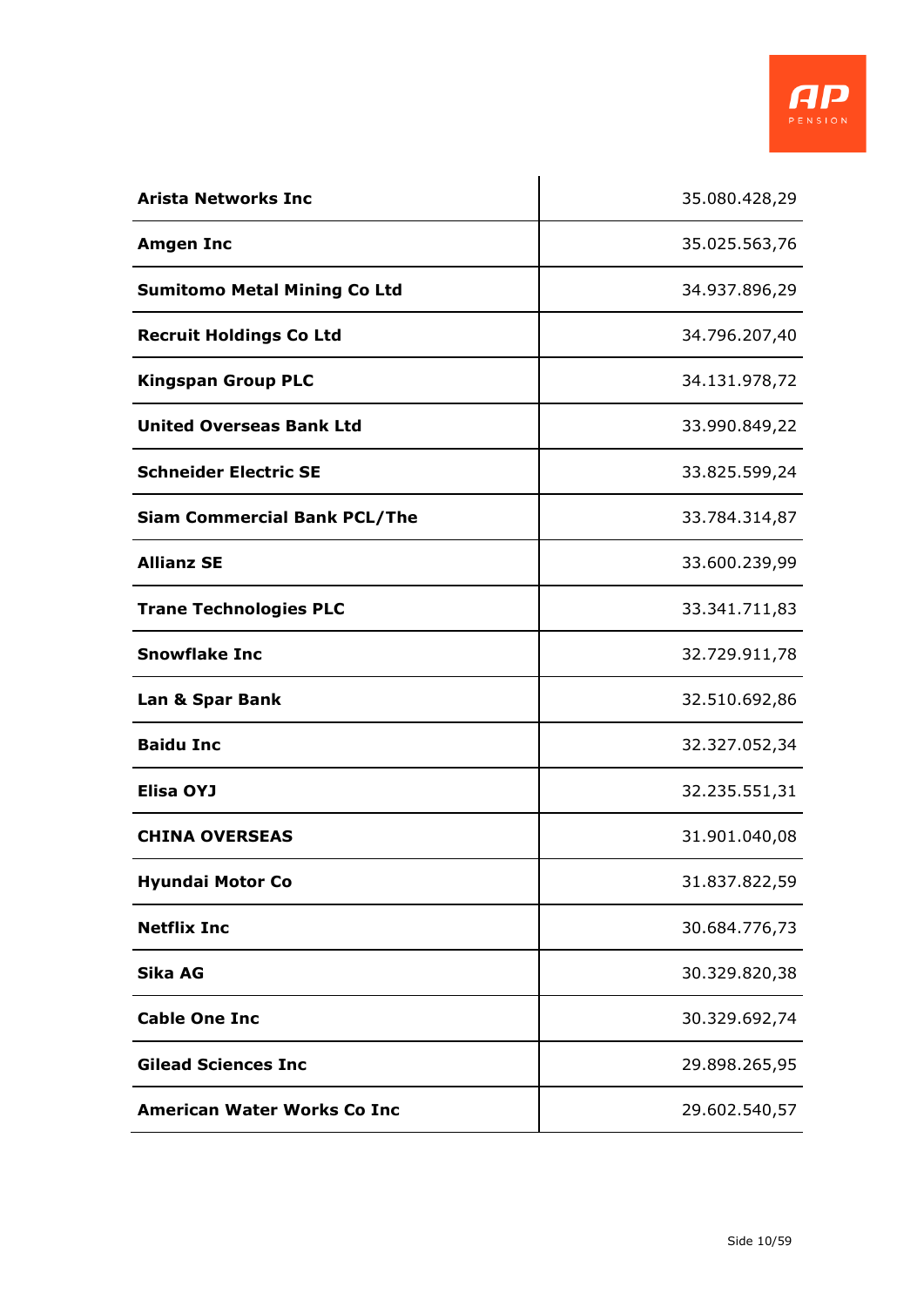| | |
|---|---|
| **Arista Networks Inc** | 35.080.428,29 |
| **Amgen Inc** | 35.025.563,76 |
| **Sumitomo Metal Mining Co Ltd** | 34.937.896,29 |
| **Recruit Holdings Co Ltd** | 34.796.207,40 |
| **Kingspan Group PLC** | 34.131.978,72 |
| **United Overseas Bank Ltd** | 33.990.849,22 |
| **Schneider Electric SE** | 33.825.599,24 |
| **Siam Commercial Bank PCL/The** | 33.784.314,87 |
| **Allianz SE** | 33.600.239,99 |
| **Trane Technologies PLC** | 33.341.711,83 |
| **Snowflake Inc** | 32.729.911,78 |
| **Lan & Spar Bank** | 32.510.692,86 |
| **Baidu Inc** | 32.327.052,34 |
| **Elisa OYJ** | 32.235.551,31 |
| **CHINA OVERSEAS** | 31.901.040,08 |
| **Hyundai Motor Co** | 31.837.822,59 |
| **Netflix Inc** | 30.684.776,73 |
| **Sika AG** | 30.329.820,38 |
| **Cable One Inc** | 30.329.692,74 |
| **Gilead Sciences Inc** | 29.898.265,95 |
| **American Water Works Co Inc** | 29.602.540,57 |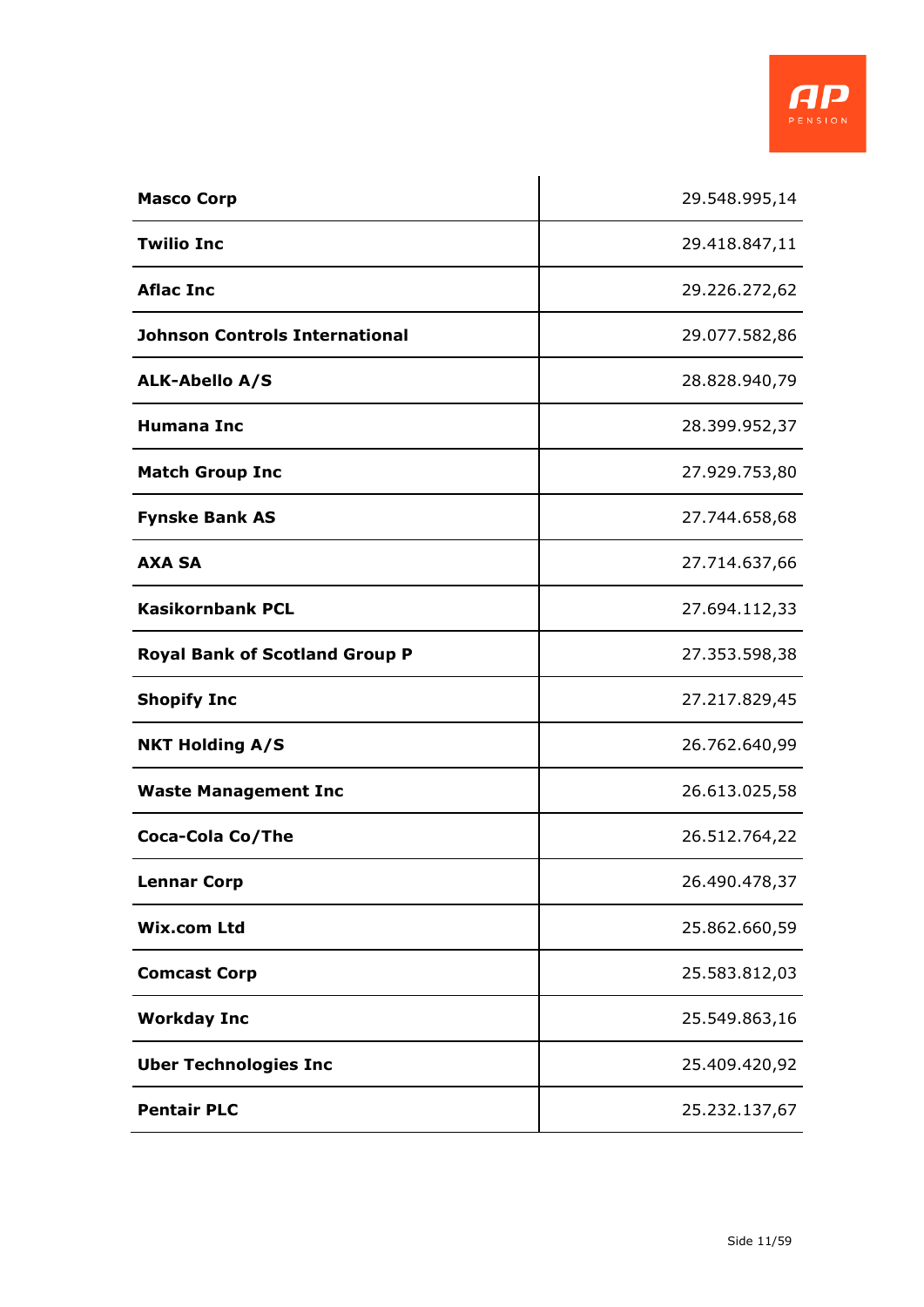| | |
|---|---|
| **Masco Corp** | 29.548.995,14 |
| **Twilio Inc** | 29.418.847,11 |
| **Aflac Inc** | 29.226.272,62 |
| **Johnson Controls International** | 29.077.582,86 |
| **ALK-Abello A/S** | 28.828.940,79 |
| **Humana Inc** | 28.399.952,37 |
| **Match Group Inc** | 27.929.753,80 |
| **Fynske Bank AS** | 27.744.658,68 |
| **AXA SA** | 27.714.637,66 |
| **Kasikornbank PCL** | 27.694.112,33 |
| **Royal Bank of Scotland Group P** | 27.353.598,38 |
| **Shopify Inc** | 27.217.829,45 |
| **NKT Holding A/S** | 26.762.640,99 |
| **Waste Management Inc** | 26.613.025,58 |
| **Coca-Cola Co/The** | 26.512.764,22 |
| **Lennar Corp** | 26.490.478,37 |
| **Wix.com Ltd** | 25.862.660,59 |
| **Comcast Corp** | 25.583.812,03 |
| **Workday Inc** | 25.549.863,16 |
| **Uber Technologies Inc** | 25.409.420,92 |
| **Pentair PLC** | 25.232.137,67 |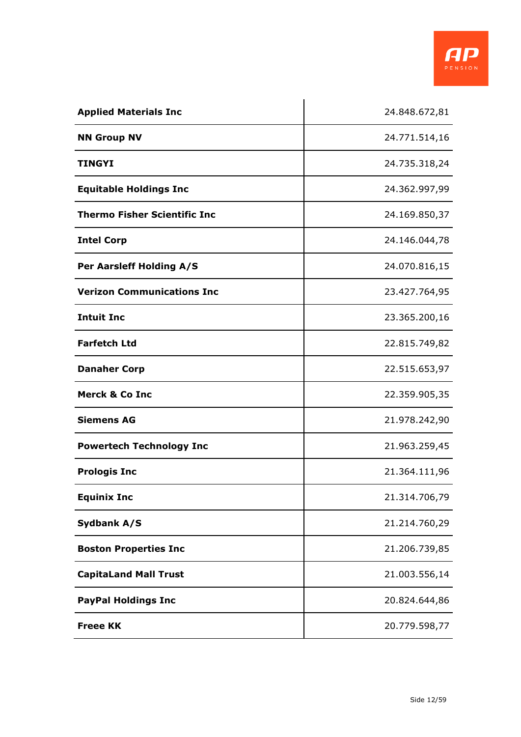| | |
|---|---|
| **Applied Materials Inc** | 24.848.672,81 |
| **NN Group NV** | 24.771.514,16 |
| **TINGYI** | 24.735.318,24 |
| **Equitable Holdings Inc** | 24.362.997,99 |
| **Thermo Fisher Scientific Inc** | 24.169.850,37 |
| **Intel Corp** | 24.146.044,78 |
| **Per Aarsleff Holding A/S** | 24.070.816,15 |
| **Verizon Communications Inc** | 23.427.764,95 |
| **Intuit Inc** | 23.365.200,16 |
| **Farfetch Ltd** | 22.815.749,82 |
| **Danaher Corp** | 22.515.653,97 |
| **Merck & Co Inc** | 22.359.905,35 |
| **Siemens AG** | 21.978.242,90 |
| **Powertech Technology Inc** | 21.963.259,45 |
| **Prologis Inc** | 21.364.111,96 |
| **Equinix Inc** | 21.314.706,79 |
| **Sydbank A/S** | 21.214.760,29 |
| **Boston Properties Inc** | 21.206.739,85 |
| **CapitaLand Mall Trust** | 21.003.556,14 |
| **PayPal Holdings Inc** | 20.824.644,86 |
| **Freee KK** | 20.779.598,77 |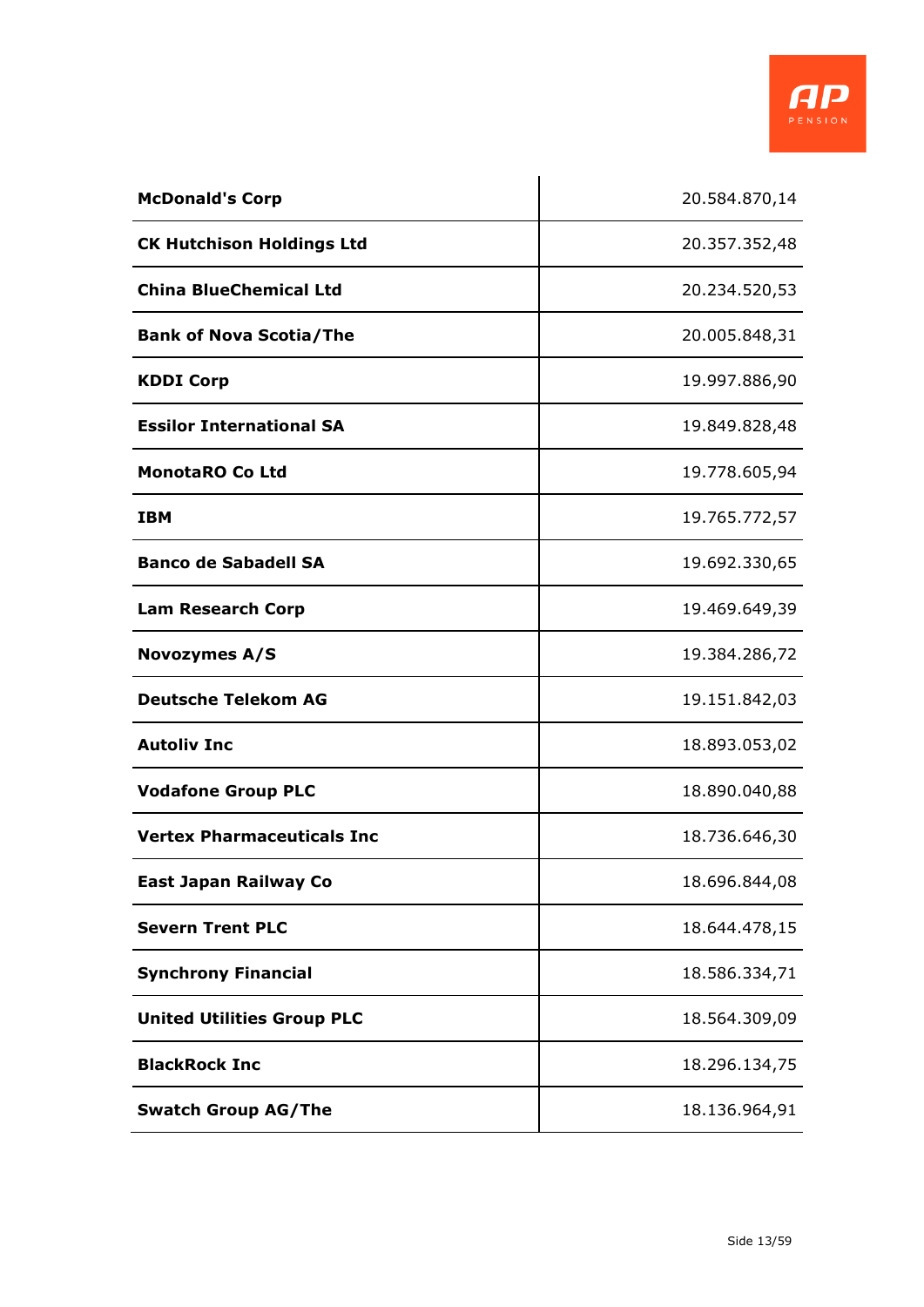| | |
|---|---|
| **McDonald's Corp** | 20.584.870,14 |
| **CK Hutchison Holdings Ltd** | 20.357.352,48 |
| **China BlueChemical Ltd** | 20.234.520,53 |
| **Bank of Nova Scotia/The** | 20.005.848,31 |
| **KDDI Corp** | 19.997.886,90 |
| **Essilor International SA** | 19.849.828,48 |
| **MonotaRO Co Ltd** | 19.778.605,94 |
| **IBM** | 19.765.772,57 |
| **Banco de Sabadell SA** | 19.692.330,65 |
| **Lam Research Corp** | 19.469.649,39 |
| **Novozymes A/S** | 19.384.286,72 |
| **Deutsche Telekom AG** | 19.151.842,03 |
| **Autoliv Inc** | 18.893.053,02 |
| **Vodafone Group PLC** | 18.890.040,88 |
| **Vertex Pharmaceuticals Inc** | 18.736.646,30 |
| **East Japan Railway Co** | 18.696.844,08 |
| **Severn Trent PLC** | 18.644.478,15 |
| **Synchrony Financial** | 18.586.334,71 |
| **United Utilities Group PLC** | 18.564.309,09 |
| **BlackRock Inc** | 18.296.134,75 |
| **Swatch Group AG/The** | 18.136.964,91 |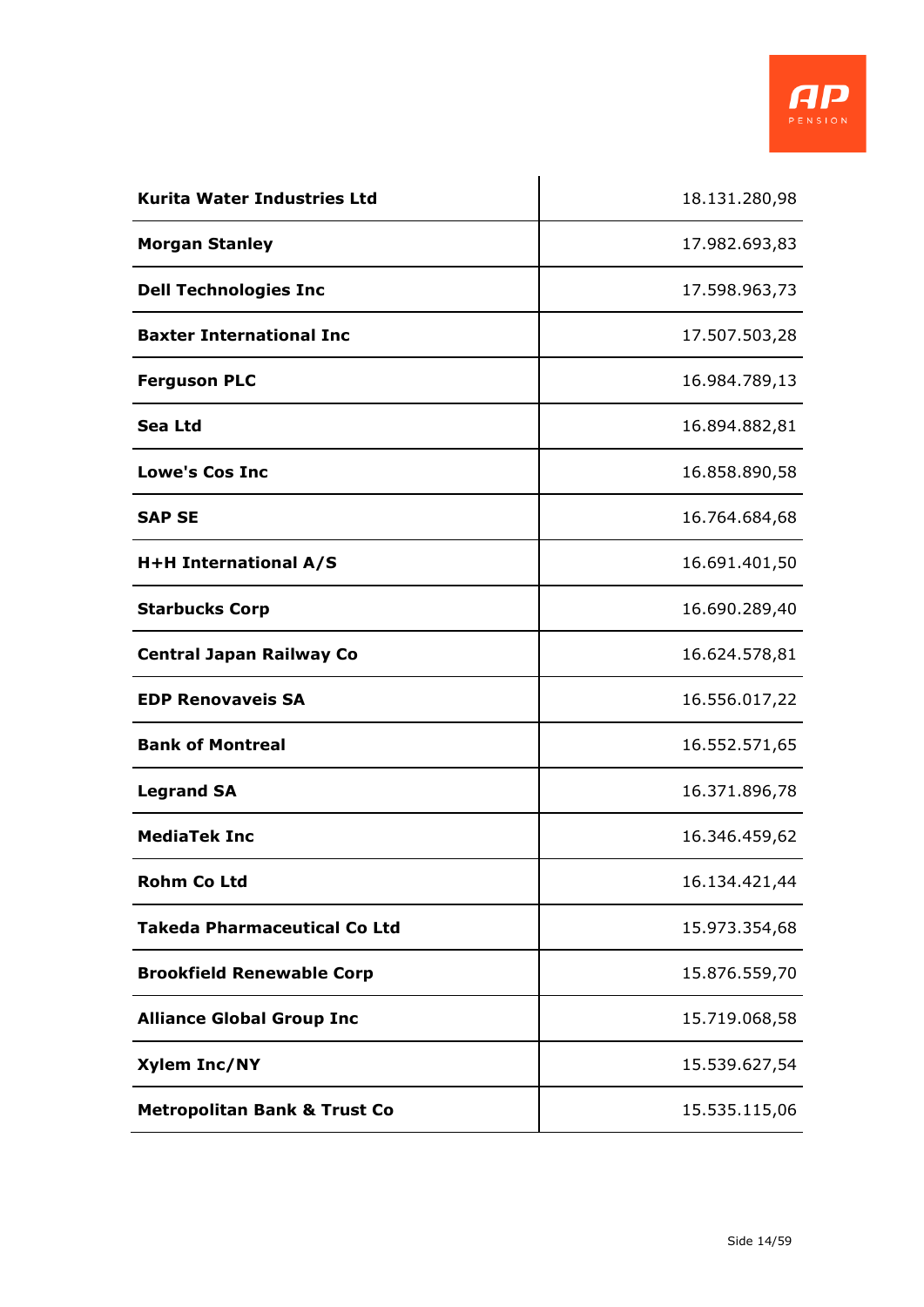| | |
|---|---|
| **Kurita Water Industries Ltd** | 18.131.280,98 |
| **Morgan Stanley** | 17.982.693,83 |
| **Dell Technologies Inc** | 17.598.963,73 |
| **Baxter International Inc** | 17.507.503,28 |
| **Ferguson PLC** | 16.984.789,13 |
| **Sea Ltd** | 16.894.882,81 |
| **Lowe's Cos Inc** | 16.858.890,58 |
| **SAP SE** | 16.764.684,68 |
| **H+H International A/S** | 16.691.401,50 |
| **Starbucks Corp** | 16.690.289,40 |
| **Central Japan Railway Co** | 16.624.578,81 |
| **EDP Renovaveis SA** | 16.556.017,22 |
| **Bank of Montreal** | 16.552.571,65 |
| **Legrand SA** | 16.371.896,78 |
| **MediaTek Inc** | 16.346.459,62 |
| **Rohm Co Ltd** | 16.134.421,44 |
| **Takeda Pharmaceutical Co Ltd** | 15.973.354,68 |
| **Brookfield Renewable Corp** | 15.876.559,70 |
| **Alliance Global Group Inc** | 15.719.068,58 |
| **Xylem Inc/NY** | 15.539.627,54 |
| **Metropolitan Bank & Trust Co** | 15.535.115,06 |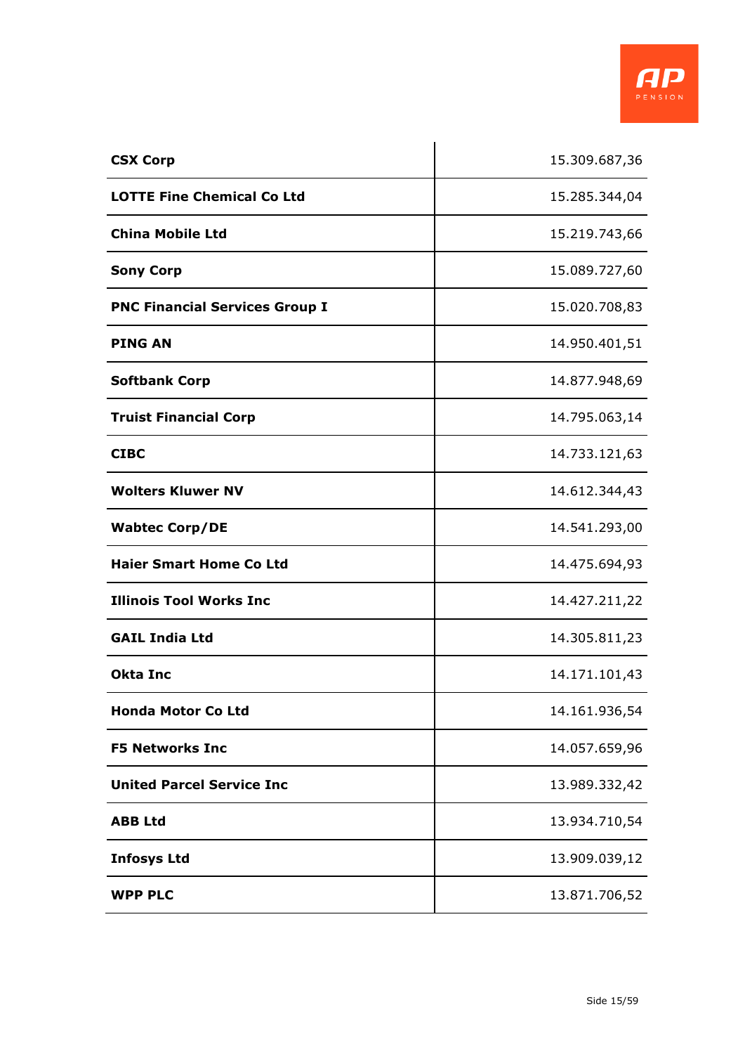| | |
|---|---|
| **CSX Corp** | 15.309.687,36 |
| **LOTTE Fine Chemical Co Ltd** | 15.285.344,04 |
| **China Mobile Ltd** | 15.219.743,66 |
| **Sony Corp** | 15.089.727,60 |
| **PNC Financial Services Group I** | 15.020.708,83 |
| **PING AN** | 14.950.401,51 |
| **Softbank Corp** | 14.877.948,69 |
| **Truist Financial Corp** | 14.795.063,14 |
| **CIBC** | 14.733.121,63 |
| **Wolters Kluwer NV** | 14.612.344,43 |
| **Wabtec Corp/DE** | 14.541.293,00 |
| **Haier Smart Home Co Ltd** | 14.475.694,93 |
| **Illinois Tool Works Inc** | 14.427.211,22 |
| **GAIL India Ltd** | 14.305.811,23 |
| **Okta Inc** | 14.171.101,43 |
| **Honda Motor Co Ltd** | 14.161.936,54 |
| **F5 Networks Inc** | 14.057.659,96 |
| **United Parcel Service Inc** | 13.989.332,42 |
| **ABB Ltd** | 13.934.710,54 |
| **Infosys Ltd** | 13.909.039,12 |
| **WPP PLC** | 13.871.706,52 |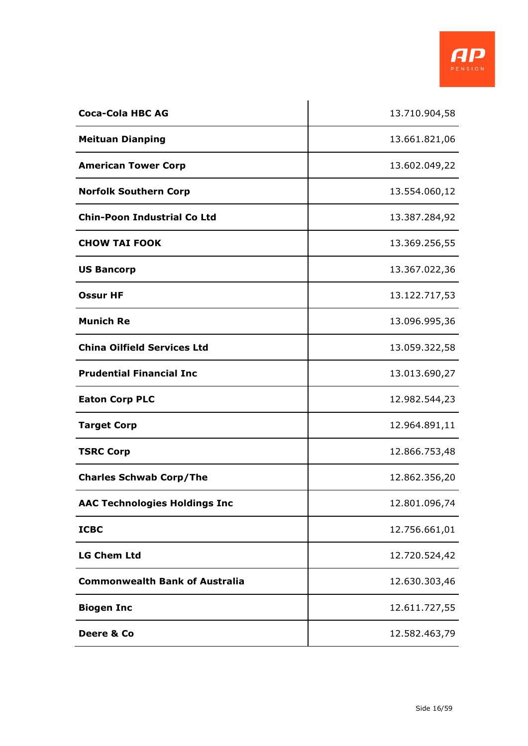| | |
|---|---|
| **Coca-Cola HBC AG** | 13.710.904,58 |
| **Meituan Dianping** | 13.661.821,06 |
| **American Tower Corp** | 13.602.049,22 |
| **Norfolk Southern Corp** | 13.554.060,12 |
| **Chin-Poon Industrial Co Ltd** | 13.387.284,92 |
| **CHOW TAI FOOK** | 13.369.256,55 |
| **US Bancorp** | 13.367.022,36 |
| **Ossur HF** | 13.122.717,53 |
| **Munich Re** | 13.096.995,36 |
| **China Oilfield Services Ltd** | 13.059.322,58 |
| **Prudential Financial Inc** | 13.013.690,27 |
| **Eaton Corp PLC** | 12.982.544,23 |
| **Target Corp** | 12.964.891,11 |
| **TSRC Corp** | 12.866.753,48 |
| **Charles Schwab Corp/The** | 12.862.356,20 |
| **AAC Technologies Holdings Inc** | 12.801.096,74 |
| **ICBC** | 12.756.661,01 |
| **LG Chem Ltd** | 12.720.524,42 |
| **Commonwealth Bank of Australia** | 12.630.303,46 |
| **Biogen Inc** | 12.611.727,55 |
| **Deere & Co** | 12.582.463,79 |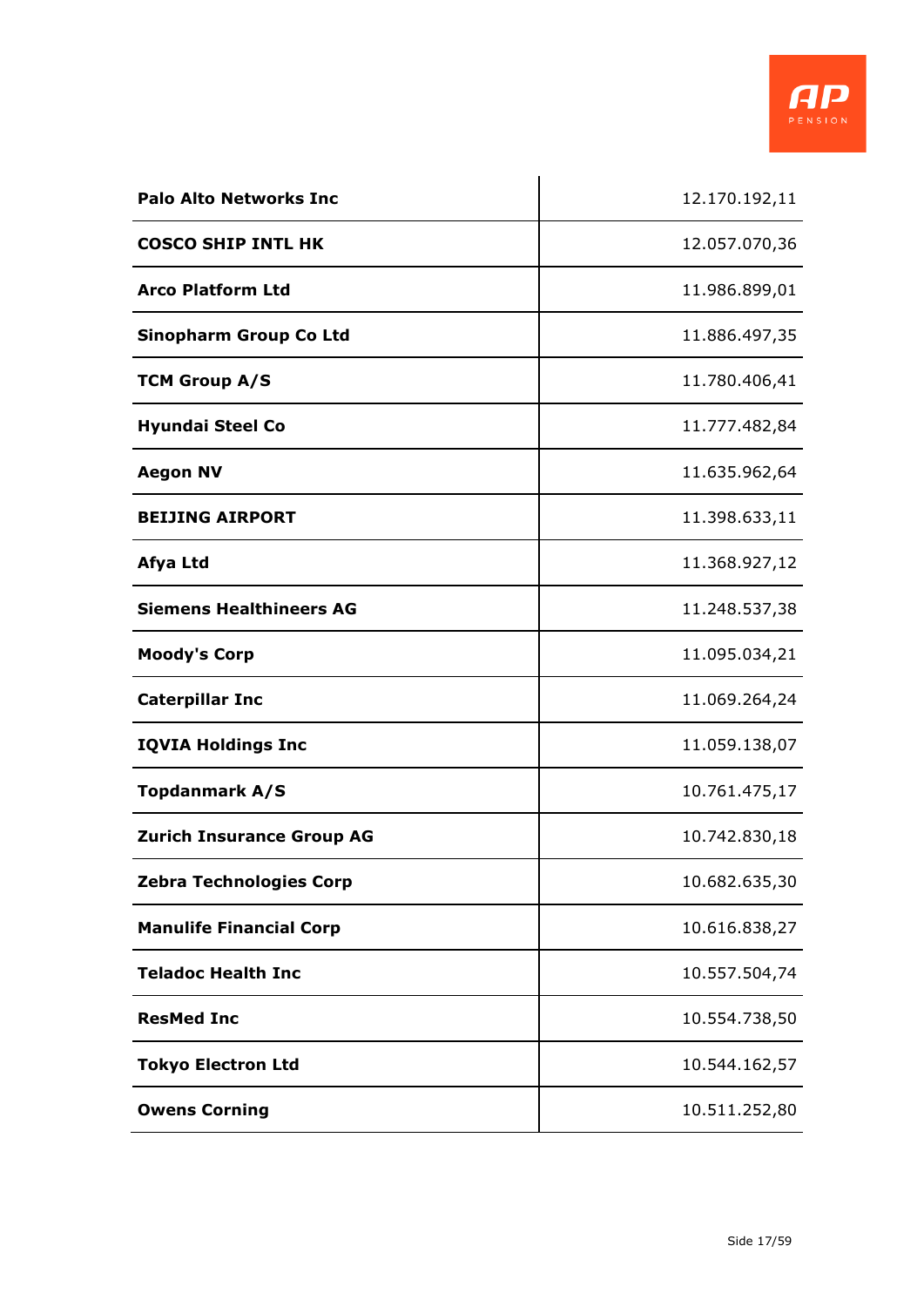| | |
|---|---|
| **Palo Alto Networks Inc** | 12.170.192,11 |
| **COSCO SHIP INTL HK** | 12.057.070,36 |
| **Arco Platform Ltd** | 11.986.899,01 |
| **Sinopharm Group Co Ltd** | 11.886.497,35 |
| **TCM Group A/S** | 11.780.406,41 |
| **Hyundai Steel Co** | 11.777.482,84 |
| **Aegon NV** | 11.635.962,64 |
| **BEIJING AIRPORT** | 11.398.633,11 |
| **Afya Ltd** | 11.368.927,12 |
| **Siemens Healthineers AG** | 11.248.537,38 |
| **Moody's Corp** | 11.095.034,21 |
| **Caterpillar Inc** | 11.069.264,24 |
| **IQVIA Holdings Inc** | 11.059.138,07 |
| **Topdanmark A/S** | 10.761.475,17 |
| **Zurich Insurance Group AG** | 10.742.830,18 |
| **Zebra Technologies Corp** | 10.682.635,30 |
| **Manulife Financial Corp** | 10.616.838,27 |
| **Teladoc Health Inc** | 10.557.504,74 |
| **ResMed Inc** | 10.554.738,50 |
| **Tokyo Electron Ltd** | 10.544.162,57 |
| **Owens Corning** | 10.511.252,80 |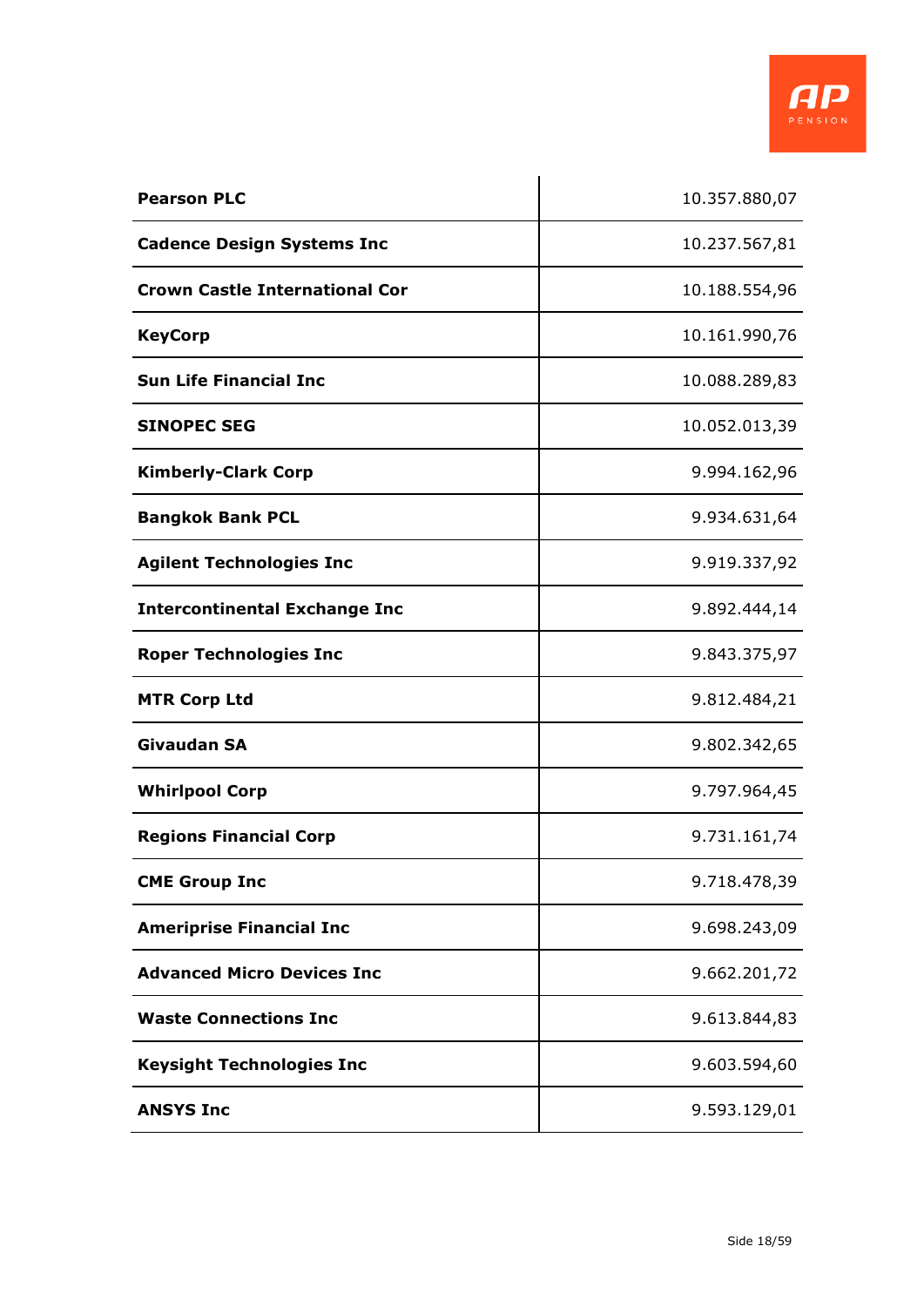| | |
|---|---|
| **Pearson PLC** | 10.357.880,07 |
| **Cadence Design Systems Inc** | 10.237.567,81 |
| **Crown Castle International Cor** | 10.188.554,96 |
| **KeyCorp** | 10.161.990,76 |
| **Sun Life Financial Inc** | 10.088.289,83 |
| **SINOPEC SEG** | 10.052.013,39 |
| **Kimberly-Clark Corp** | 9.994.162,96 |
| **Bangkok Bank PCL** | 9.934.631,64 |
| **Agilent Technologies Inc** | 9.919.337,92 |
| **Intercontinental Exchange Inc** | 9.892.444,14 |
| **Roper Technologies Inc** | 9.843.375,97 |
| **MTR Corp Ltd** | 9.812.484,21 |
| **Givaudan SA** | 9.802.342,65 |
| **Whirlpool Corp** | 9.797.964,45 |
| **Regions Financial Corp** | 9.731.161,74 |
| **CME Group Inc** | 9.718.478,39 |
| **Ameriprise Financial Inc** | 9.698.243,09 |
| **Advanced Micro Devices Inc** | 9.662.201,72 |
| **Waste Connections Inc** | 9.613.844,83 |
| **Keysight Technologies Inc** | 9.603.594,60 |
| **ANSYS Inc** | 9.593.129,01 |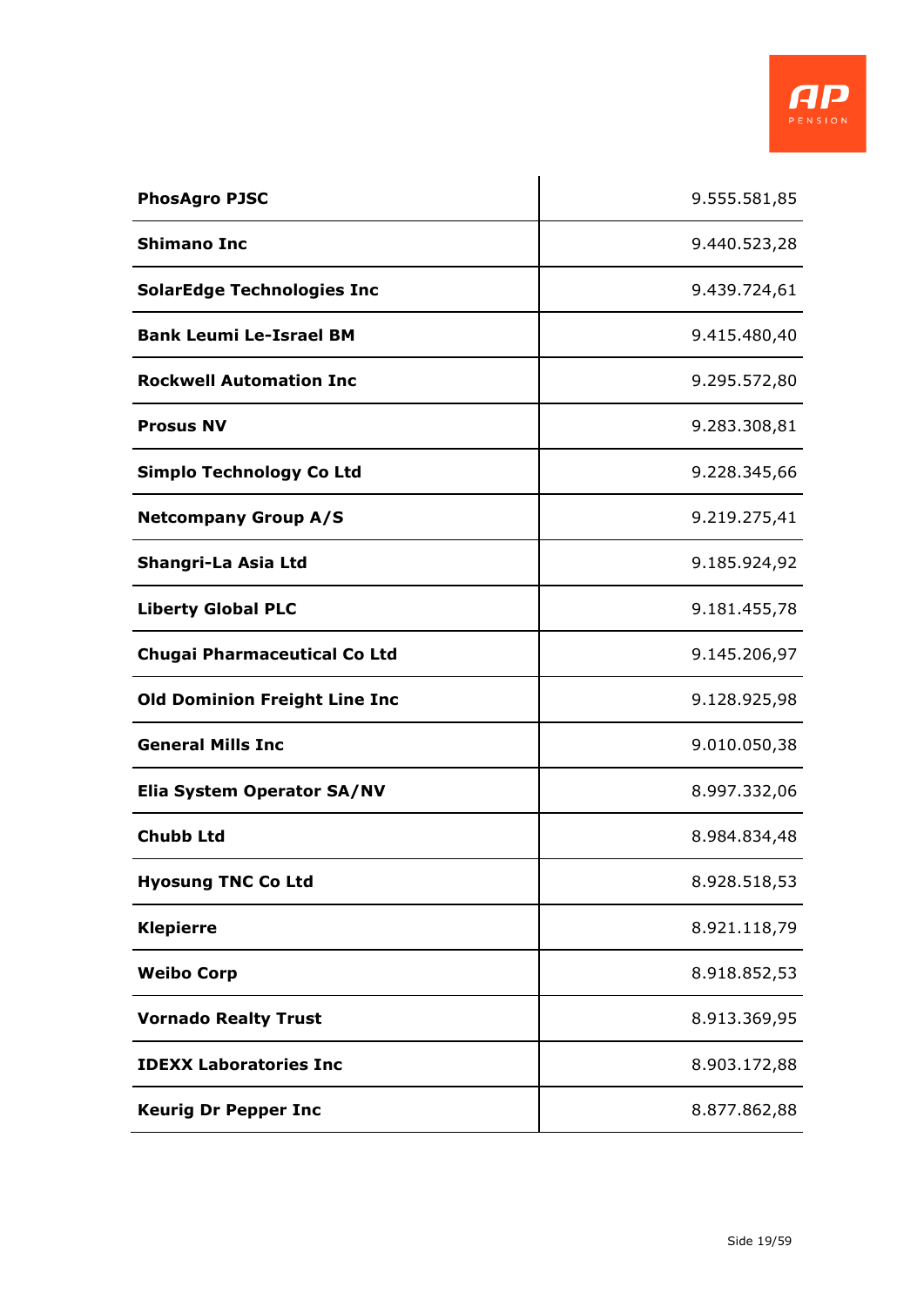| | |
|---|---|
| **PhosAgro PJSC** | 9.555.581,85 |
| **Shimano Inc** | 9.440.523,28 |
| **SolarEdge Technologies Inc** | 9.439.724,61 |
| **Bank Leumi Le-Israel BM** | 9.415.480,40 |
| **Rockwell Automation Inc** | 9.295.572,80 |
| **Prosus NV** | 9.283.308,81 |
| **Simplo Technology Co Ltd** | 9.228.345,66 |
| **Netcompany Group A/S** | 9.219.275,41 |
| **Shangri-La Asia Ltd** | 9.185.924,92 |
| **Liberty Global PLC** | 9.181.455,78 |
| **Chugai Pharmaceutical Co Ltd** | 9.145.206,97 |
| **Old Dominion Freight Line Inc** | 9.128.925,98 |
| **General Mills Inc** | 9.010.050,38 |
| **Elia System Operator SA/NV** | 8.997.332,06 |
| **Chubb Ltd** | 8.984.834,48 |
| **Hyosung TNC Co Ltd** | 8.928.518,53 |
| **Klepierre** | 8.921.118,79 |
| **Weibo Corp** | 8.918.852,53 |
| **Vornado Realty Trust** | 8.913.369,95 |
| **IDEXX Laboratories Inc** | 8.903.172,88 |
| **Keurig Dr Pepper Inc** | 8.877.862,88 |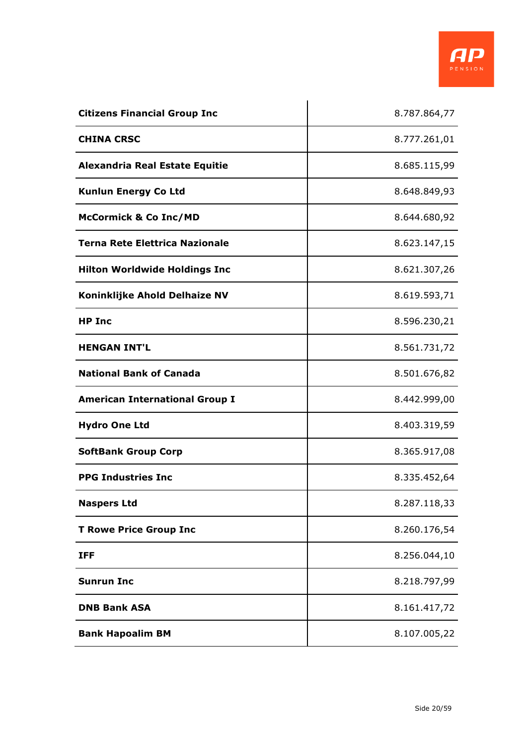| | |
|---|---|
| **Citizens Financial Group Inc** | 8.787.864,77 |
| **CHINA CRSC** | 8.777.261,01 |
| **Alexandria Real Estate Equitie** | 8.685.115,99 |
| **Kunlun Energy Co Ltd** | 8.648.849,93 |
| **McCormick & Co Inc/MD** | 8.644.680,92 |
| **Terna Rete Elettrica Nazionale** | 8.623.147,15 |
| **Hilton Worldwide Holdings Inc** | 8.621.307,26 |
| **Koninklijke Ahold Delhaize NV** | 8.619.593,71 |
| **HP Inc** | 8.596.230,21 |
| **HENGAN INT'L** | 8.561.731,72 |
| **National Bank of Canada** | 8.501.676,82 |
| **American International Group I** | 8.442.999,00 |
| **Hydro One Ltd** | 8.403.319,59 |
| **SoftBank Group Corp** | 8.365.917,08 |
| **PPG Industries Inc** | 8.335.452,64 |
| **Naspers Ltd** | 8.287.118,33 |
| **T Rowe Price Group Inc** | 8.260.176,54 |
| **IFF** | 8.256.044,10 |
| **Sunrun Inc** | 8.218.797,99 |
| **DNB Bank ASA** | 8.161.417,72 |
| **Bank Hapoalim BM** | 8.107.005,22 |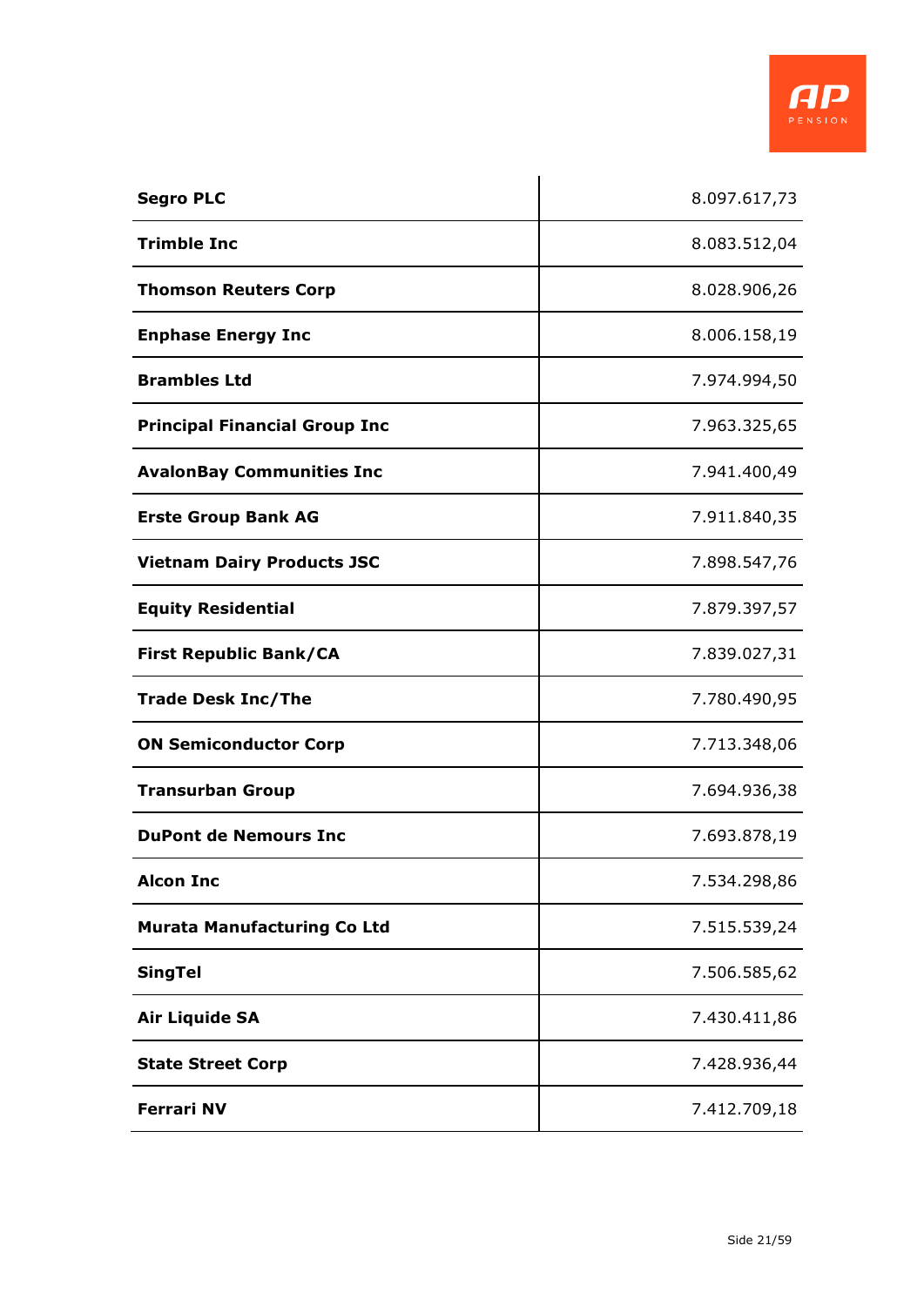| **Segro PLC** | 8.097.617,73 |
|---|---|
| **Trimble Inc** | 8.083.512,04 |
| **Thomson Reuters Corp** | 8.028.906,26 |
| **Enphase Energy Inc** | 8.006.158,19 |
| **Brambles Ltd** | 7.974.994,50 |
| **Principal Financial Group Inc** | 7.963.325,65 |
| **AvalonBay Communities Inc** | 7.941.400,49 |
| **Erste Group Bank AG** | 7.911.840,35 |
| **Vietnam Dairy Products JSC** | 7.898.547,76 |
| **Equity Residential** | 7.879.397,57 |
| **First Republic Bank/CA** | 7.839.027,31 |
| **Trade Desk Inc/The** | 7.780.490,95 |
| **ON Semiconductor Corp** | 7.713.348,06 |
| **Transurban Group** | 7.694.936,38 |
| **DuPont de Nemours Inc** | 7.693.878,19 |
| **Alcon Inc** | 7.534.298,86 |
| **Murata Manufacturing Co Ltd** | 7.515.539,24 |
| **SingTel** | 7.506.585,62 |
| **Air Liquide SA** | 7.430.411,86 |
| **State Street Corp** | 7.428.936,44 |
| **Ferrari NV** | 7.412.709,18 |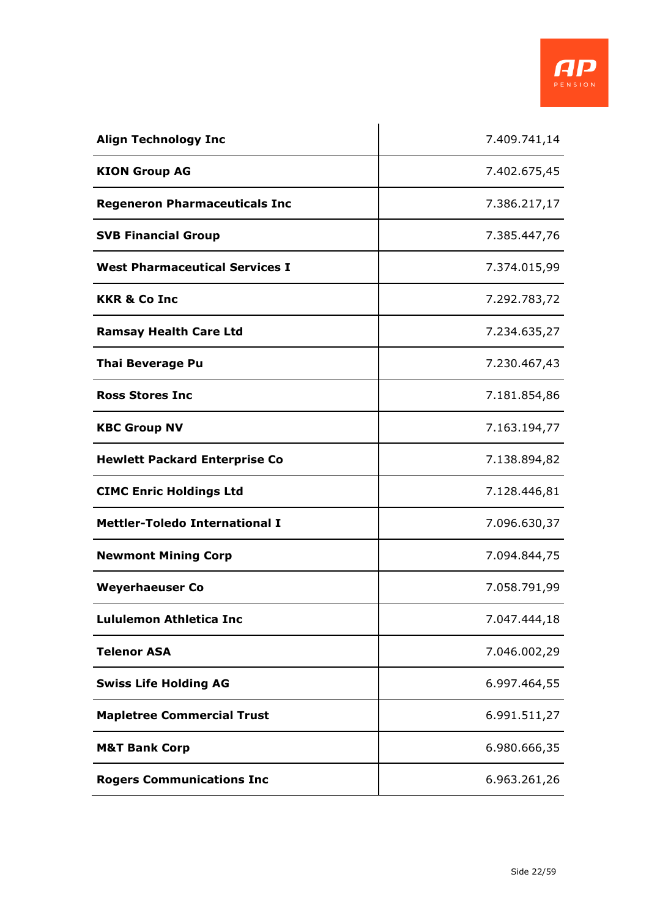| | |
|---|---|
| **Align Technology Inc** | 7.409.741,14 |
| **KION Group AG** | 7.402.675,45 |
| **Regeneron Pharmaceuticals Inc** | 7.386.217,17 |
| **SVB Financial Group** | 7.385.447,76 |
| **West Pharmaceutical Services I** | 7.374.015,99 |
| **KKR & Co Inc** | 7.292.783,72 |
| **Ramsay Health Care Ltd** | 7.234.635,27 |
| **Thai Beverage Pu** | 7.230.467,43 |
| **Ross Stores Inc** | 7.181.854,86 |
| **KBC Group NV** | 7.163.194,77 |
| **Hewlett Packard Enterprise Co** | 7.138.894,82 |
| **CIMC Enric Holdings Ltd** | 7.128.446,81 |
| **Mettler-Toledo International I** | 7.096.630,37 |
| **Newmont Mining Corp** | 7.094.844,75 |
| **Weyerhaeuser Co** | 7.058.791,99 |
| **Lululemon Athletica Inc** | 7.047.444,18 |
| **Telenor ASA** | 7.046.002,29 |
| **Swiss Life Holding AG** | 6.997.464,55 |
| **Mapletree Commercial Trust** | 6.991.511,27 |
| **M&T Bank Corp** | 6.980.666,35 |
| **Rogers Communications Inc** | 6.963.261,26 |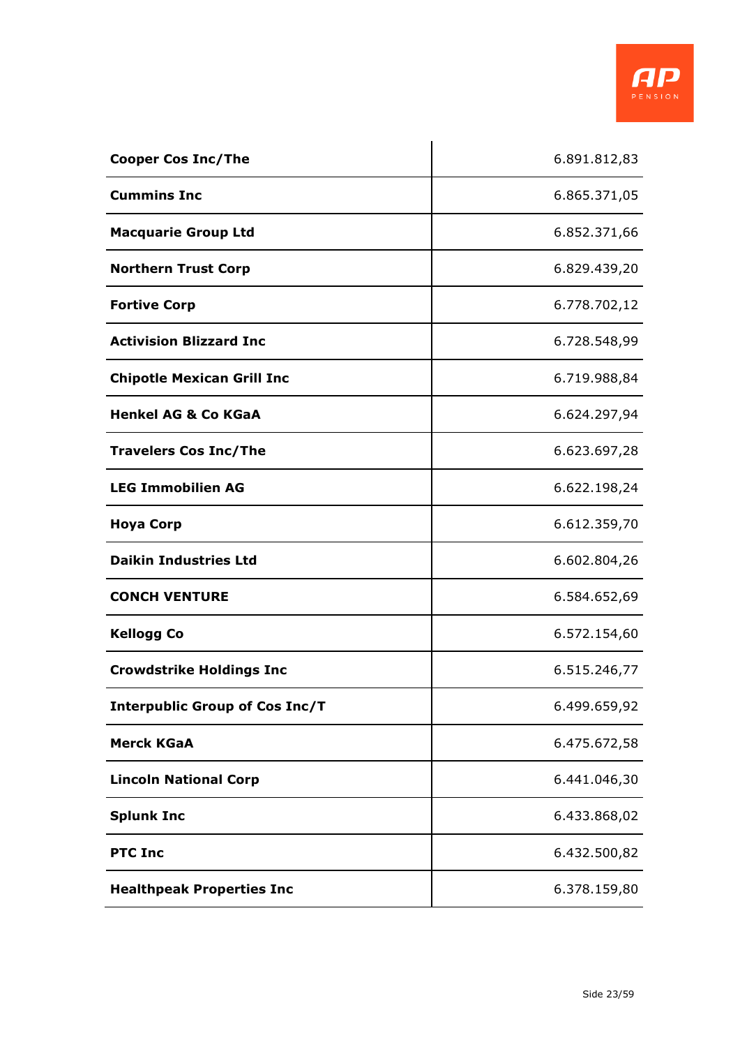| | |
|---|---|
| **Cooper Cos Inc/The** | 6.891.812,83 |
| **Cummins Inc** | 6.865.371,05 |
| **Macquarie Group Ltd** | 6.852.371,66 |
| **Northern Trust Corp** | 6.829.439,20 |
| **Fortive Corp** | 6.778.702,12 |
| **Activision Blizzard Inc** | 6.728.548,99 |
| **Chipotle Mexican Grill Inc** | 6.719.988,84 |
| **Henkel AG & Co KGaA** | 6.624.297,94 |
| **Travelers Cos Inc/The** | 6.623.697,28 |
| **LEG Immobilien AG** | 6.622.198,24 |
| **Hoya Corp** | 6.612.359,70 |
| **Daikin Industries Ltd** | 6.602.804,26 |
| **CONCH VENTURE** | 6.584.652,69 |
| **Kellogg Co** | 6.572.154,60 |
| **Crowdstrike Holdings Inc** | 6.515.246,77 |
| **Interpublic Group of Cos Inc/T** | 6.499.659,92 |
| **Merck KGaA** | 6.475.672,58 |
| **Lincoln National Corp** | 6.441.046,30 |
| **Splunk Inc** | 6.433.868,02 |
| **PTC Inc** | 6.432.500,82 |
| **Healthpeak Properties Inc** | 6.378.159,80 |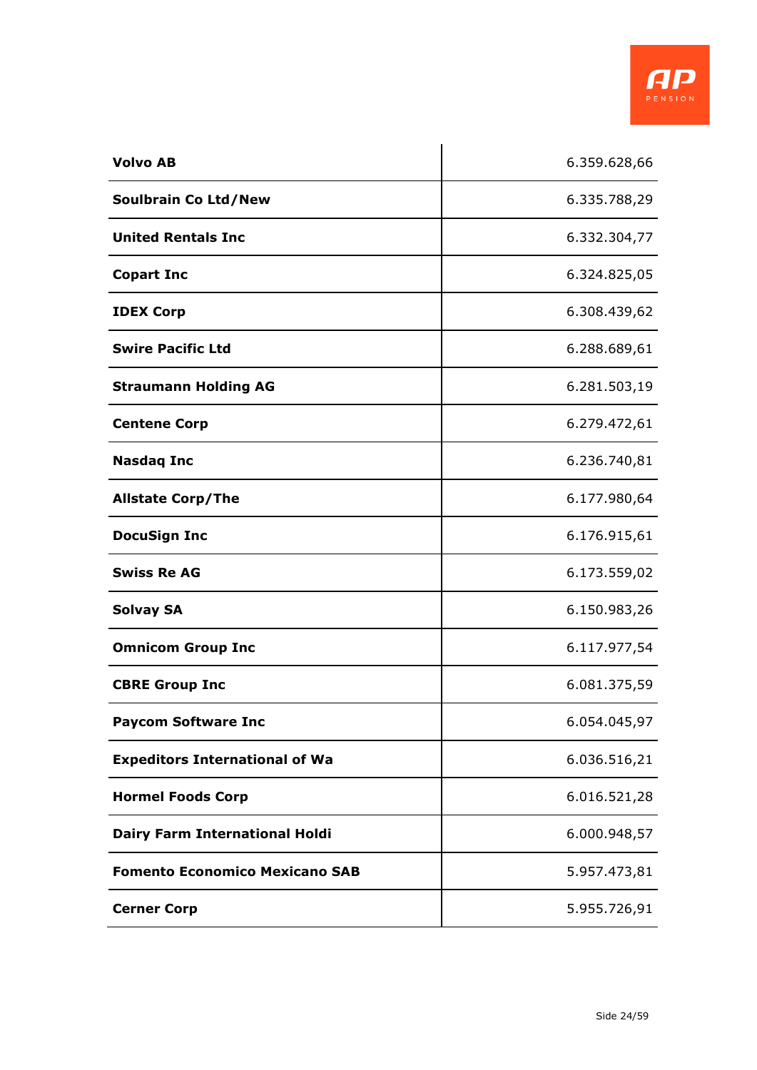| | |
|---|---|
| **Volvo AB** | 6.359.628,66 |
| **Soulbrain Co Ltd/New** | 6.335.788,29 |
| **United Rentals Inc** | 6.332.304,77 |
| **Copart Inc** | 6.324.825,05 |
| **IDEX Corp** | 6.308.439,62 |
| **Swire Pacific Ltd** | 6.288.689,61 |
| **Straumann Holding AG** | 6.281.503,19 |
| **Centene Corp** | 6.279.472,61 |
| **Nasdaq Inc** | 6.236.740,81 |
| **Allstate Corp/The** | 6.177.980,64 |
| **DocuSign Inc** | 6.176.915,61 |
| **Swiss Re AG** | 6.173.559,02 |
| **Solvay SA** | 6.150.983,26 |
| **Omnicom Group Inc** | 6.117.977,54 |
| **CBRE Group Inc** | 6.081.375,59 |
| **Paycom Software Inc** | 6.054.045,97 |
| **Expeditors International of Wa** | 6.036.516,21 |
| **Hormel Foods Corp** | 6.016.521,28 |
| **Dairy Farm International Holdi** | 6.000.948,57 |
| **Fomento Economico Mexicano SAB** | 5.957.473,81 |
| **Cerner Corp** | 5.955.726,91 |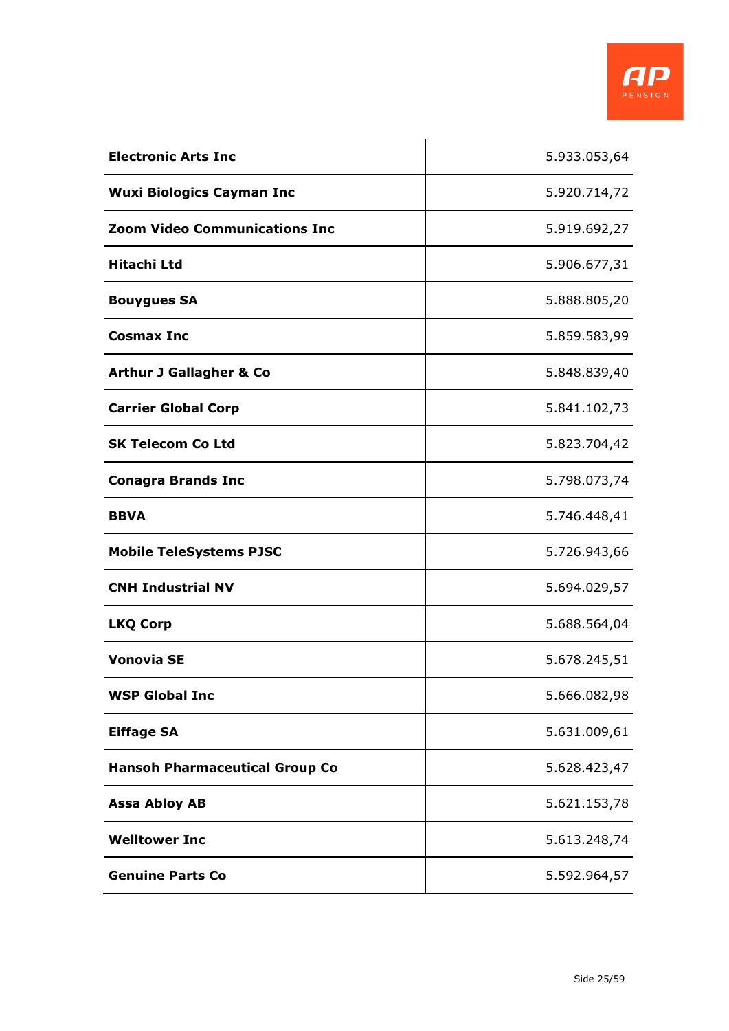| | |
|---|---|
| **Electronic Arts Inc** | 5.933.053,64 |
| **Wuxi Biologics Cayman Inc** | 5.920.714,72 |
| **Zoom Video Communications Inc** | 5.919.692,27 |
| **Hitachi Ltd** | 5.906.677,31 |
| **Bouygues SA** | 5.888.805,20 |
| **Cosmax Inc** | 5.859.583,99 |
| **Arthur J Gallagher & Co** | 5.848.839,40 |
| **Carrier Global Corp** | 5.841.102,73 |
| **SK Telecom Co Ltd** | 5.823.704,42 |
| **Conagra Brands Inc** | 5.798.073,74 |
| **BBVA** | 5.746.448,41 |
| **Mobile TeleSystems PJSC** | 5.726.943,66 |
| **CNH Industrial NV** | 5.694.029,57 |
| **LKQ Corp** | 5.688.564,04 |
| **Vonovia SE** | 5.678.245,51 |
| **WSP Global Inc** | 5.666.082,98 |
| **Eiffage SA** | 5.631.009,61 |
| **Hansoh Pharmaceutical Group Co** | 5.628.423,47 |
| **Assa Abloy AB** | 5.621.153,78 |
| **Welltower Inc** | 5.613.248,74 |
| **Genuine Parts Co** | 5.592.964,57 |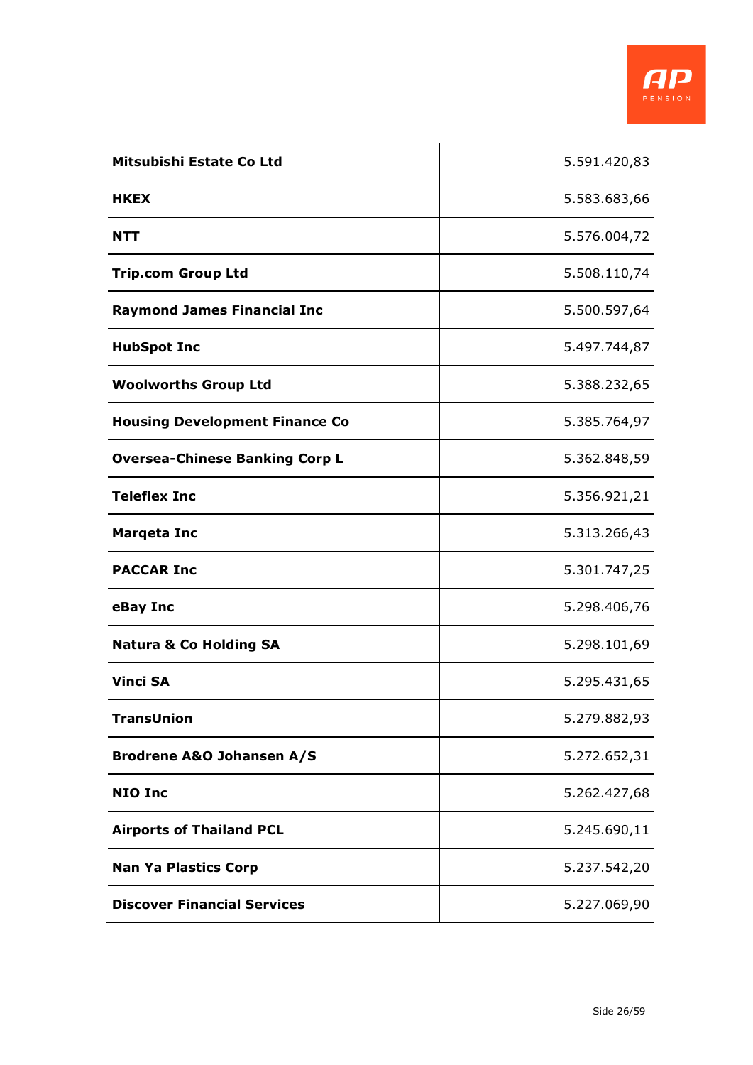| | |
|---|---|
| **Mitsubishi Estate Co Ltd** | 5.591.420,83 |
| **HKEX** | 5.583.683,66 |
| **NTT** | 5.576.004,72 |
| **Trip.com Group Ltd** | 5.508.110,74 |
| **Raymond James Financial Inc** | 5.500.597,64 |
| **HubSpot Inc** | 5.497.744,87 |
| **Woolworths Group Ltd** | 5.388.232,65 |
| **Housing Development Finance Co** | 5.385.764,97 |
| **Oversea-Chinese Banking Corp L** | 5.362.848,59 |
| **Teleflex Inc** | 5.356.921,21 |
| **Marqeta Inc** | 5.313.266,43 |
| **PACCAR Inc** | 5.301.747,25 |
| **eBay Inc** | 5.298.406,76 |
| **Natura & Co Holding SA** | 5.298.101,69 |
| **Vinci SA** | 5.295.431,65 |
| **TransUnion** | 5.279.882,93 |
| **Brodrene A&O Johansen A/S** | 5.272.652,31 |
| **NIO Inc** | 5.262.427,68 |
| **Airports of Thailand PCL** | 5.245.690,11 |
| **Nan Ya Plastics Corp** | 5.237.542,20 |
| **Discover Financial Services** | 5.227.069,90 |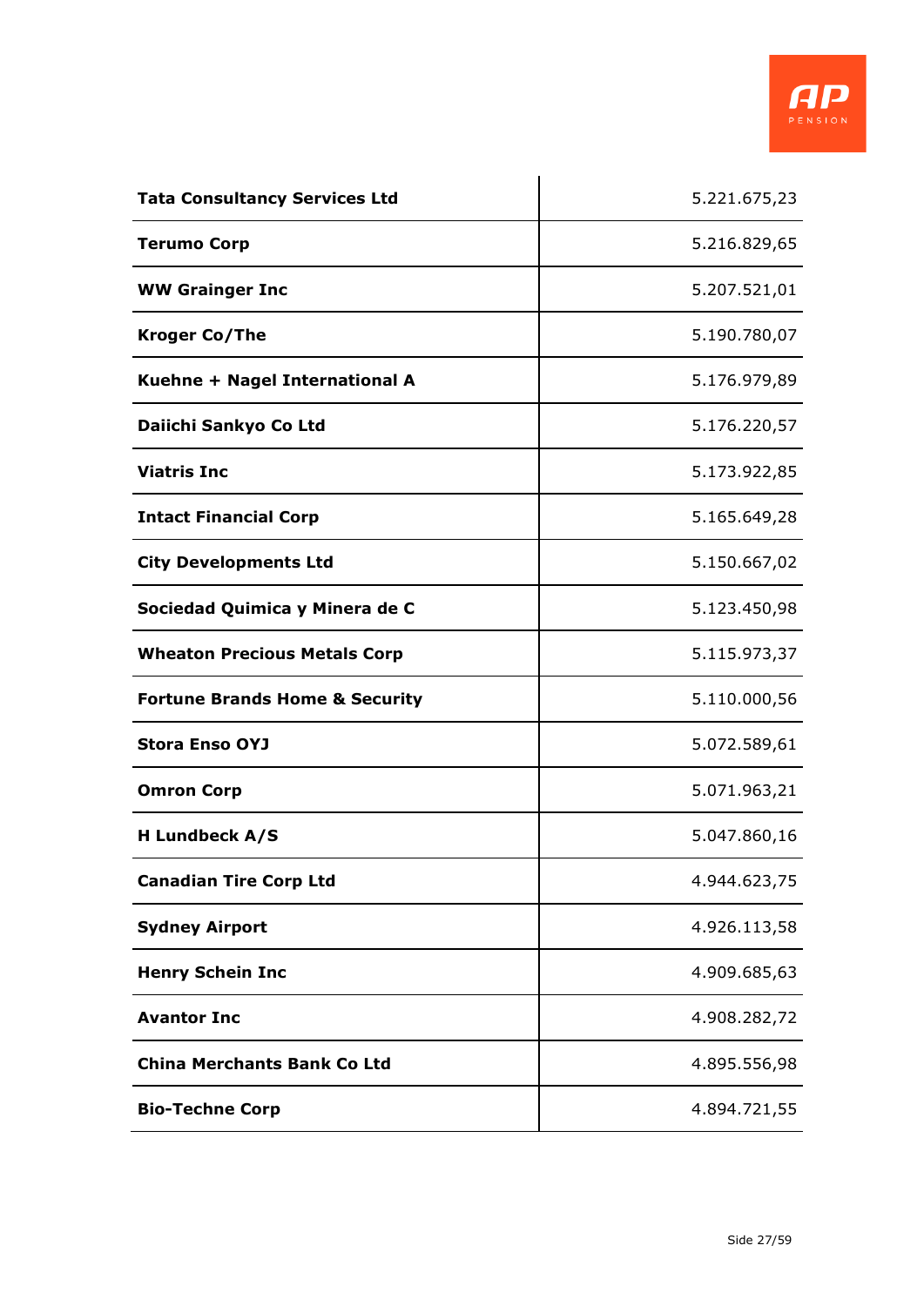| | |
|---|---|
| **Tata Consultancy Services Ltd** | 5.221.675,23 |
| **Terumo Corp** | 5.216.829,65 |
| **WW Grainger Inc** | 5.207.521,01 |
| **Kroger Co/The** | 5.190.780,07 |
| **Kuehne + Nagel International A** | 5.176.979,89 |
| **Daiichi Sankyo Co Ltd** | 5.176.220,57 |
| **Viatris Inc** | 5.173.922,85 |
| **Intact Financial Corp** | 5.165.649,28 |
| **City Developments Ltd** | 5.150.667,02 |
| **Sociedad Quimica y Minera de C** | 5.123.450,98 |
| **Wheaton Precious Metals Corp** | 5.115.973,37 |
| **Fortune Brands Home & Security** | 5.110.000,56 |
| **Stora Enso OYJ** | 5.072.589,61 |
| **Omron Corp** | 5.071.963,21 |
| **H Lundbeck A/S** | 5.047.860,16 |
| **Canadian Tire Corp Ltd** | 4.944.623,75 |
| **Sydney Airport** | 4.926.113,58 |
| **Henry Schein Inc** | 4.909.685,63 |
| **Avantor Inc** | 4.908.282,72 |
| **China Merchants Bank Co Ltd** | 4.895.556,98 |
| **Bio-Techne Corp** | 4.894.721,55 |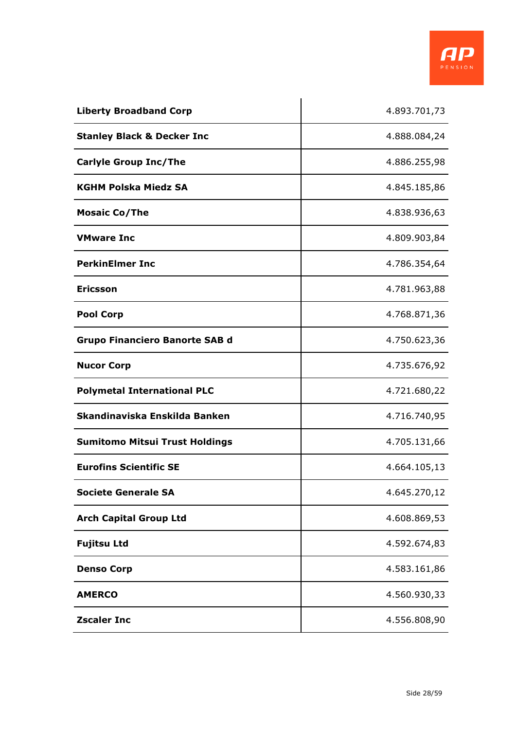| | |
|---|---:|
| **Liberty Broadband Corp** | 4.893.701,73 |
| **Stanley Black & Decker Inc** | 4.888.084,24 |
| **Carlyle Group Inc/The** | 4.886.255,98 |
| **KGHM Polska Miedz SA** | 4.845.185,86 |
| **Mosaic Co/The** | 4.838.936,63 |
| **VMware Inc** | 4.809.903,84 |
| **PerkinElmer Inc** | 4.786.354,64 |
| **Ericsson** | 4.781.963,88 |
| **Pool Corp** | 4.768.871,36 |
| **Grupo Financiero Banorte SAB d** | 4.750.623,36 |
| **Nucor Corp** | 4.735.676,92 |
| **Polymetal International PLC** | 4.721.680,22 |
| **Skandinaviska Enskilda Banken** | 4.716.740,95 |
| **Sumitomo Mitsui Trust Holdings** | 4.705.131,66 |
| **Eurofins Scientific SE** | 4.664.105,13 |
| **Societe Generale SA** | 4.645.270,12 |
| **Arch Capital Group Ltd** | 4.608.869,53 |
| **Fujitsu Ltd** | 4.592.674,83 |
| **Denso Corp** | 4.583.161,86 |
| **AMERCO** | 4.560.930,33 |
| **Zscaler Inc** | 4.556.808,90 |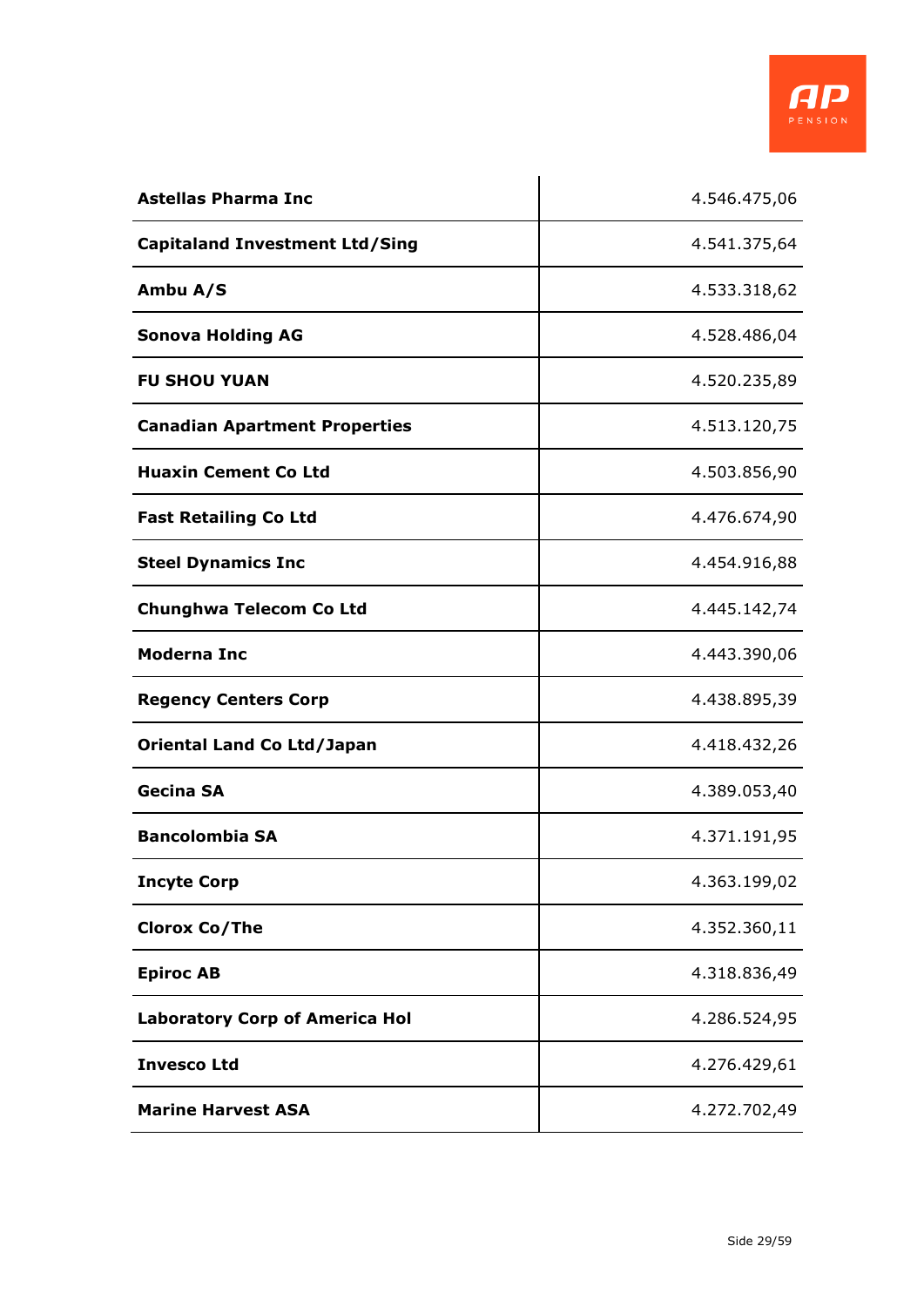| | |
|---|---|
| **Astellas Pharma Inc** | 4.546.475,06 |
| **Capitaland Investment Ltd/Sing** | 4.541.375,64 |
| **Ambu A/S** | 4.533.318,62 |
| **Sonova Holding AG** | 4.528.486,04 |
| **FU SHOU YUAN** | 4.520.235,89 |
| **Canadian Apartment Properties** | 4.513.120,75 |
| **Huaxin Cement Co Ltd** | 4.503.856,90 |
| **Fast Retailing Co Ltd** | 4.476.674,90 |
| **Steel Dynamics Inc** | 4.454.916,88 |
| **Chunghwa Telecom Co Ltd** | 4.445.142,74 |
| **Moderna Inc** | 4.443.390,06 |
| **Regency Centers Corp** | 4.438.895,39 |
| **Oriental Land Co Ltd/Japan** | 4.418.432,26 |
| **Gecina SA** | 4.389.053,40 |
| **Bancolombia SA** | 4.371.191,95 |
| **Incyte Corp** | 4.363.199,02 |
| **Clorox Co/The** | 4.352.360,11 |
| **Epiroc AB** | 4.318.836,49 |
| **Laboratory Corp of America Hol** | 4.286.524,95 |
| **Invesco Ltd** | 4.276.429,61 |
| **Marine Harvest ASA** | 4.272.702,49 |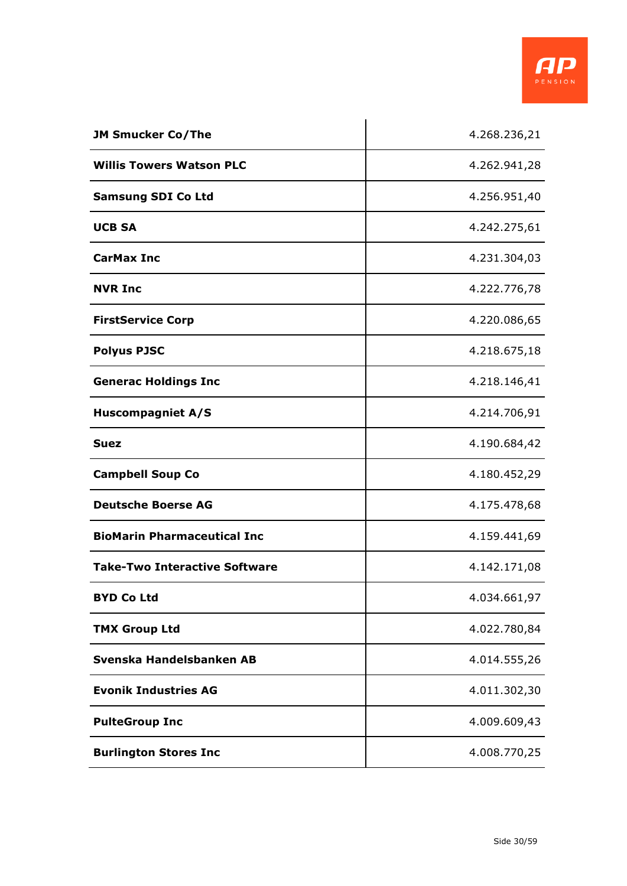| | |
|---|---|
| **JM Smucker Co/The** | 4.268.236,21 |
| **Willis Towers Watson PLC** | 4.262.941,28 |
| **Samsung SDI Co Ltd** | 4.256.951,40 |
| **UCB SA** | 4.242.275,61 |
| **CarMax Inc** | 4.231.304,03 |
| **NVR Inc** | 4.222.776,78 |
| **FirstService Corp** | 4.220.086,65 |
| **Polyus PJSC** | 4.218.675,18 |
| **Generac Holdings Inc** | 4.218.146,41 |
| **Huscompagniet A/S** | 4.214.706,91 |
| **Suez** | 4.190.684,42 |
| **Campbell Soup Co** | 4.180.452,29 |
| **Deutsche Boerse AG** | 4.175.478,68 |
| **BioMarin Pharmaceutical Inc** | 4.159.441,69 |
| **Take-Two Interactive Software** | 4.142.171,08 |
| **BYD Co Ltd** | 4.034.661,97 |
| **TMX Group Ltd** | 4.022.780,84 |
| **Svenska Handelsbanken AB** | 4.014.555,26 |
| **Evonik Industries AG** | 4.011.302,30 |
| **PulteGroup Inc** | 4.009.609,43 |
| **Burlington Stores Inc** | 4.008.770,25 |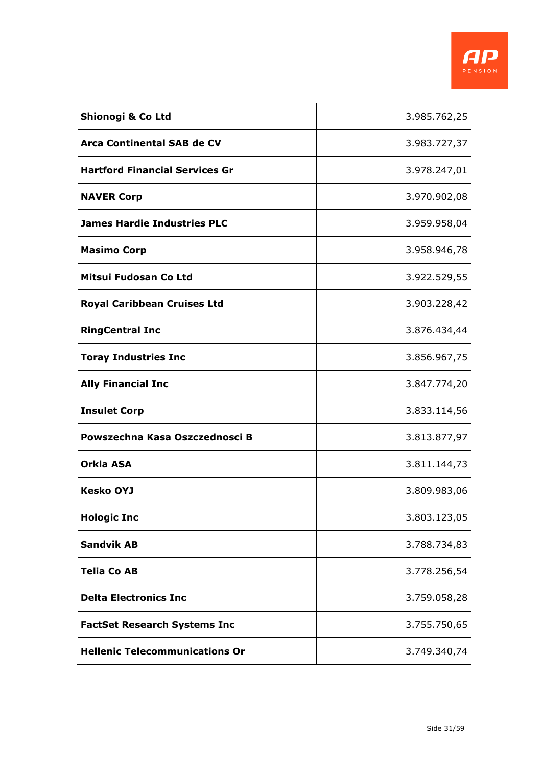| | |
|---|---|
| **Shionogi & Co Ltd** | 3.985.762,25 |
| **Arca Continental SAB de CV** | 3.983.727,37 |
| **Hartford Financial Services Gr** | 3.978.247,01 |
| **NAVER Corp** | 3.970.902,08 |
| **James Hardie Industries PLC** | 3.959.958,04 |
| **Masimo Corp** | 3.958.946,78 |
| **Mitsui Fudosan Co Ltd** | 3.922.529,55 |
| **Royal Caribbean Cruises Ltd** | 3.903.228,42 |
| **RingCentral Inc** | 3.876.434,44 |
| **Toray Industries Inc** | 3.856.967,75 |
| **Ally Financial Inc** | 3.847.774,20 |
| **Insulet Corp** | 3.833.114,56 |
| **Powszechna Kasa Oszczednosci B** | 3.813.877,97 |
| **Orkla ASA** | 3.811.144,73 |
| **Kesko OYJ** | 3.809.983,06 |
| **Hologic Inc** | 3.803.123,05 |
| **Sandvik AB** | 3.788.734,83 |
| **Telia Co AB** | 3.778.256,54 |
| **Delta Electronics Inc** | 3.759.058,28 |
| **FactSet Research Systems Inc** | 3.755.750,65 |
| **Hellenic Telecommunications Or** | 3.749.340,74 |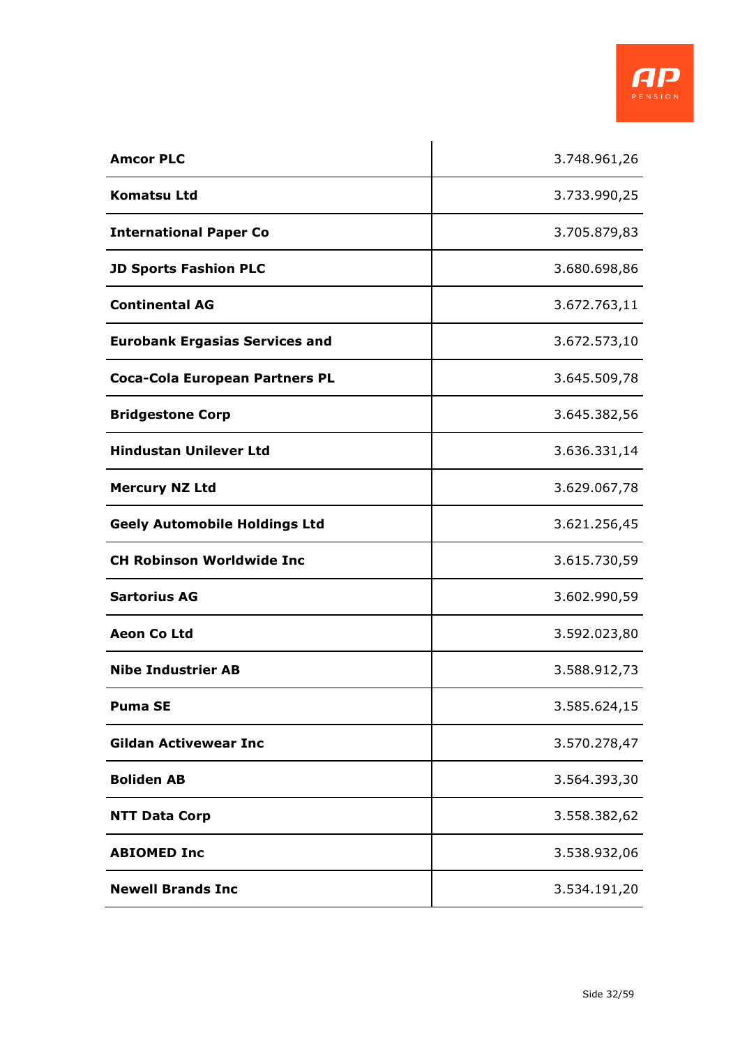| | |
|---|---|
| **Amcor PLC** | 3.748.961,26 |
| **Komatsu Ltd** | 3.733.990,25 |
| **International Paper Co** | 3.705.879,83 |
| **JD Sports Fashion PLC** | 3.680.698,86 |
| **Continental AG** | 3.672.763,11 |
| **Eurobank Ergasias Services and** | 3.672.573,10 |
| **Coca-Cola European Partners PL** | 3.645.509,78 |
| **Bridgestone Corp** | 3.645.382,56 |
| **Hindustan Unilever Ltd** | 3.636.331,14 |
| **Mercury NZ Ltd** | 3.629.067,78 |
| **Geely Automobile Holdings Ltd** | 3.621.256,45 |
| **CH Robinson Worldwide Inc** | 3.615.730,59 |
| **Sartorius AG** | 3.602.990,59 |
| **Aeon Co Ltd** | 3.592.023,80 |
| **Nibe Industrier AB** | 3.588.912,73 |
| **Puma SE** | 3.585.624,15 |
| **Gildan Activewear Inc** | 3.570.278,47 |
| **Boliden AB** | 3.564.393,30 |
| **NTT Data Corp** | 3.558.382,62 |
| **ABIOMED Inc** | 3.538.932,06 |
| **Newell Brands Inc** | 3.534.191,20 |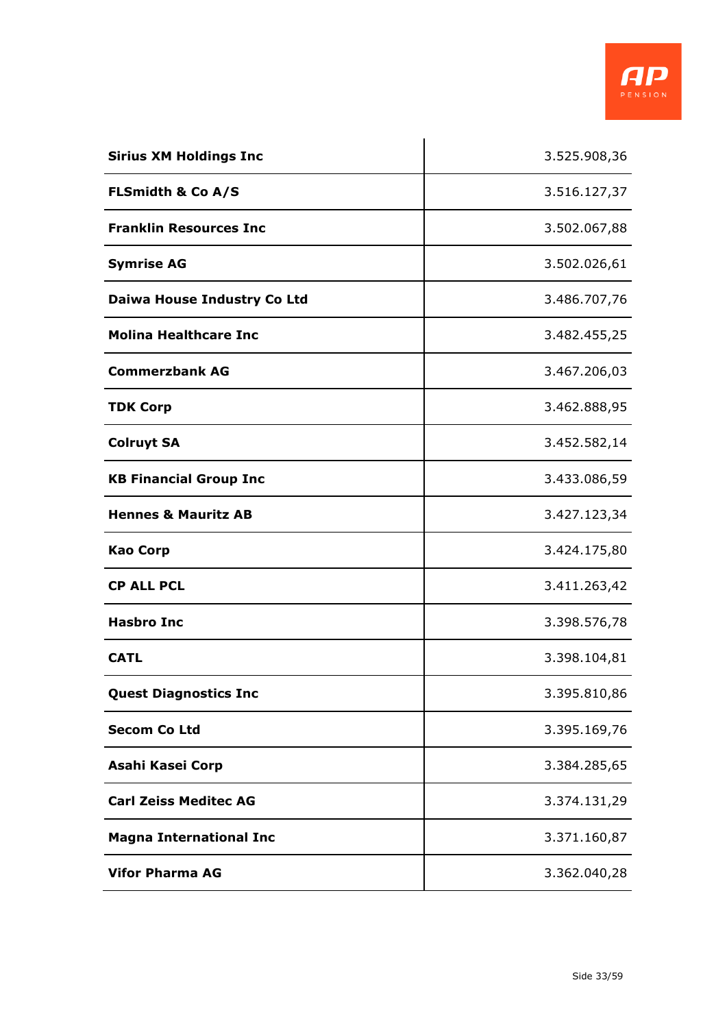| | |
|---|---|
| **Sirius XM Holdings Inc** | 3.525.908,36 |
| **FLSmidth & Co A/S** | 3.516.127,37 |
| **Franklin Resources Inc** | 3.502.067,88 |
| **Symrise AG** | 3.502.026,61 |
| **Daiwa House Industry Co Ltd** | 3.486.707,76 |
| **Molina Healthcare Inc** | 3.482.455,25 |
| **Commerzbank AG** | 3.467.206,03 |
| **TDK Corp** | 3.462.888,95 |
| **Colruyt SA** | 3.452.582,14 |
| **KB Financial Group Inc** | 3.433.086,59 |
| **Hennes & Mauritz AB** | 3.427.123,34 |
| **Kao Corp** | 3.424.175,80 |
| **CP ALL PCL** | 3.411.263,42 |
| **Hasbro Inc** | 3.398.576,78 |
| **CATL** | 3.398.104,81 |
| **Quest Diagnostics Inc** | 3.395.810,86 |
| **Secom Co Ltd** | 3.395.169,76 |
| **Asahi Kasei Corp** | 3.384.285,65 |
| **Carl Zeiss Meditec AG** | 3.374.131,29 |
| **Magna International Inc** | 3.371.160,87 |
| **Vifor Pharma AG** | 3.362.040,28 |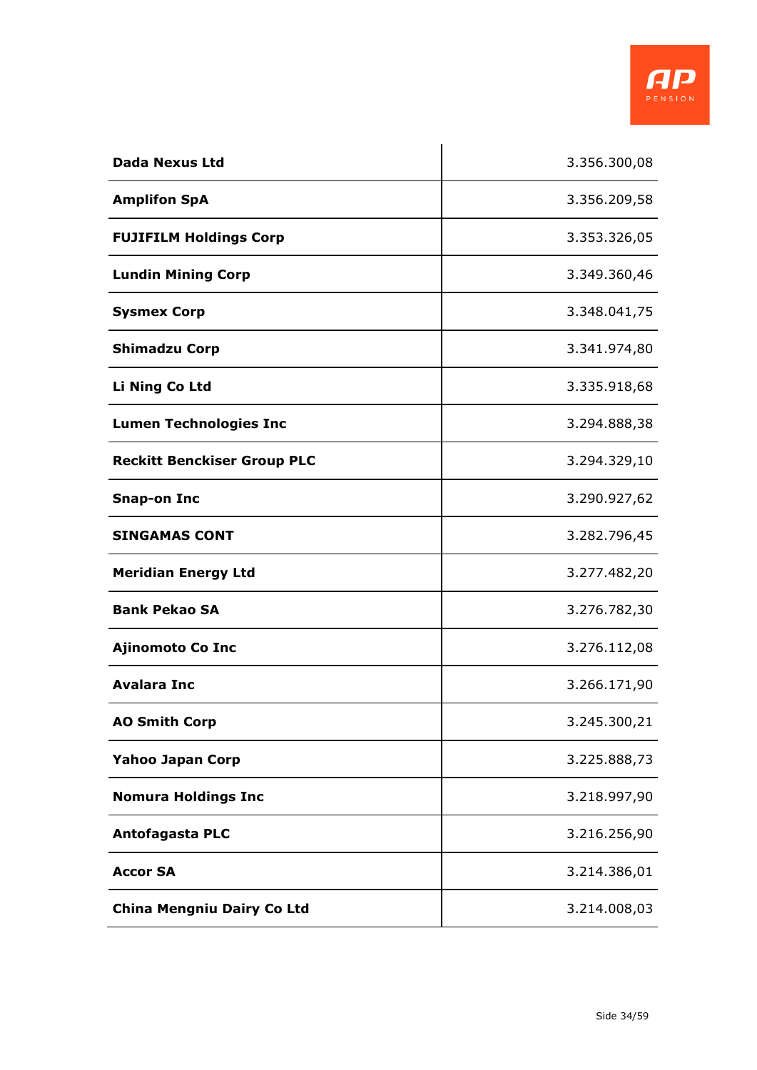| | |
|---|---|
| **Dada Nexus Ltd** | 3.356.300,08 |
| **Amplifon SpA** | 3.356.209,58 |
| **FUJIFILM Holdings Corp** | 3.353.326,05 |
| **Lundin Mining Corp** | 3.349.360,46 |
| **Sysmex Corp** | 3.348.041,75 |
| **Shimadzu Corp** | 3.341.974,80 |
| **Li Ning Co Ltd** | 3.335.918,68 |
| **Lumen Technologies Inc** | 3.294.888,38 |
| **Reckitt Benckiser Group PLC** | 3.294.329,10 |
| **Snap-on Inc** | 3.290.927,62 |
| **SINGAMAS CONT** | 3.282.796,45 |
| **Meridian Energy Ltd** | 3.277.482,20 |
| **Bank Pekao SA** | 3.276.782,30 |
| **Ajinomoto Co Inc** | 3.276.112,08 |
| **Avalara Inc** | 3.266.171,90 |
| **AO Smith Corp** | 3.245.300,21 |
| **Yahoo Japan Corp** | 3.225.888,73 |
| **Nomura Holdings Inc** | 3.218.997,90 |
| **Antofagasta PLC** | 3.216.256,90 |
| **Accor SA** | 3.214.386,01 |
| **China Mengniu Dairy Co Ltd** | 3.214.008,03 |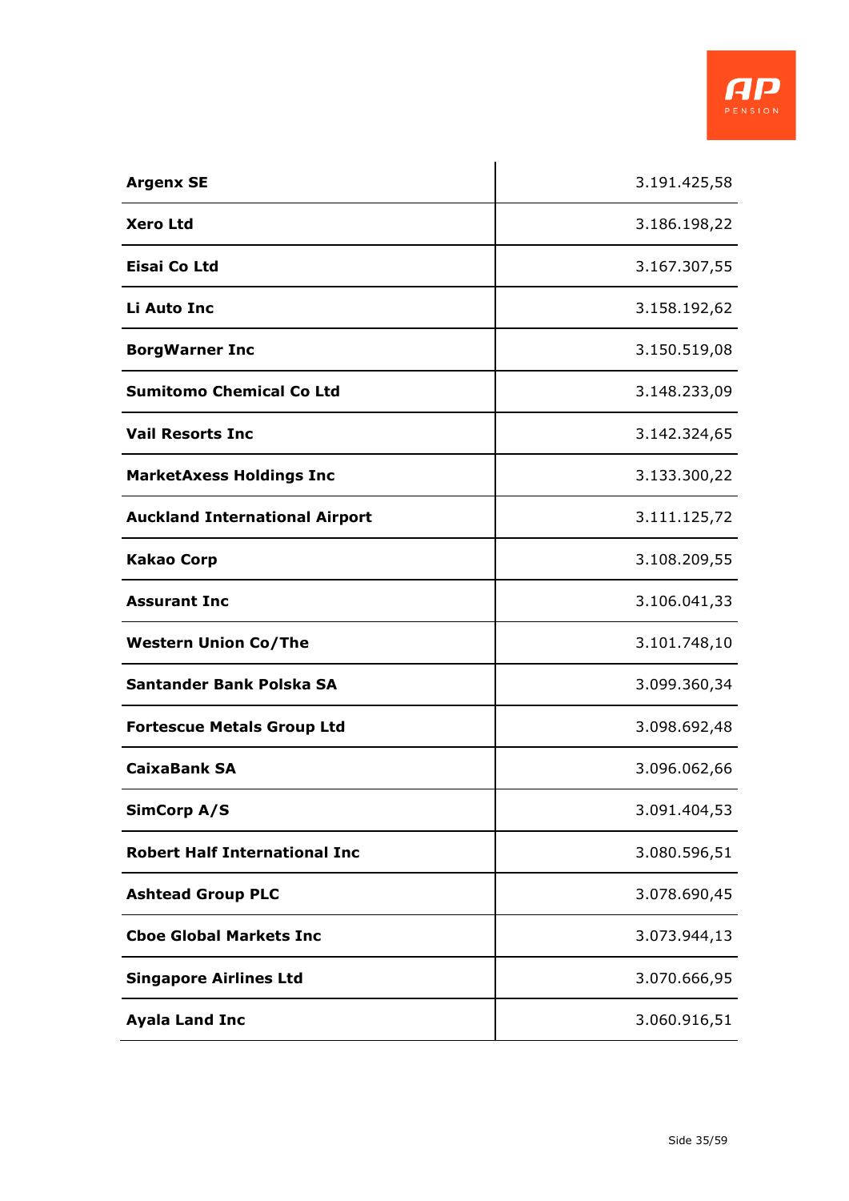| | |
|---|---|
| **Argenx SE** | 3.191.425,58 |
| **Xero Ltd** | 3.186.198,22 |
| **Eisai Co Ltd** | 3.167.307,55 |
| **Li Auto Inc** | 3.158.192,62 |
| **BorgWarner Inc** | 3.150.519,08 |
| **Sumitomo Chemical Co Ltd** | 3.148.233,09 |
| **Vail Resorts Inc** | 3.142.324,65 |
| **MarketAxess Holdings Inc** | 3.133.300,22 |
| **Auckland International Airport** | 3.111.125,72 |
| **Kakao Corp** | 3.108.209,55 |
| **Assurant Inc** | 3.106.041,33 |
| **Western Union Co/The** | 3.101.748,10 |
| **Santander Bank Polska SA** | 3.099.360,34 |
| **Fortescue Metals Group Ltd** | 3.098.692,48 |
| **CaixaBank SA** | 3.096.062,66 |
| **SimCorp A/S** | 3.091.404,53 |
| **Robert Half International Inc** | 3.080.596,51 |
| **Ashtead Group PLC** | 3.078.690,45 |
| **Cboe Global Markets Inc** | 3.073.944,13 |
| **Singapore Airlines Ltd** | 3.070.666,95 |
| **Ayala Land Inc** | 3.060.916,51 |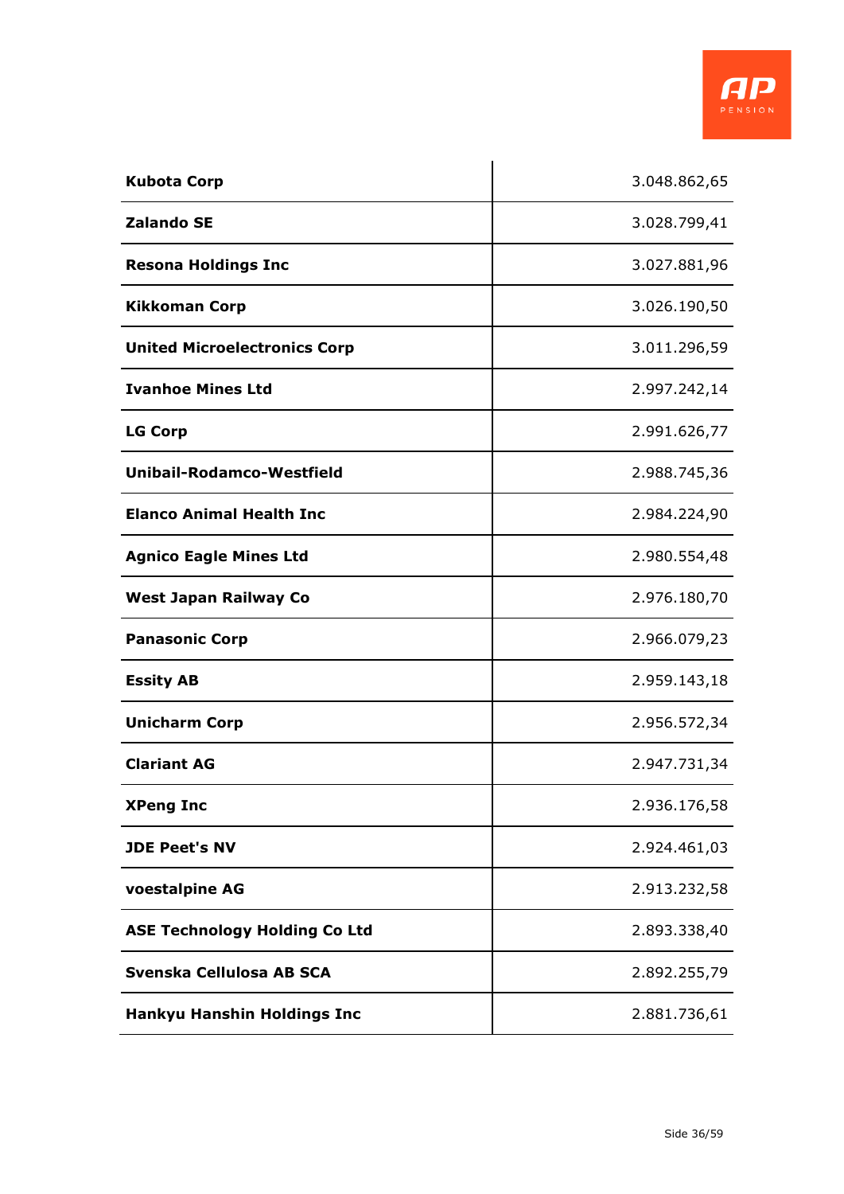| | |
|---|---|
| **Kubota Corp** | 3.048.862,65 |
| **Zalando SE** | 3.028.799,41 |
| **Resona Holdings Inc** | 3.027.881,96 |
| **Kikkoman Corp** | 3.026.190,50 |
| **United Microelectronics Corp** | 3.011.296,59 |
| **Ivanhoe Mines Ltd** | 2.997.242,14 |
| **LG Corp** | 2.991.626,77 |
| **Unibail-Rodamco-Westfield** | 2.988.745,36 |
| **Elanco Animal Health Inc** | 2.984.224,90 |
| **Agnico Eagle Mines Ltd** | 2.980.554,48 |
| **West Japan Railway Co** | 2.976.180,70 |
| **Panasonic Corp** | 2.966.079,23 |
| **Essity AB** | 2.959.143,18 |
| **Unicharm Corp** | 2.956.572,34 |
| **Clariant AG** | 2.947.731,34 |
| **XPeng Inc** | 2.936.176,58 |
| **JDE Peet's NV** | 2.924.461,03 |
| **voestalpine AG** | 2.913.232,58 |
| **ASE Technology Holding Co Ltd** | 2.893.338,40 |
| **Svenska Cellulosa AB SCA** | 2.892.255,79 |
| **Hankyu Hanshin Holdings Inc** | 2.881.736,61 |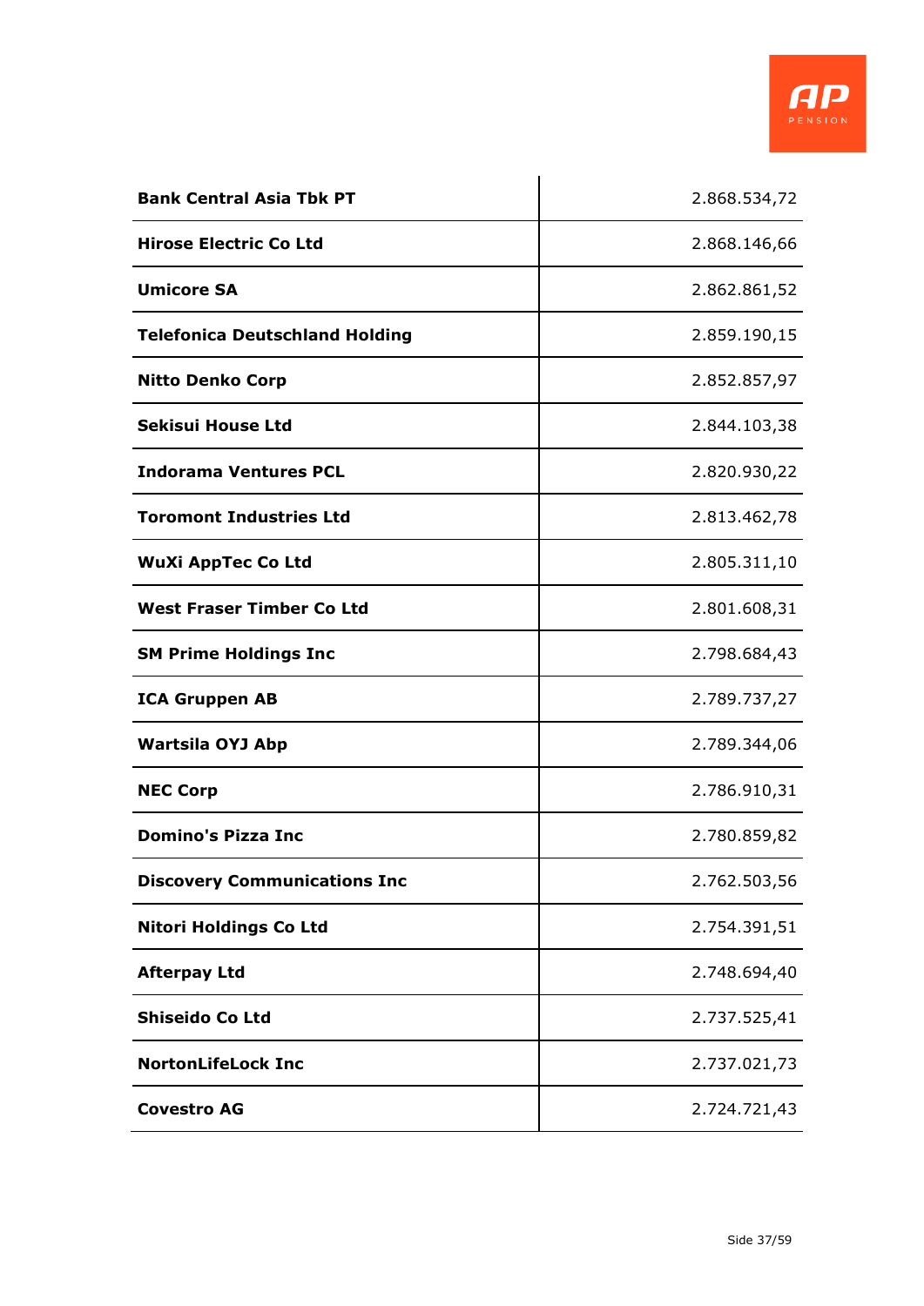| **Bank Central Asia Tbk PT** | 2.868.534,72 |
|---|---|
| **Hirose Electric Co Ltd** | 2.868.146,66 |
| **Umicore SA** | 2.862.861,52 |
| **Telefonica Deutschland Holding** | 2.859.190,15 |
| **Nitto Denko Corp** | 2.852.857,97 |
| **Sekisui House Ltd** | 2.844.103,38 |
| **Indorama Ventures PCL** | 2.820.930,22 |
| **Toromont Industries Ltd** | 2.813.462,78 |
| **WuXi AppTec Co Ltd** | 2.805.311,10 |
| **West Fraser Timber Co Ltd** | 2.801.608,31 |
| **SM Prime Holdings Inc** | 2.798.684,43 |
| **ICA Gruppen AB** | 2.789.737,27 |
| **Wartsila OYJ Abp** | 2.789.344,06 |
| **NEC Corp** | 2.786.910,31 |
| **Domino's Pizza Inc** | 2.780.859,82 |
| **Discovery Communications Inc** | 2.762.503,56 |
| **Nitori Holdings Co Ltd** | 2.754.391,51 |
| **Afterpay Ltd** | 2.748.694,40 |
| **Shiseido Co Ltd** | 2.737.525,41 |
| **NortonLifeLock Inc** | 2.737.021,73 |
| **Covestro AG** | 2.724.721,43 |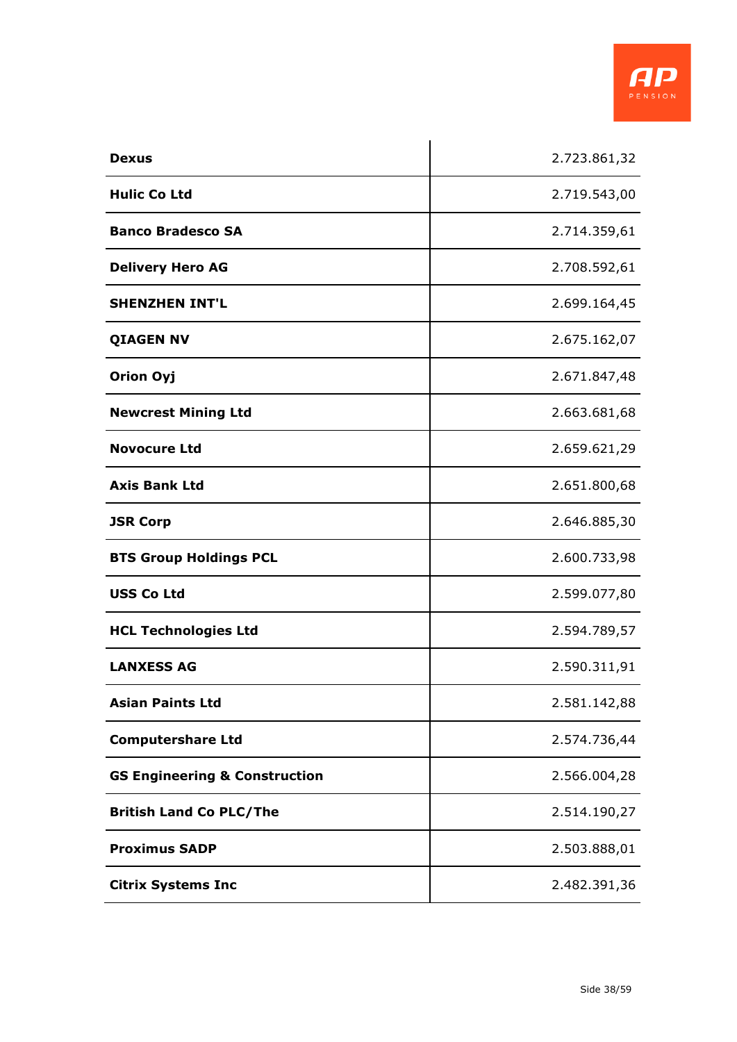| | |
|---|---|
| **Dexus** | 2.723.861,32 |
| **Hulic Co Ltd** | 2.719.543,00 |
| **Banco Bradesco SA** | 2.714.359,61 |
| **Delivery Hero AG** | 2.708.592,61 |
| **SHENZHEN INT'L** | 2.699.164,45 |
| **QIAGEN NV** | 2.675.162,07 |
| **Orion Oyj** | 2.671.847,48 |
| **Newcrest Mining Ltd** | 2.663.681,68 |
| **Novocure Ltd** | 2.659.621,29 |
| **Axis Bank Ltd** | 2.651.800,68 |
| **JSR Corp** | 2.646.885,30 |
| **BTS Group Holdings PCL** | 2.600.733,98 |
| **USS Co Ltd** | 2.599.077,80 |
| **HCL Technologies Ltd** | 2.594.789,57 |
| **LANXESS AG** | 2.590.311,91 |
| **Asian Paints Ltd** | 2.581.142,88 |
| **Computershare Ltd** | 2.574.736,44 |
| **GS Engineering & Construction** | 2.566.004,28 |
| **British Land Co PLC/The** | 2.514.190,27 |
| **Proximus SADP** | 2.503.888,01 |
| **Citrix Systems Inc** | 2.482.391,36 |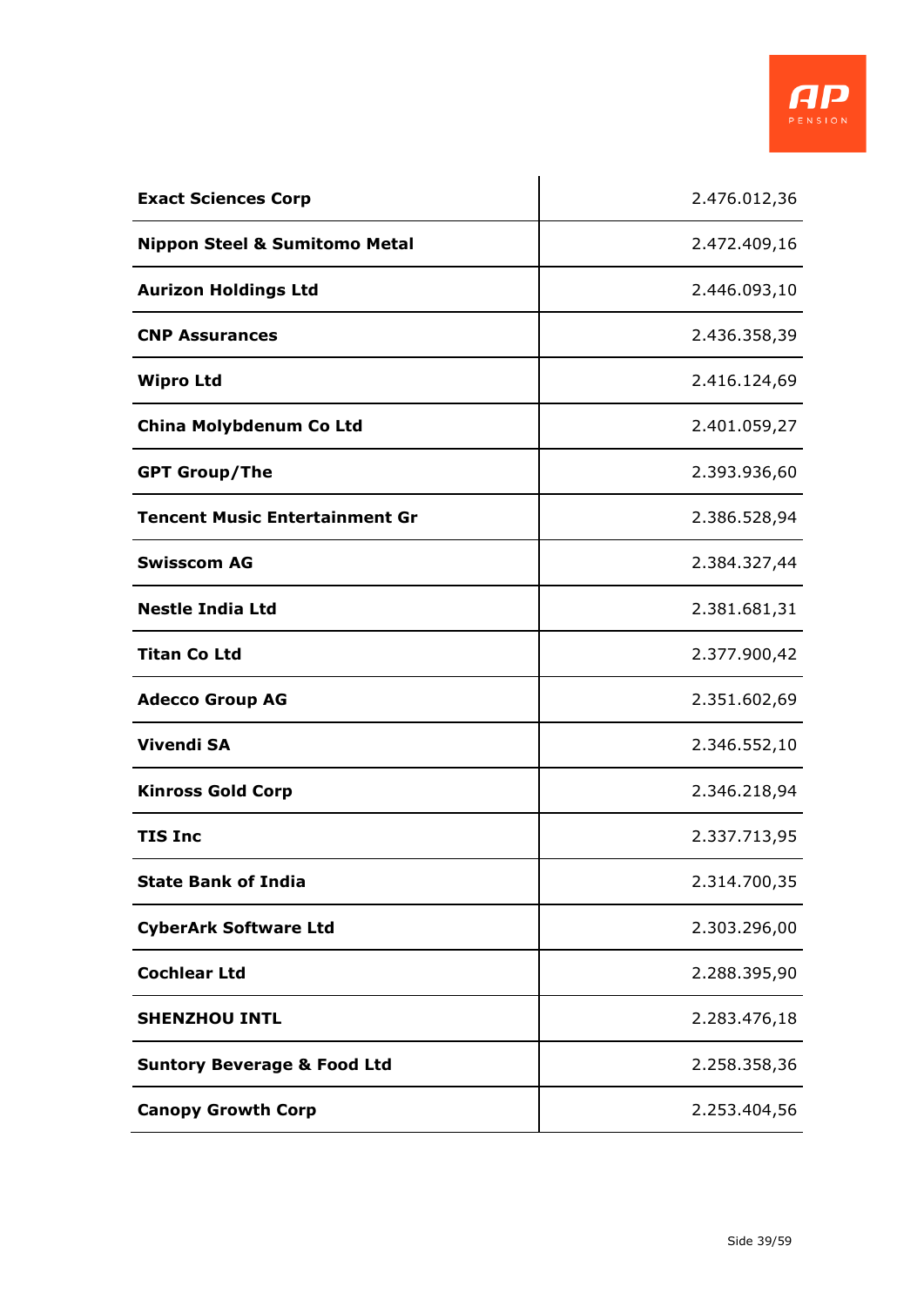| | |
|---|---|
| **Exact Sciences Corp** | 2.476.012,36 |
| **Nippon Steel & Sumitomo Metal** | 2.472.409,16 |
| **Aurizon Holdings Ltd** | 2.446.093,10 |
| **CNP Assurances** | 2.436.358,39 |
| **Wipro Ltd** | 2.416.124,69 |
| **China Molybdenum Co Ltd** | 2.401.059,27 |
| **GPT Group/The** | 2.393.936,60 |
| **Tencent Music Entertainment Gr** | 2.386.528,94 |
| **Swisscom AG** | 2.384.327,44 |
| **Nestle India Ltd** | 2.381.681,31 |
| **Titan Co Ltd** | 2.377.900,42 |
| **Adecco Group AG** | 2.351.602,69 |
| **Vivendi SA** | 2.346.552,10 |
| **Kinross Gold Corp** | 2.346.218,94 |
| **TIS Inc** | 2.337.713,95 |
| **State Bank of India** | 2.314.700,35 |
| **CyberArk Software Ltd** | 2.303.296,00 |
| **Cochlear Ltd** | 2.288.395,90 |
| **SHENZHOU INTL** | 2.283.476,18 |
| **Suntory Beverage & Food Ltd** | 2.258.358,36 |
| **Canopy Growth Corp** | 2.253.404,56 |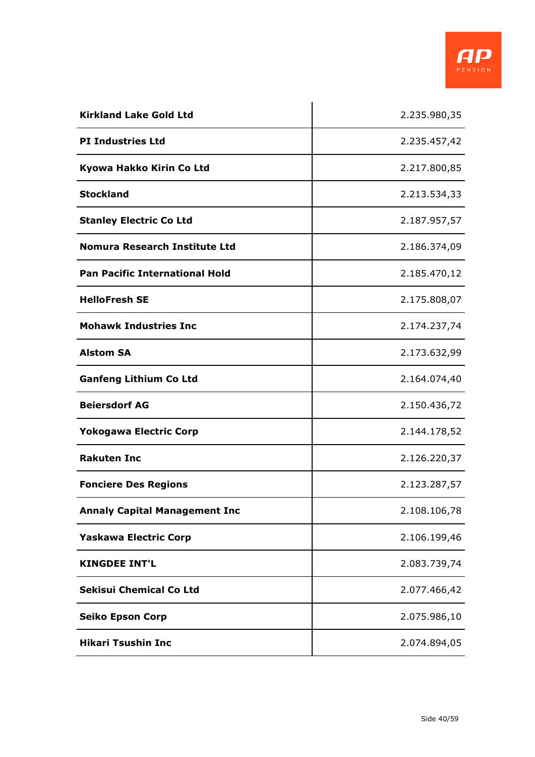| | |
|---|---|
| **Kirkland Lake Gold Ltd** | 2.235.980,35 |
| **PI Industries Ltd** | 2.235.457,42 |
| **Kyowa Hakko Kirin Co Ltd** | 2.217.800,85 |
| **Stockland** | 2.213.534,33 |
| **Stanley Electric Co Ltd** | 2.187.957,57 |
| **Nomura Research Institute Ltd** | 2.186.374,09 |
| **Pan Pacific International Hold** | 2.185.470,12 |
| **HelloFresh SE** | 2.175.808,07 |
| **Mohawk Industries Inc** | 2.174.237,74 |
| **Alstom SA** | 2.173.632,99 |
| **Ganfeng Lithium Co Ltd** | 2.164.074,40 |
| **Beiersdorf AG** | 2.150.436,72 |
| **Yokogawa Electric Corp** | 2.144.178,52 |
| **Rakuten Inc** | 2.126.220,37 |
| **Fonciere Des Regions** | 2.123.287,57 |
| **Annaly Capital Management Inc** | 2.108.106,78 |
| **Yaskawa Electric Corp** | 2.106.199,46 |
| **KINGDEE INT'L** | 2.083.739,74 |
| **Sekisui Chemical Co Ltd** | 2.077.466,42 |
| **Seiko Epson Corp** | 2.075.986,10 |
| **Hikari Tsushin Inc** | 2.074.894,05 |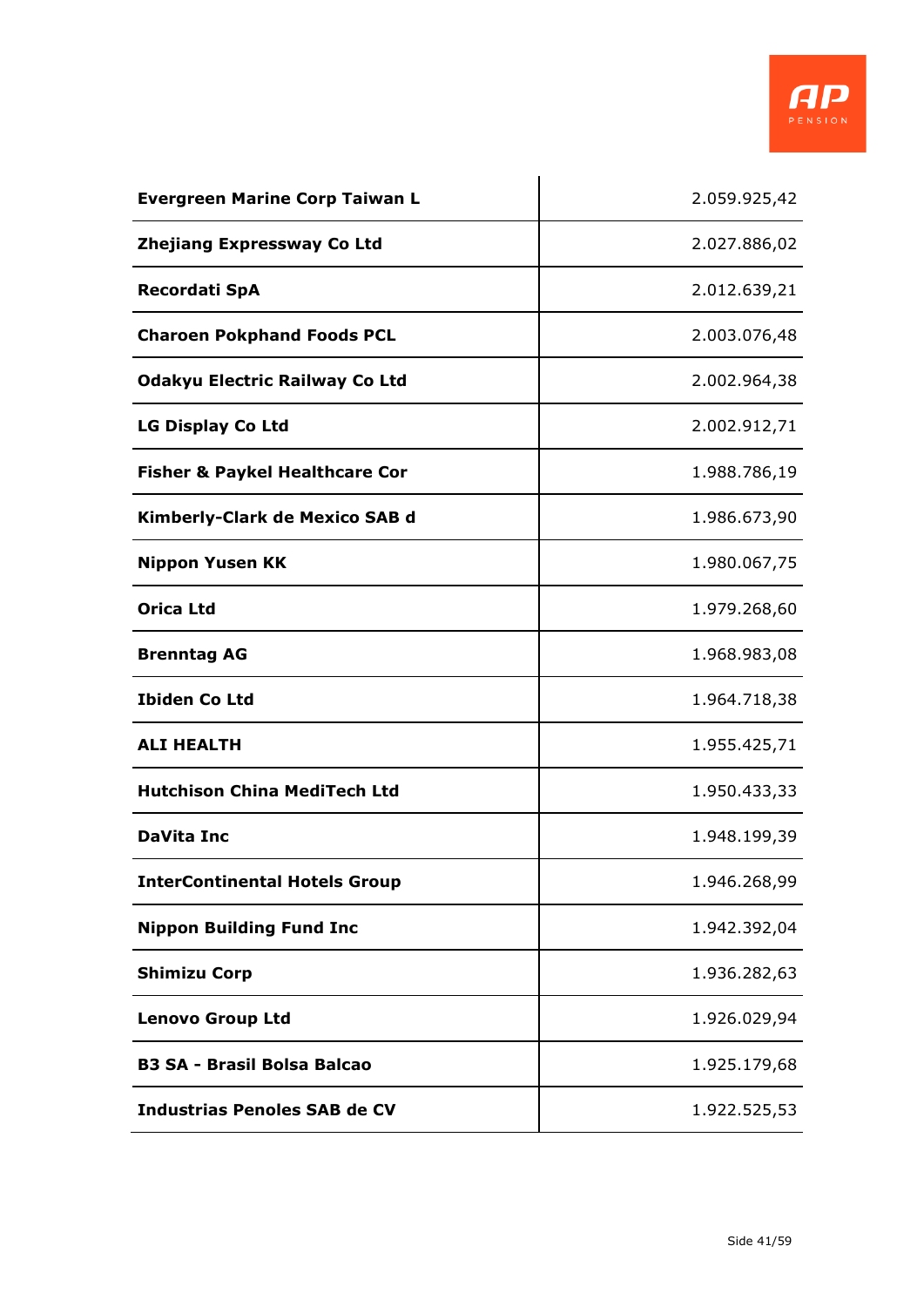| | |
|---|---:|
| **Evergreen Marine Corp Taiwan L** | 2.059.925,42 |
| **Zhejiang Expressway Co Ltd** | 2.027.886,02 |
| **Recordati SpA** | 2.012.639,21 |
| **Charoen Pokphand Foods PCL** | 2.003.076,48 |
| **Odakyu Electric Railway Co Ltd** | 2.002.964,38 |
| **LG Display Co Ltd** | 2.002.912,71 |
| **Fisher & Paykel Healthcare Cor** | 1.988.786,19 |
| **Kimberly-Clark de Mexico SAB d** | 1.986.673,90 |
| **Nippon Yusen KK** | 1.980.067,75 |
| **Orica Ltd** | 1.979.268,60 |
| **Brenntag AG** | 1.968.983,08 |
| **Ibiden Co Ltd** | 1.964.718,38 |
| **ALI HEALTH** | 1.955.425,71 |
| **Hutchison China MediTech Ltd** | 1.950.433,33 |
| **DaVita Inc** | 1.948.199,39 |
| **InterContinental Hotels Group** | 1.946.268,99 |
| **Nippon Building Fund Inc** | 1.942.392,04 |
| **Shimizu Corp** | 1.936.282,63 |
| **Lenovo Group Ltd** | 1.926.029,94 |
| **B3 SA - Brasil Bolsa Balcao** | 1.925.179,68 |
| **Industrias Penoles SAB de CV** | 1.922.525,53 |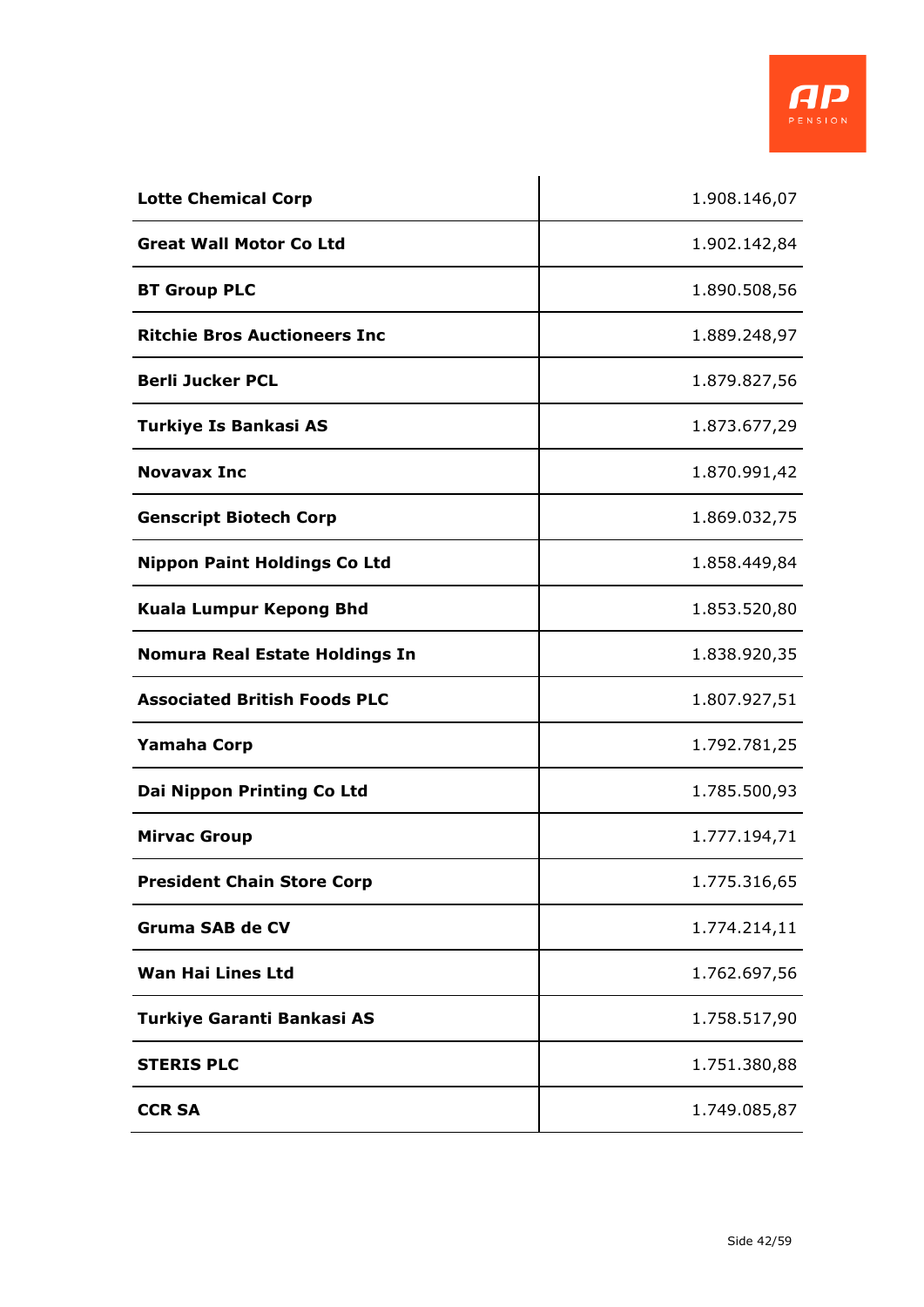| | |
|---|---|
| **Lotte Chemical Corp** | 1.908.146,07 |
| **Great Wall Motor Co Ltd** | 1.902.142,84 |
| **BT Group PLC** | 1.890.508,56 |
| **Ritchie Bros Auctioneers Inc** | 1.889.248,97 |
| **Berli Jucker PCL** | 1.879.827,56 |
| **Turkiye Is Bankasi AS** | 1.873.677,29 |
| **Novavax Inc** | 1.870.991,42 |
| **Genscript Biotech Corp** | 1.869.032,75 |
| **Nippon Paint Holdings Co Ltd** | 1.858.449,84 |
| **Kuala Lumpur Kepong Bhd** | 1.853.520,80 |
| **Nomura Real Estate Holdings In** | 1.838.920,35 |
| **Associated British Foods PLC** | 1.807.927,51 |
| **Yamaha Corp** | 1.792.781,25 |
| **Dai Nippon Printing Co Ltd** | 1.785.500,93 |
| **Mirvac Group** | 1.777.194,71 |
| **President Chain Store Corp** | 1.775.316,65 |
| **Gruma SAB de CV** | 1.774.214,11 |
| **Wan Hai Lines Ltd** | 1.762.697,56 |
| **Turkiye Garanti Bankasi AS** | 1.758.517,90 |
| **STERIS PLC** | 1.751.380,88 |
| **CCR SA** | 1.749.085,87 |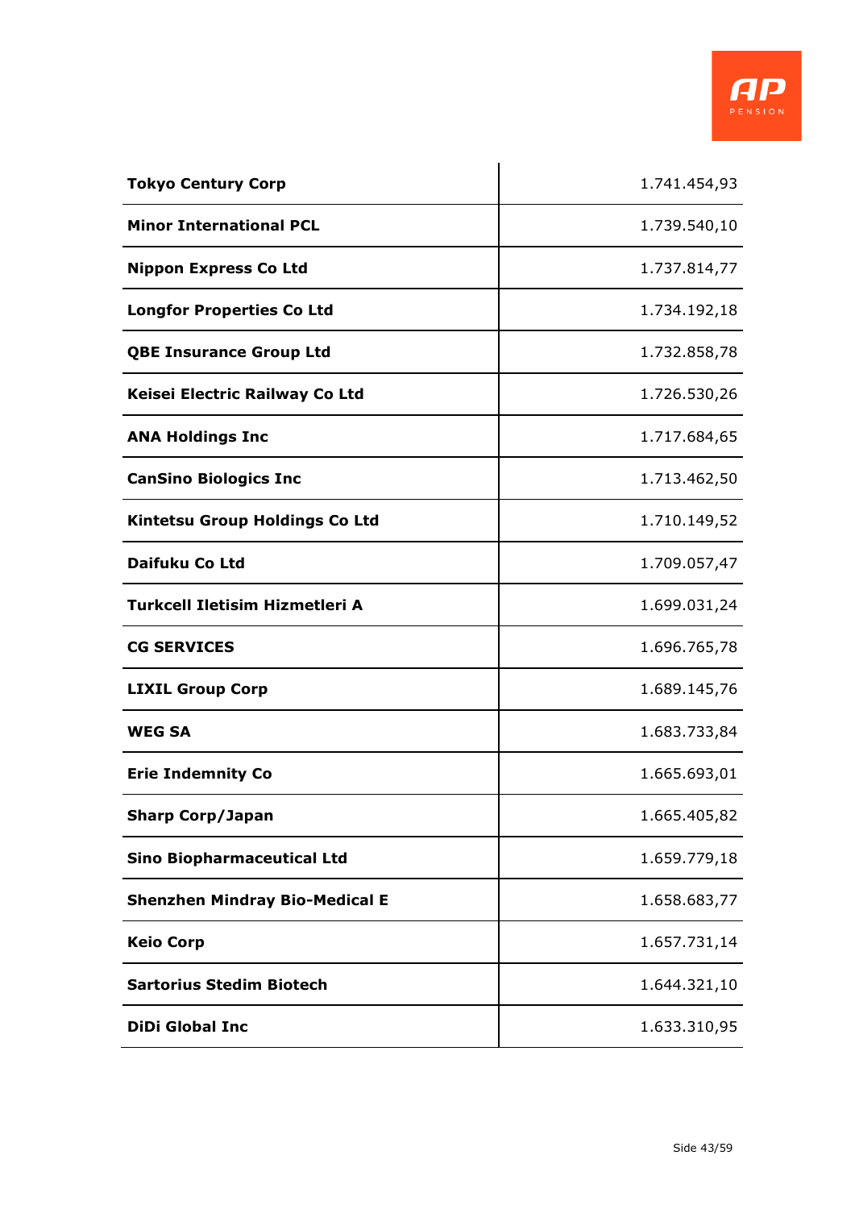| **Tokyo Century Corp** | 1.741.454,93 |
|---|---|
| **Minor International PCL** | 1.739.540,10 |
| **Nippon Express Co Ltd** | 1.737.814,77 |
| **Longfor Properties Co Ltd** | 1.734.192,18 |
| **QBE Insurance Group Ltd** | 1.732.858,78 |
| **Keisei Electric Railway Co Ltd** | 1.726.530,26 |
| **ANA Holdings Inc** | 1.717.684,65 |
| **CanSino Biologics Inc** | 1.713.462,50 |
| **Kintetsu Group Holdings Co Ltd** | 1.710.149,52 |
| **Daifuku Co Ltd** | 1.709.057,47 |
| **Turkcell Iletisim Hizmetleri A** | 1.699.031,24 |
| **CG SERVICES** | 1.696.765,78 |
| **LIXIL Group Corp** | 1.689.145,76 |
| **WEG SA** | 1.683.733,84 |
| **Erie Indemnity Co** | 1.665.693,01 |
| **Sharp Corp/Japan** | 1.665.405,82 |
| **Sino Biopharmaceutical Ltd** | 1.659.779,18 |
| **Shenzhen Mindray Bio-Medical E** | 1.658.683,77 |
| **Keio Corp** | 1.657.731,14 |
| **Sartorius Stedim Biotech** | 1.644.321,10 |
| **DiDi Global Inc** | 1.633.310,95 |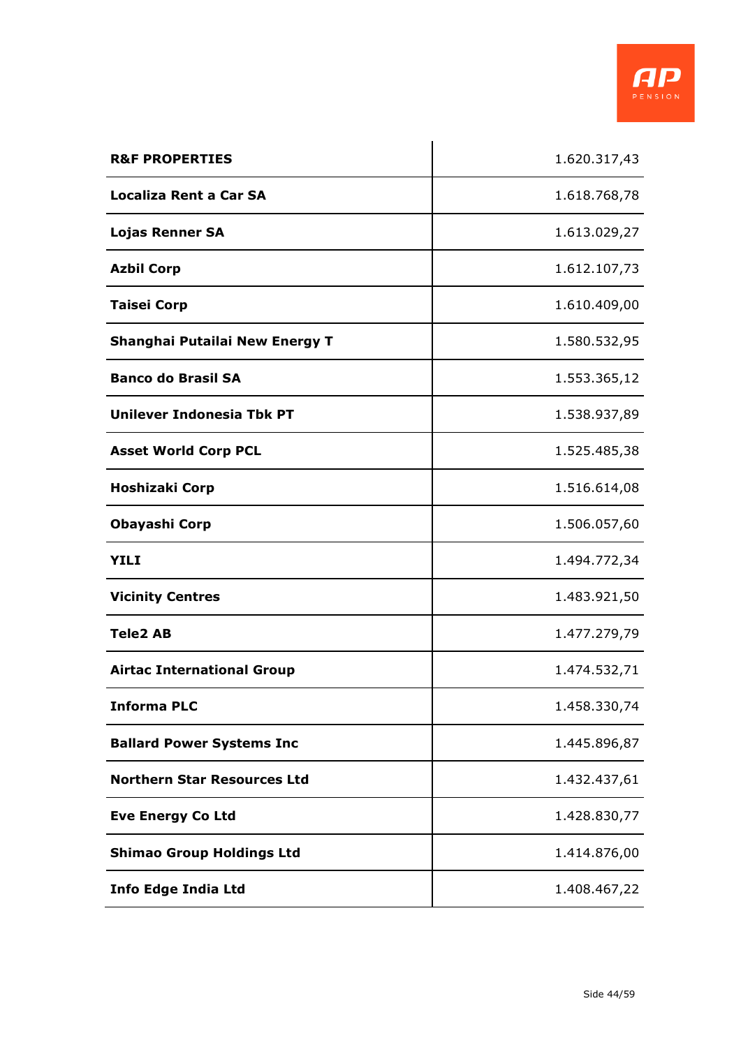| | |
|---|---|
| **R&F PROPERTIES** | 1.620.317,43 |
| **Localiza Rent a Car SA** | 1.618.768,78 |
| **Lojas Renner SA** | 1.613.029,27 |
| **Azbil Corp** | 1.612.107,73 |
| **Taisei Corp** | 1.610.409,00 |
| **Shanghai Putailai New Energy T** | 1.580.532,95 |
| **Banco do Brasil SA** | 1.553.365,12 |
| **Unilever Indonesia Tbk PT** | 1.538.937,89 |
| **Asset World Corp PCL** | 1.525.485,38 |
| **Hoshizaki Corp** | 1.516.614,08 |
| **Obayashi Corp** | 1.506.057,60 |
| **YILI** | 1.494.772,34 |
| **Vicinity Centres** | 1.483.921,50 |
| **Tele2 AB** | 1.477.279,79 |
| **Airtac International Group** | 1.474.532,71 |
| **Informa PLC** | 1.458.330,74 |
| **Ballard Power Systems Inc** | 1.445.896,87 |
| **Northern Star Resources Ltd** | 1.432.437,61 |
| **Eve Energy Co Ltd** | 1.428.830,77 |
| **Shimao Group Holdings Ltd** | 1.414.876,00 |
| **Info Edge India Ltd** | 1.408.467,22 |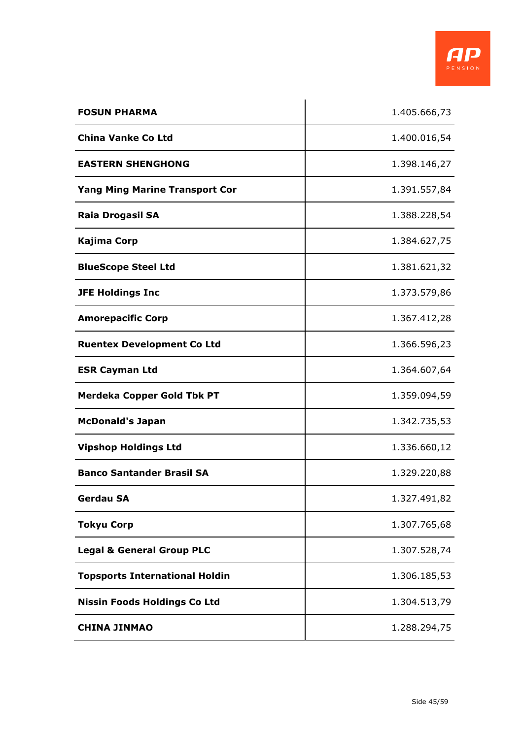| | |
|---|---|
| **FOSUN PHARMA** | 1.405.666,73 |
| **China Vanke Co Ltd** | 1.400.016,54 |
| **EASTERN SHENGHONG** | 1.398.146,27 |
| **Yang Ming Marine Transport Cor** | 1.391.557,84 |
| **Raia Drogasil SA** | 1.388.228,54 |
| **Kajima Corp** | 1.384.627,75 |
| **BlueScope Steel Ltd** | 1.381.621,32 |
| **JFE Holdings Inc** | 1.373.579,86 |
| **Amorepacific Corp** | 1.367.412,28 |
| **Ruentex Development Co Ltd** | 1.366.596,23 |
| **ESR Cayman Ltd** | 1.364.607,64 |
| **Merdeka Copper Gold Tbk PT** | 1.359.094,59 |
| **McDonald's Japan** | 1.342.735,53 |
| **Vipshop Holdings Ltd** | 1.336.660,12 |
| **Banco Santander Brasil SA** | 1.329.220,88 |
| **Gerdau SA** | 1.327.491,82 |
| **Tokyu Corp** | 1.307.765,68 |
| **Legal & General Group PLC** | 1.307.528,74 |
| **Topsports International Holdin** | 1.306.185,53 |
| **Nissin Foods Holdings Co Ltd** | 1.304.513,79 |
| **CHINA JINMAO** | 1.288.294,75 |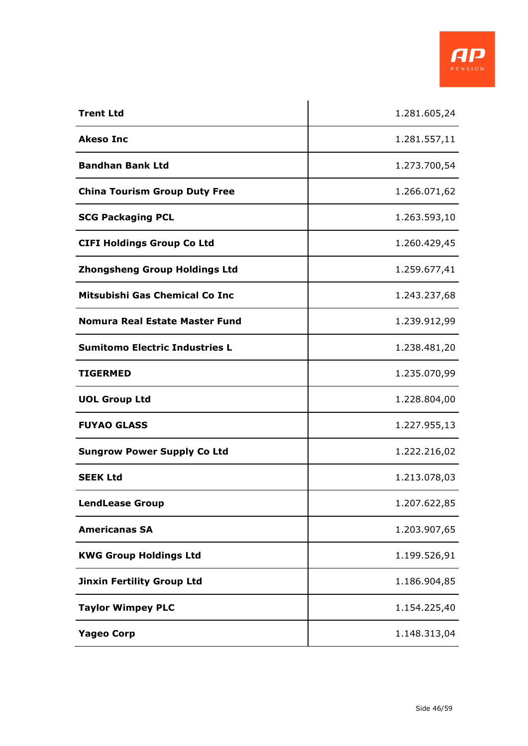| | |
|---|---|
| **Trent Ltd** | 1.281.605,24 |
| **Akeso Inc** | 1.281.557,11 |
| **Bandhan Bank Ltd** | 1.273.700,54 |
| **China Tourism Group Duty Free** | 1.266.071,62 |
| **SCG Packaging PCL** | 1.263.593,10 |
| **CIFI Holdings Group Co Ltd** | 1.260.429,45 |
| **Zhongsheng Group Holdings Ltd** | 1.259.677,41 |
| **Mitsubishi Gas Chemical Co Inc** | 1.243.237,68 |
| **Nomura Real Estate Master Fund** | 1.239.912,99 |
| **Sumitomo Electric Industries L** | 1.238.481,20 |
| **TIGERMED** | 1.235.070,99 |
| **UOL Group Ltd** | 1.228.804,00 |
| **FUYAO GLASS** | 1.227.955,13 |
| **Sungrow Power Supply Co Ltd** | 1.222.216,02 |
| **SEEK Ltd** | 1.213.078,03 |
| **LendLease Group** | 1.207.622,85 |
| **Americanas SA** | 1.203.907,65 |
| **KWG Group Holdings Ltd** | 1.199.526,91 |
| **Jinxin Fertility Group Ltd** | 1.186.904,85 |
| **Taylor Wimpey PLC** | 1.154.225,40 |
| **Yageo Corp** | 1.148.313,04 |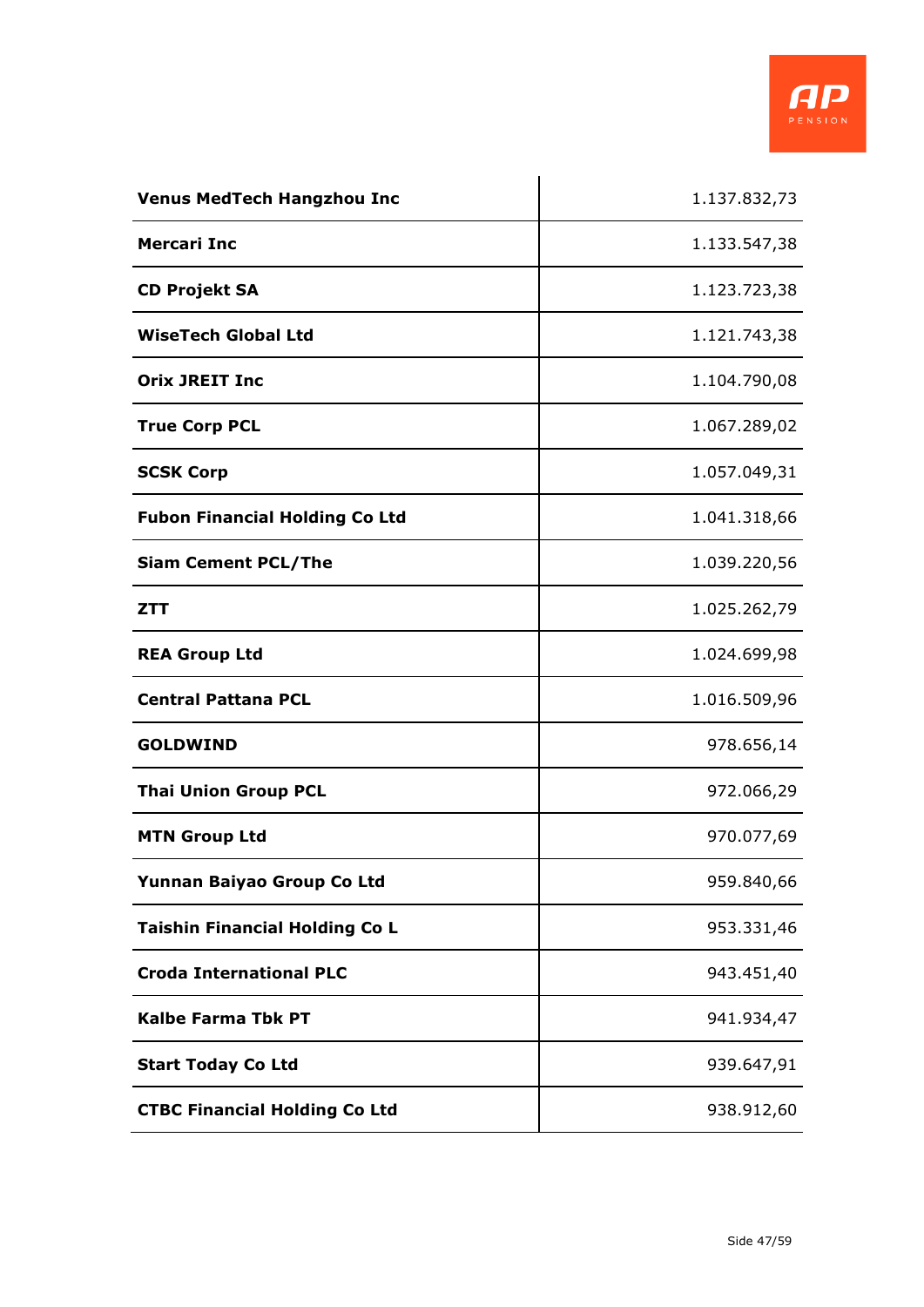| | |
|---|---|
| **Venus MedTech Hangzhou Inc** | 1.137.832,73 |
| **Mercari Inc** | 1.133.547,38 |
| **CD Projekt SA** | 1.123.723,38 |
| **WiseTech Global Ltd** | 1.121.743,38 |
| **Orix JREIT Inc** | 1.104.790,08 |
| **True Corp PCL** | 1.067.289,02 |
| **SCSK Corp** | 1.057.049,31 |
| **Fubon Financial Holding Co Ltd** | 1.041.318,66 |
| **Siam Cement PCL/The** | 1.039.220,56 |
| **ZTT** | 1.025.262,79 |
| **REA Group Ltd** | 1.024.699,98 |
| **Central Pattana PCL** | 1.016.509,96 |
| **GOLDWIND** | 978.656,14 |
| **Thai Union Group PCL** | 972.066,29 |
| **MTN Group Ltd** | 970.077,69 |
| **Yunnan Baiyao Group Co Ltd** | 959.840,66 |
| **Taishin Financial Holding Co L** | 953.331,46 |
| **Croda International PLC** | 943.451,40 |
| **Kalbe Farma Tbk PT** | 941.934,47 |
| **Start Today Co Ltd** | 939.647,91 |
| **CTBC Financial Holding Co Ltd** | 938.912,60 |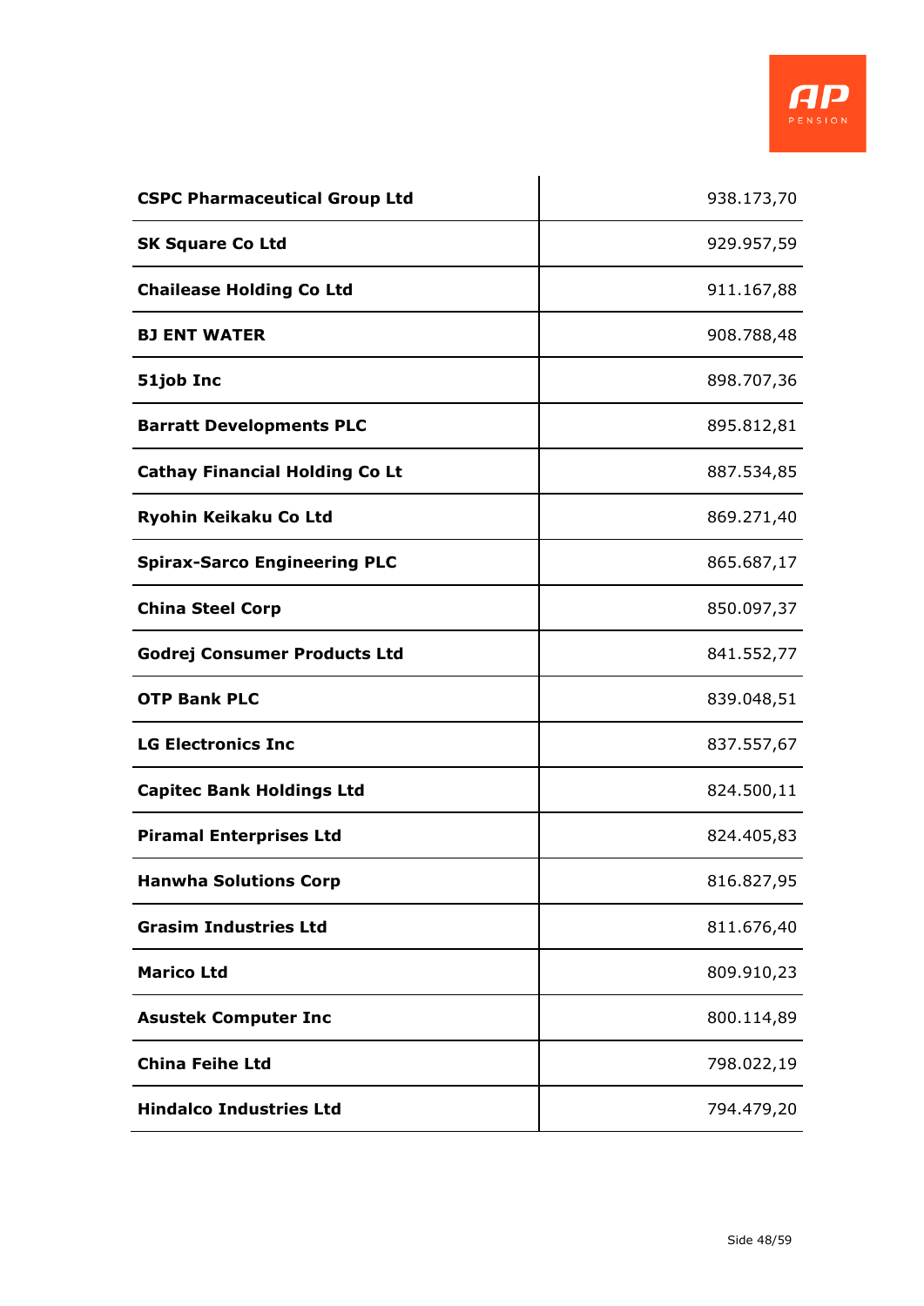| | |
|---|---|
| **CSPC Pharmaceutical Group Ltd** | 938.173,70 |
| **SK Square Co Ltd** | 929.957,59 |
| **Chailease Holding Co Ltd** | 911.167,88 |
| **BJ ENT WATER** | 908.788,48 |
| **51job Inc** | 898.707,36 |
| **Barratt Developments PLC** | 895.812,81 |
| **Cathay Financial Holding Co Lt** | 887.534,85 |
| **Ryohin Keikaku Co Ltd** | 869.271,40 |
| **Spirax-Sarco Engineering PLC** | 865.687,17 |
| **China Steel Corp** | 850.097,37 |
| **Godrej Consumer Products Ltd** | 841.552,77 |
| **OTP Bank PLC** | 839.048,51 |
| **LG Electronics Inc** | 837.557,67 |
| **Capitec Bank Holdings Ltd** | 824.500,11 |
| **Piramal Enterprises Ltd** | 824.405,83 |
| **Hanwha Solutions Corp** | 816.827,95 |
| **Grasim Industries Ltd** | 811.676,40 |
| **Marico Ltd** | 809.910,23 |
| **Asustek Computer Inc** | 800.114,89 |
| **China Feihe Ltd** | 798.022,19 |
| **Hindalco Industries Ltd** | 794.479,20 |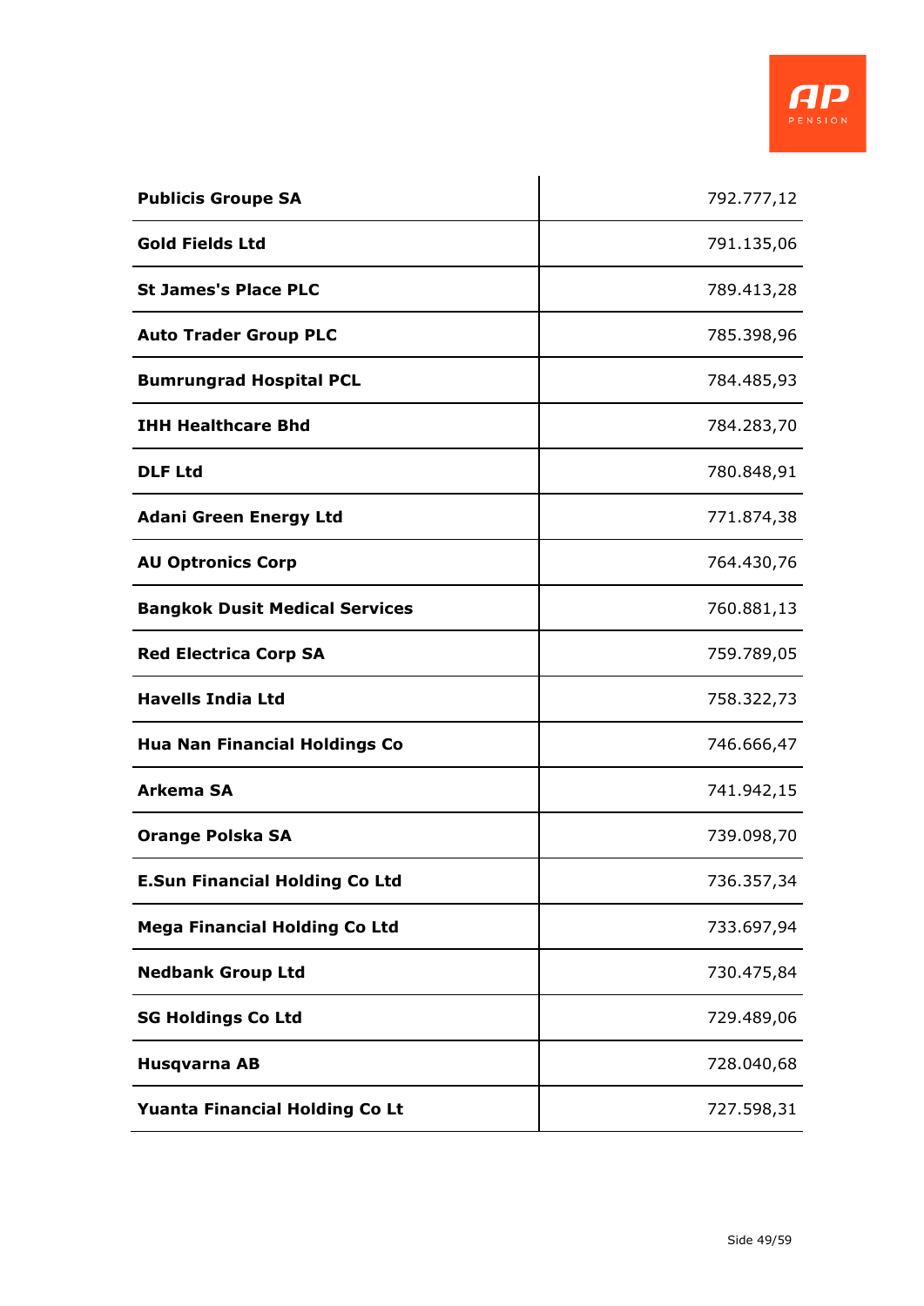| | |
|---|---|
| **Publicis Groupe SA** | 792.777,12 |
| **Gold Fields Ltd** | 791.135,06 |
| **St James's Place PLC** | 789.413,28 |
| **Auto Trader Group PLC** | 785.398,96 |
| **Bumrungrad Hospital PCL** | 784.485,93 |
| **IHH Healthcare Bhd** | 784.283,70 |
| **DLF Ltd** | 780.848,91 |
| **Adani Green Energy Ltd** | 771.874,38 |
| **AU Optronics Corp** | 764.430,76 |
| **Bangkok Dusit Medical Services** | 760.881,13 |
| **Red Electrica Corp SA** | 759.789,05 |
| **Havells India Ltd** | 758.322,73 |
| **Hua Nan Financial Holdings Co** | 746.666,47 |
| **Arkema SA** | 741.942,15 |
| **Orange Polska SA** | 739.098,70 |
| **E.Sun Financial Holding Co Ltd** | 736.357,34 |
| **Mega Financial Holding Co Ltd** | 733.697,94 |
| **Nedbank Group Ltd** | 730.475,84 |
| **SG Holdings Co Ltd** | 729.489,06 |
| **Husqvarna AB** | 728.040,68 |
| **Yuanta Financial Holding Co Lt** | 727.598,31 |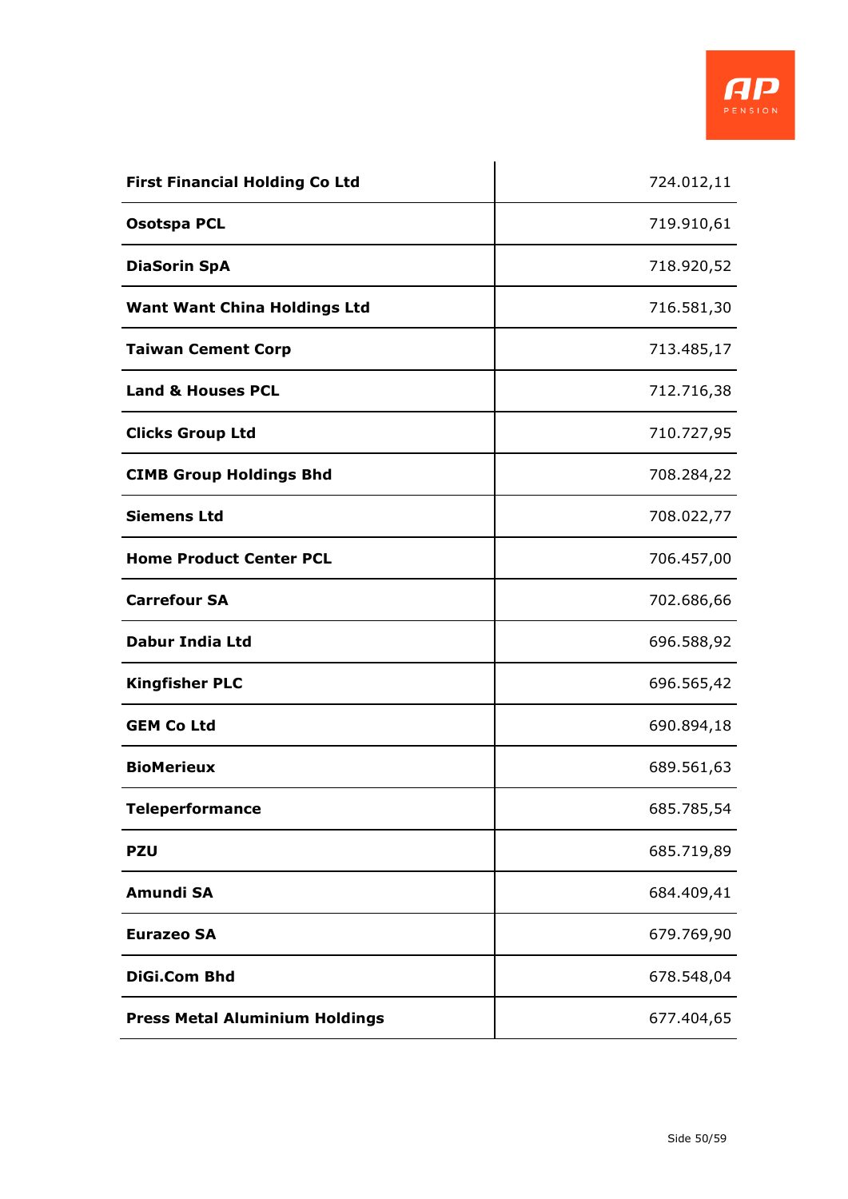| | |
|---|---|
| **First Financial Holding Co Ltd** | 724.012,11 |
| **Osotspa PCL** | 719.910,61 |
| **DiaSorin SpA** | 718.920,52 |
| **Want Want China Holdings Ltd** | 716.581,30 |
| **Taiwan Cement Corp** | 713.485,17 |
| **Land & Houses PCL** | 712.716,38 |
| **Clicks Group Ltd** | 710.727,95 |
| **CIMB Group Holdings Bhd** | 708.284,22 |
| **Siemens Ltd** | 708.022,77 |
| **Home Product Center PCL** | 706.457,00 |
| **Carrefour SA** | 702.686,66 |
| **Dabur India Ltd** | 696.588,92 |
| **Kingfisher PLC** | 696.565,42 |
| **GEM Co Ltd** | 690.894,18 |
| **BioMerieux** | 689.561,63 |
| **Teleperformance** | 685.785,54 |
| **PZU** | 685.719,89 |
| **Amundi SA** | 684.409,41 |
| **Eurazeo SA** | 679.769,90 |
| **DiGi.Com Bhd** | 678.548,04 |
| **Press Metal Aluminium Holdings** | 677.404,65 |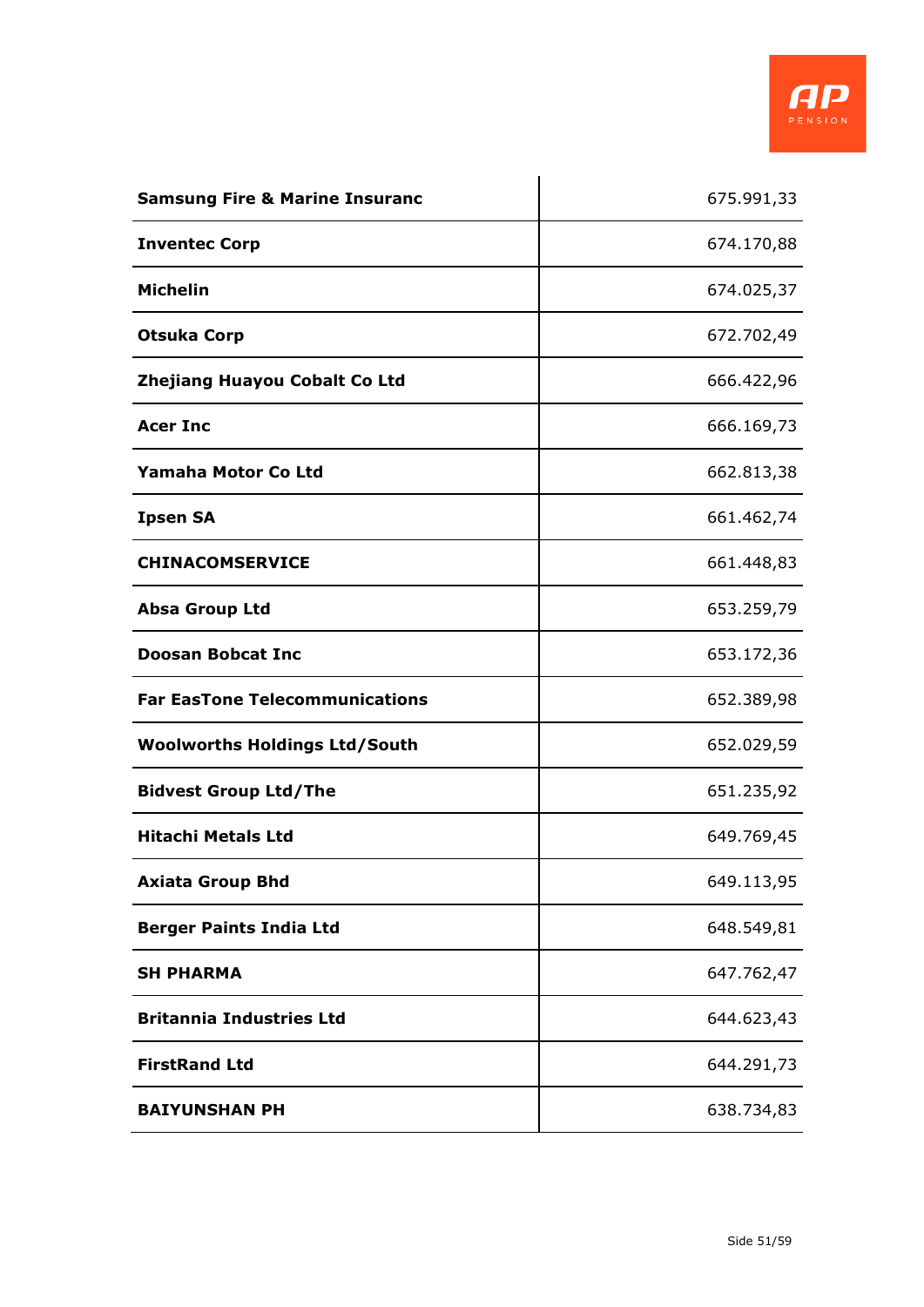| | |
|---|---|
| **Samsung Fire & Marine Insuranc** | 675.991,33 |
| **Inventec Corp** | 674.170,88 |
| **Michelin** | 674.025,37 |
| **Otsuka Corp** | 672.702,49 |
| **Zhejiang Huayou Cobalt Co Ltd** | 666.422,96 |
| **Acer Inc** | 666.169,73 |
| **Yamaha Motor Co Ltd** | 662.813,38 |
| **Ipsen SA** | 661.462,74 |
| **CHINACOMSERVICE** | 661.448,83 |
| **Absa Group Ltd** | 653.259,79 |
| **Doosan Bobcat Inc** | 653.172,36 |
| **Far EasTone Telecommunications** | 652.389,98 |
| **Woolworths Holdings Ltd/South** | 652.029,59 |
| **Bidvest Group Ltd/The** | 651.235,92 |
| **Hitachi Metals Ltd** | 649.769,45 |
| **Axiata Group Bhd** | 649.113,95 |
| **Berger Paints India Ltd** | 648.549,81 |
| **SH PHARMA** | 647.762,47 |
| **Britannia Industries Ltd** | 644.623,43 |
| **FirstRand Ltd** | 644.291,73 |
| **BAIYUNSHAN PH** | 638.734,83 |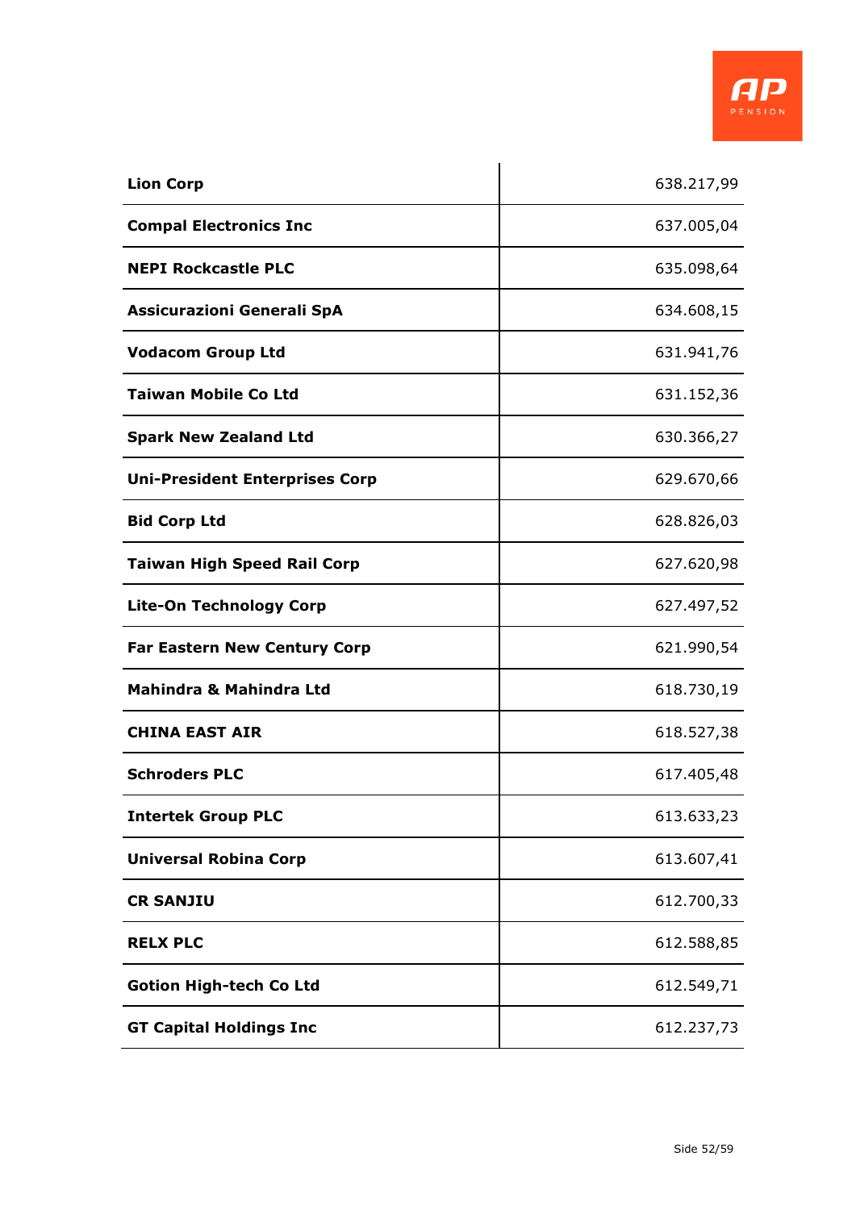| | |
|---|---|
| **Lion Corp** | 638.217,99 |
| **Compal Electronics Inc** | 637.005,04 |
| **NEPI Rockcastle PLC** | 635.098,64 |
| **Assicurazioni Generali SpA** | 634.608,15 |
| **Vodacom Group Ltd** | 631.941,76 |
| **Taiwan Mobile Co Ltd** | 631.152,36 |
| **Spark New Zealand Ltd** | 630.366,27 |
| **Uni-President Enterprises Corp** | 629.670,66 |
| **Bid Corp Ltd** | 628.826,03 |
| **Taiwan High Speed Rail Corp** | 627.620,98 |
| **Lite-On Technology Corp** | 627.497,52 |
| **Far Eastern New Century Corp** | 621.990,54 |
| **Mahindra & Mahindra Ltd** | 618.730,19 |
| **CHINA EAST AIR** | 618.527,38 |
| **Schroders PLC** | 617.405,48 |
| **Intertek Group PLC** | 613.633,23 |
| **Universal Robina Corp** | 613.607,41 |
| **CR SANJIU** | 612.700,33 |
| **RELX PLC** | 612.588,85 |
| **Gotion High-tech Co Ltd** | 612.549,71 |
| **GT Capital Holdings Inc** | 612.237,73 |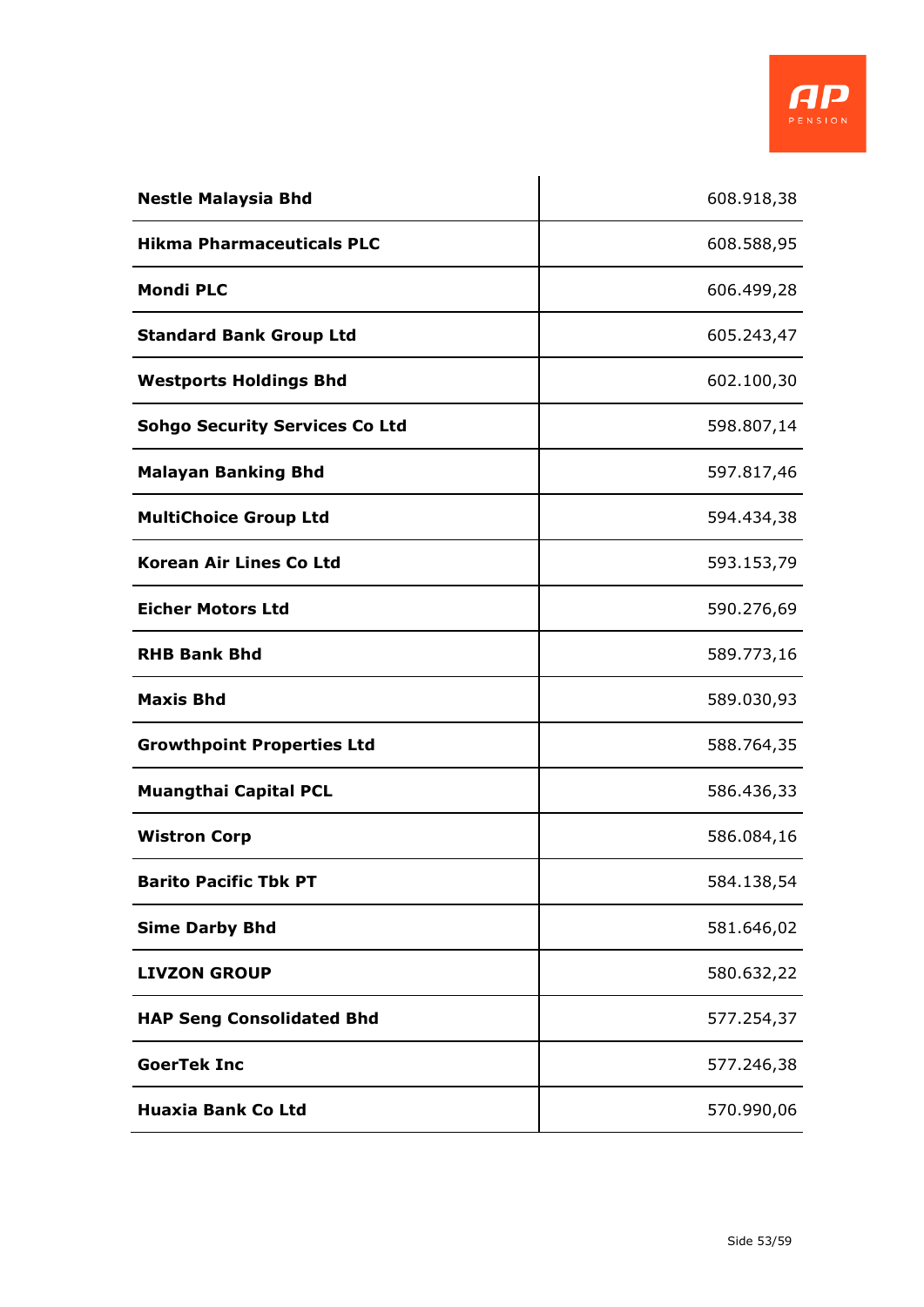| | |
|---|---|
| **Nestle Malaysia Bhd** | 608.918,38 |
| **Hikma Pharmaceuticals PLC** | 608.588,95 |
| **Mondi PLC** | 606.499,28 |
| **Standard Bank Group Ltd** | 605.243,47 |
| **Westports Holdings Bhd** | 602.100,30 |
| **Sohgo Security Services Co Ltd** | 598.807,14 |
| **Malayan Banking Bhd** | 597.817,46 |
| **MultiChoice Group Ltd** | 594.434,38 |
| **Korean Air Lines Co Ltd** | 593.153,79 |
| **Eicher Motors Ltd** | 590.276,69 |
| **RHB Bank Bhd** | 589.773,16 |
| **Maxis Bhd** | 589.030,93 |
| **Growthpoint Properties Ltd** | 588.764,35 |
| **Muangthai Capital PCL** | 586.436,33 |
| **Wistron Corp** | 586.084,16 |
| **Barito Pacific Tbk PT** | 584.138,54 |
| **Sime Darby Bhd** | 581.646,02 |
| **LIVZON GROUP** | 580.632,22 |
| **HAP Seng Consolidated Bhd** | 577.254,37 |
| **GoerTek Inc** | 577.246,38 |
| **Huaxia Bank Co Ltd** | 570.990,06 |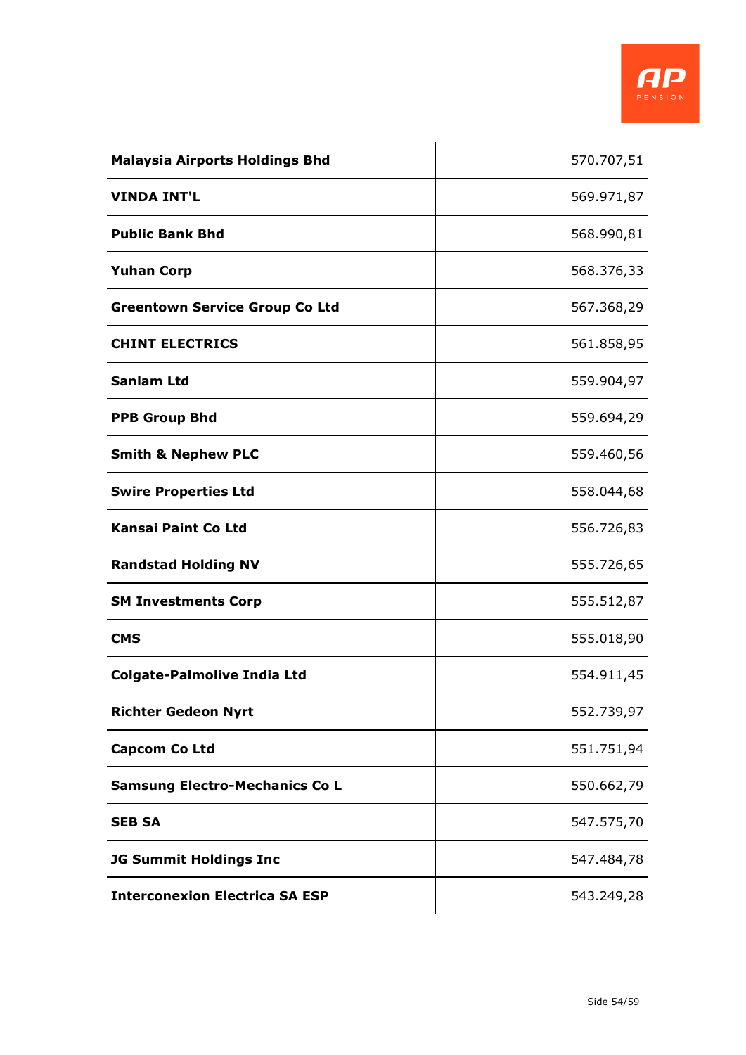| | |
|---|---|
| **Malaysia Airports Holdings Bhd** | 570.707,51 |
| **VINDA INT'L** | 569.971,87 |
| **Public Bank Bhd** | 568.990,81 |
| **Yuhan Corp** | 568.376,33 |
| **Greentown Service Group Co Ltd** | 567.368,29 |
| **CHINT ELECTRICS** | 561.858,95 |
| **Sanlam Ltd** | 559.904,97 |
| **PPB Group Bhd** | 559.694,29 |
| **Smith & Nephew PLC** | 559.460,56 |
| **Swire Properties Ltd** | 558.044,68 |
| **Kansai Paint Co Ltd** | 556.726,83 |
| **Randstad Holding NV** | 555.726,65 |
| **SM Investments Corp** | 555.512,87 |
| **CMS** | 555.018,90 |
| **Colgate-Palmolive India Ltd** | 554.911,45 |
| **Richter Gedeon Nyrt** | 552.739,97 |
| **Capcom Co Ltd** | 551.751,94 |
| **Samsung Electro-Mechanics Co L** | 550.662,79 |
| **SEB SA** | 547.575,70 |
| **JG Summit Holdings Inc** | 547.484,78 |
| **Interconexion Electrica SA ESP** | 543.249,28 |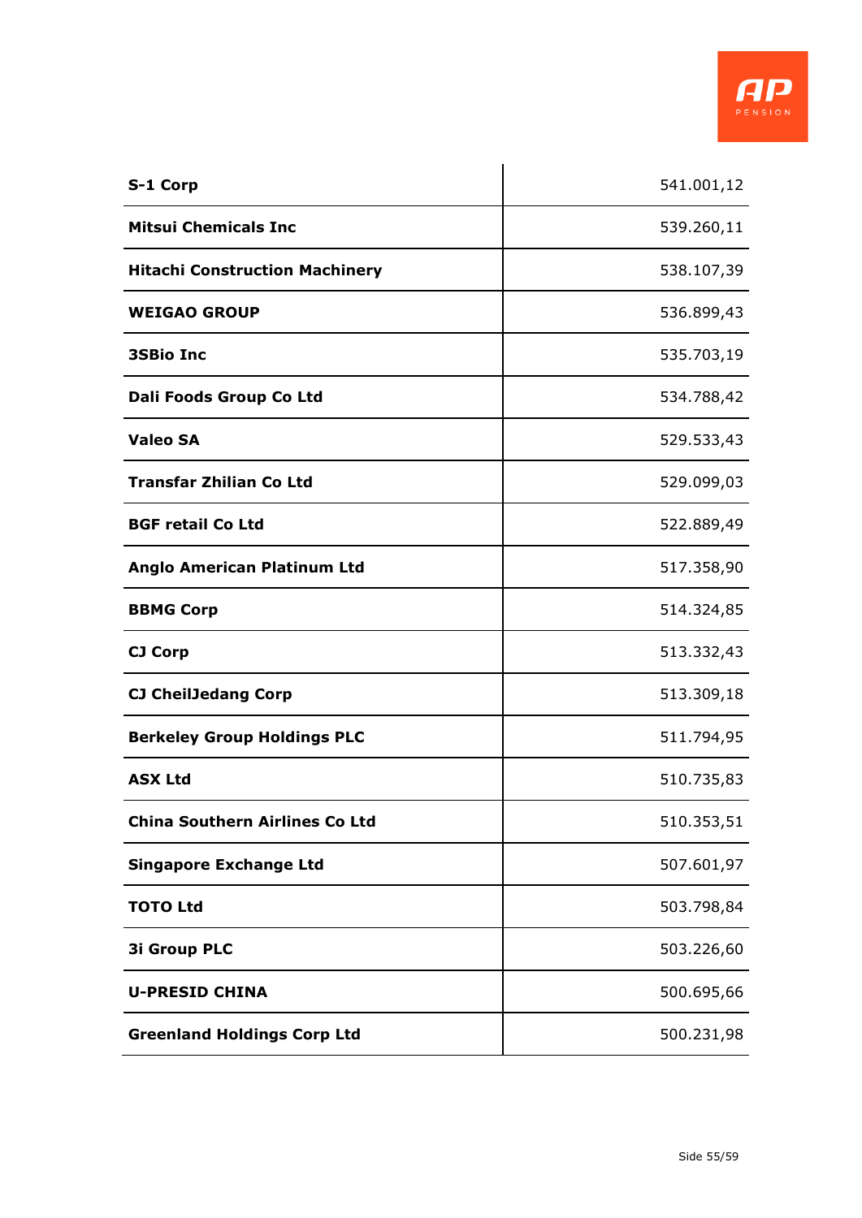| | |
|---|---|
| **S-1 Corp** | 541.001,12 |
| **Mitsui Chemicals Inc** | 539.260,11 |
| **Hitachi Construction Machinery** | 538.107,39 |
| **WEIGAO GROUP** | 536.899,43 |
| **3SBio Inc** | 535.703,19 |
| **Dali Foods Group Co Ltd** | 534.788,42 |
| **Valeo SA** | 529.533,43 |
| **Transfar Zhilian Co Ltd** | 529.099,03 |
| **BGF retail Co Ltd** | 522.889,49 |
| **Anglo American Platinum Ltd** | 517.358,90 |
| **BBMG Corp** | 514.324,85 |
| **CJ Corp** | 513.332,43 |
| **CJ CheilJedang Corp** | 513.309,18 |
| **Berkeley Group Holdings PLC** | 511.794,95 |
| **ASX Ltd** | 510.735,83 |
| **China Southern Airlines Co Ltd** | 510.353,51 |
| **Singapore Exchange Ltd** | 507.601,97 |
| **TOTO Ltd** | 503.798,84 |
| **3i Group PLC** | 503.226,60 |
| **U-PRESID CHINA** | 500.695,66 |
| **Greenland Holdings Corp Ltd** | 500.231,98 |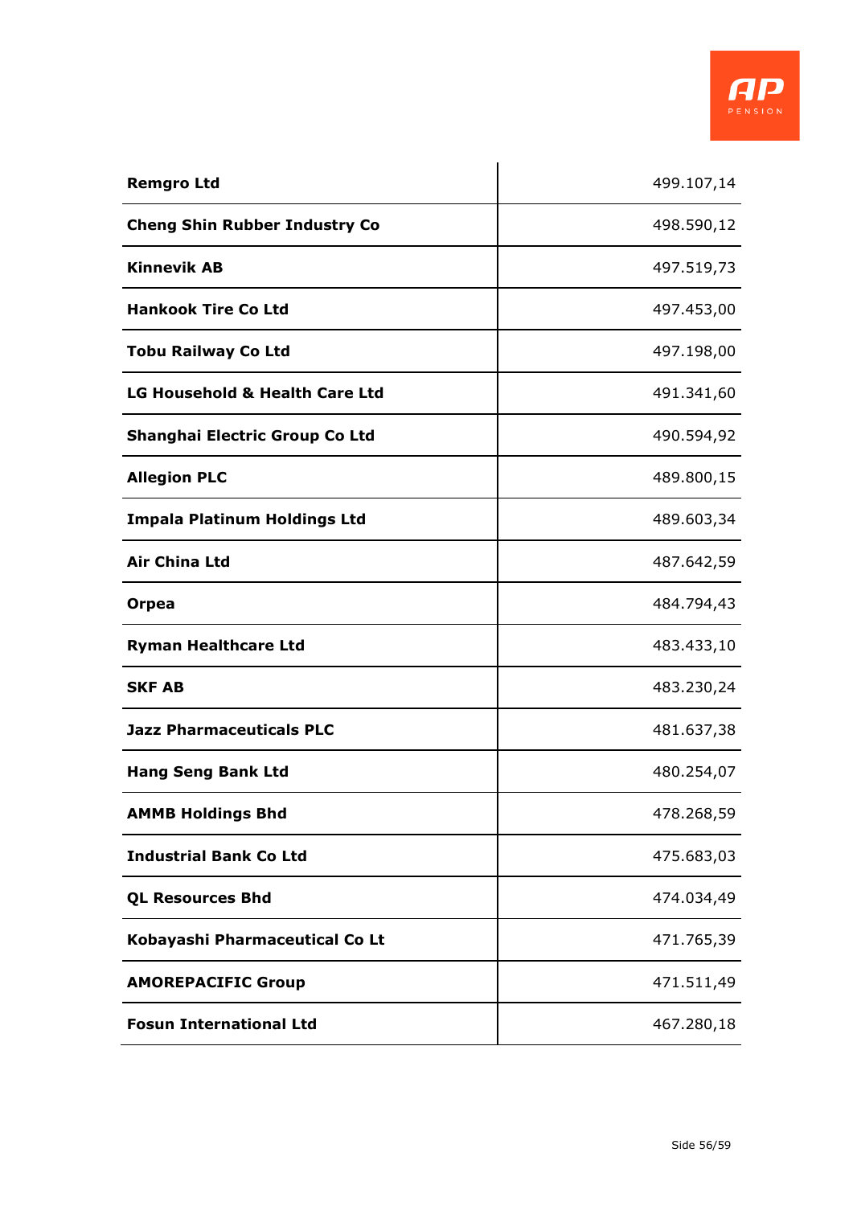| | |
|---|---|
| **Remgro Ltd** | 499.107,14 |
| **Cheng Shin Rubber Industry Co** | 498.590,12 |
| **Kinnevik AB** | 497.519,73 |
| **Hankook Tire Co Ltd** | 497.453,00 |
| **Tobu Railway Co Ltd** | 497.198,00 |
| **LG Household & Health Care Ltd** | 491.341,60 |
| **Shanghai Electric Group Co Ltd** | 490.594,92 |
| **Allegion PLC** | 489.800,15 |
| **Impala Platinum Holdings Ltd** | 489.603,34 |
| **Air China Ltd** | 487.642,59 |
| **Orpea** | 484.794,43 |
| **Ryman Healthcare Ltd** | 483.433,10 |
| **SKF AB** | 483.230,24 |
| **Jazz Pharmaceuticals PLC** | 481.637,38 |
| **Hang Seng Bank Ltd** | 480.254,07 |
| **AMMB Holdings Bhd** | 478.268,59 |
| **Industrial Bank Co Ltd** | 475.683,03 |
| **QL Resources Bhd** | 474.034,49 |
| **Kobayashi Pharmaceutical Co Lt** | 471.765,39 |
| **AMOREPACIFIC Group** | 471.511,49 |
| **Fosun International Ltd** | 467.280,18 |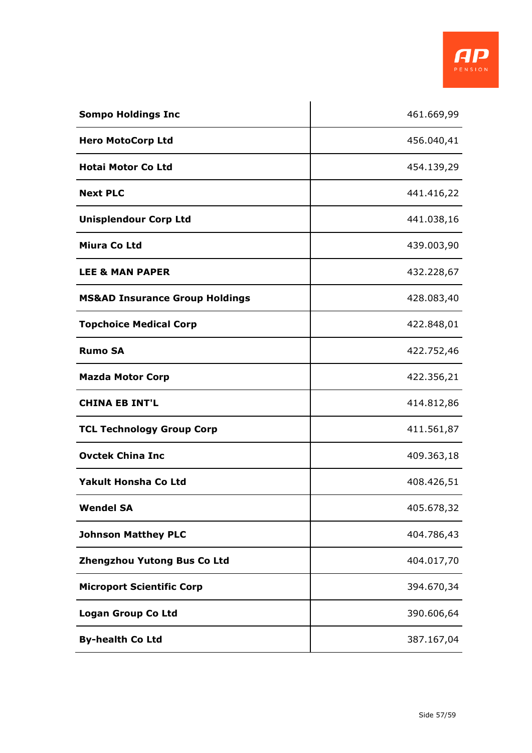| | |
|---|---|
| **Sompo Holdings Inc** | 461.669,99 |
| **Hero MotoCorp Ltd** | 456.040,41 |
| **Hotai Motor Co Ltd** | 454.139,29 |
| **Next PLC** | 441.416,22 |
| **Unisplendour Corp Ltd** | 441.038,16 |
| **Miura Co Ltd** | 439.003,90 |
| **LEE & MAN PAPER** | 432.228,67 |
| **MS&AD Insurance Group Holdings** | 428.083,40 |
| **Topchoice Medical Corp** | 422.848,01 |
| **Rumo SA** | 422.752,46 |
| **Mazda Motor Corp** | 422.356,21 |
| **CHINA EB INT'L** | 414.812,86 |
| **TCL Technology Group Corp** | 411.561,87 |
| **Ovctek China Inc** | 409.363,18 |
| **Yakult Honsha Co Ltd** | 408.426,51 |
| **Wendel SA** | 405.678,32 |
| **Johnson Matthey PLC** | 404.786,43 |
| **Zhengzhou Yutong Bus Co Ltd** | 404.017,70 |
| **Microport Scientific Corp** | 394.670,34 |
| **Logan Group Co Ltd** | 390.606,64 |
| **By-health Co Ltd** | 387.167,04 |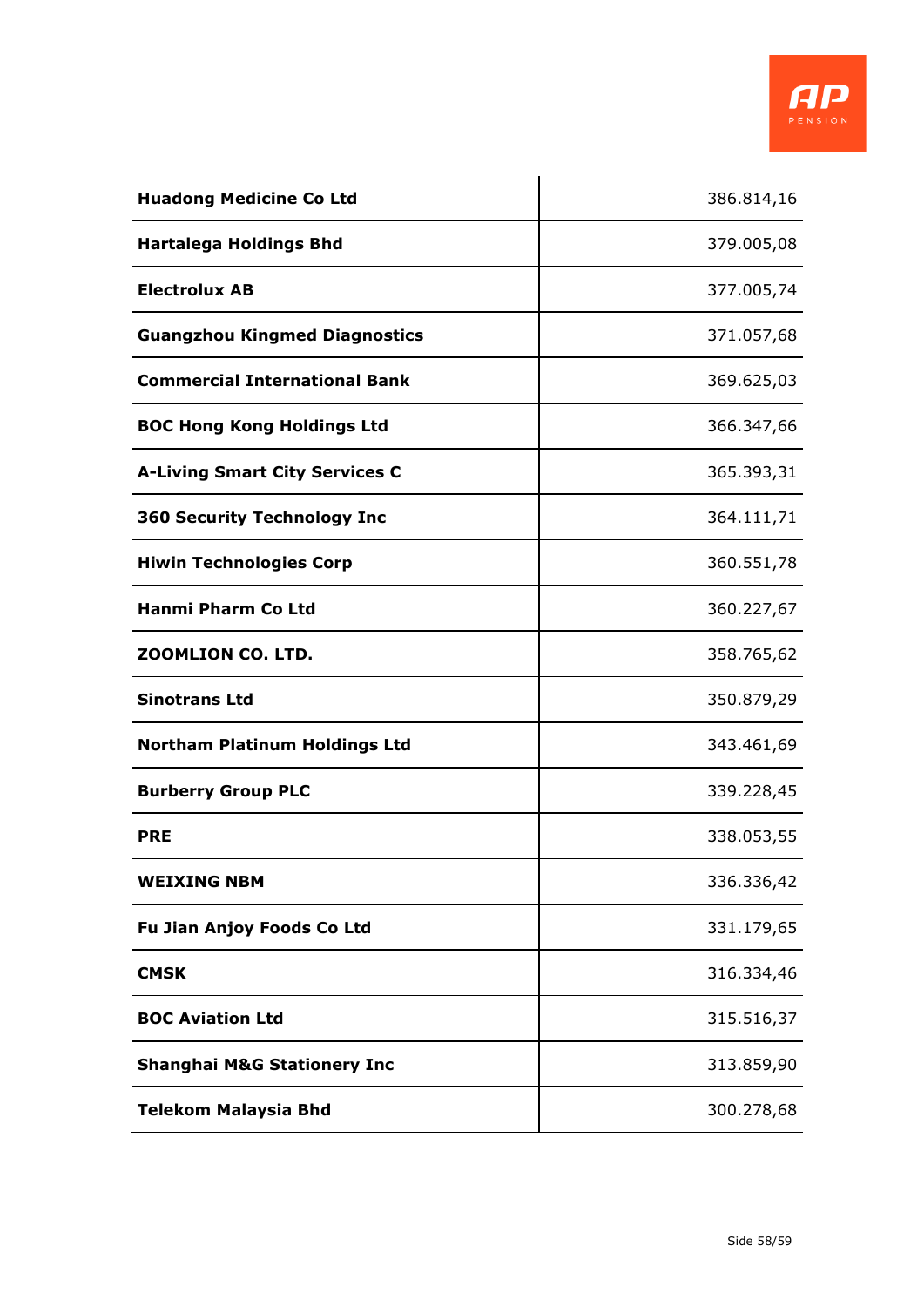| | |
|---|---|
| **Huadong Medicine Co Ltd** | 386.814,16 |
| **Hartalega Holdings Bhd** | 379.005,08 |
| **Electrolux AB** | 377.005,74 |
| **Guangzhou Kingmed Diagnostics** | 371.057,68 |
| **Commercial International Bank** | 369.625,03 |
| **BOC Hong Kong Holdings Ltd** | 366.347,66 |
| **A-Living Smart City Services C** | 365.393,31 |
| **360 Security Technology Inc** | 364.111,71 |
| **Hiwin Technologies Corp** | 360.551,78 |
| **Hanmi Pharm Co Ltd** | 360.227,67 |
| **ZOOMLION CO. LTD.** | 358.765,62 |
| **Sinotrans Ltd** | 350.879,29 |
| **Northam Platinum Holdings Ltd** | 343.461,69 |
| **Burberry Group PLC** | 339.228,45 |
| **PRE** | 338.053,55 |
| **WEIXING NBM** | 336.336,42 |
| **Fu Jian Anjoy Foods Co Ltd** | 331.179,65 |
| **CMSK** | 316.334,46 |
| **BOC Aviation Ltd** | 315.516,37 |
| **Shanghai M&G Stationery Inc** | 313.859,90 |
| **Telekom Malaysia Bhd** | 300.278,68 |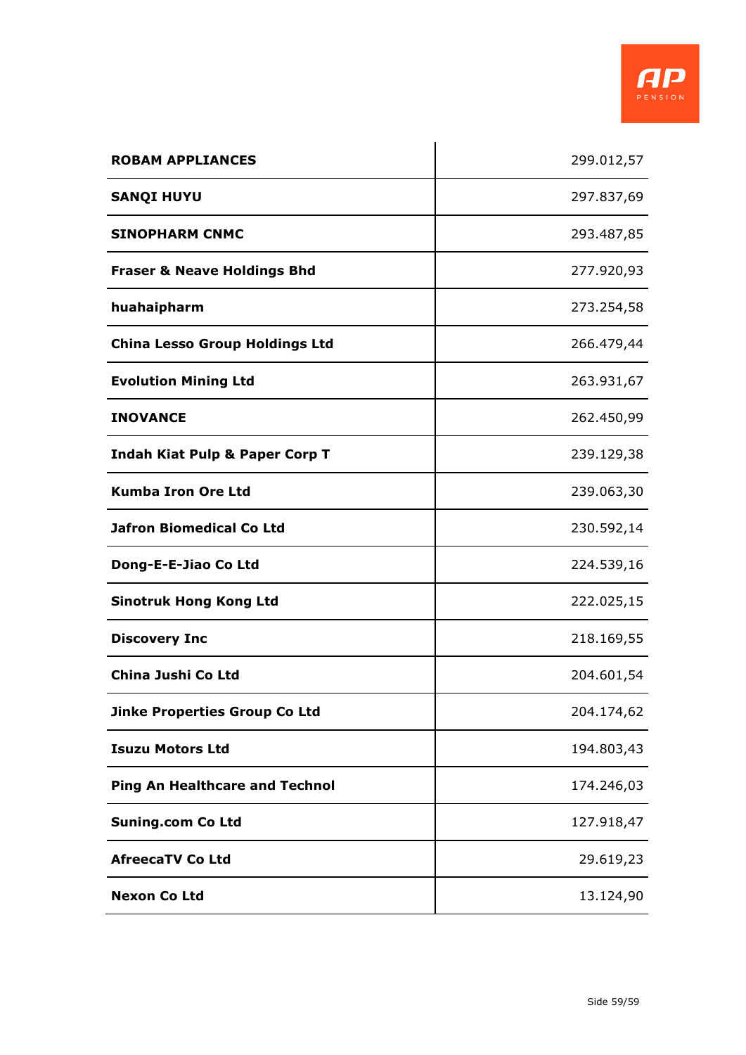| | |
|---|---|
| **ROBAM APPLIANCES** | 299.012,57 |
| **SANQI HUYU** | 297.837,69 |
| **SINOPHARM CNMC** | 293.487,85 |
| **Fraser & Neave Holdings Bhd** | 277.920,93 |
| **huahaipharm** | 273.254,58 |
| **China Lesso Group Holdings Ltd** | 266.479,44 |
| **Evolution Mining Ltd** | 263.931,67 |
| **INOVANCE** | 262.450,99 |
| **Indah Kiat Pulp & Paper Corp T** | 239.129,38 |
| **Kumba Iron Ore Ltd** | 239.063,30 |
| **Jafron Biomedical Co Ltd** | 230.592,14 |
| **Dong-E-E-Jiao Co Ltd** | 224.539,16 |
| **Sinotruk Hong Kong Ltd** | 222.025,15 |
| **Discovery Inc** | 218.169,55 |
| **China Jushi Co Ltd** | 204.601,54 |
| **Jinke Properties Group Co Ltd** | 204.174,62 |
| **Isuzu Motors Ltd** | 194.803,43 |
| **Ping An Healthcare and Technol** | 174.246,03 |
| **Suning.com Co Ltd** | 127.918,47 |
| **AfreecaTV Co Ltd** | 29.619,23 |
| **Nexon Co Ltd** | 13.124,90 |